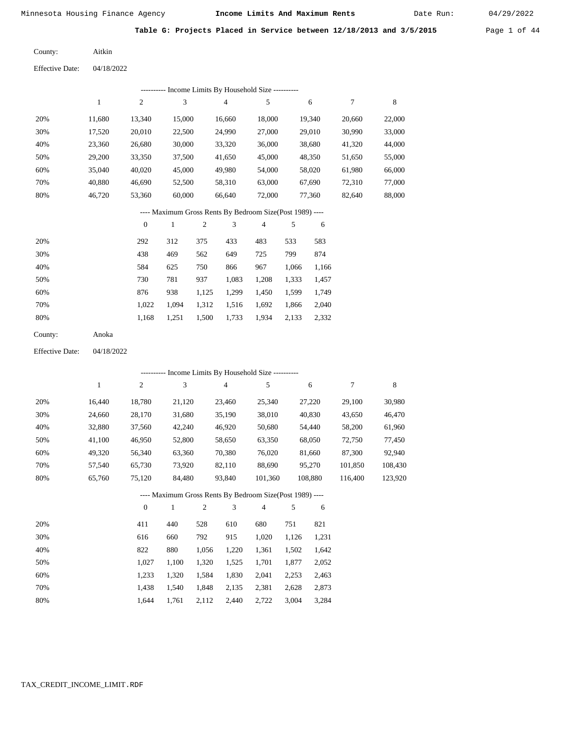Minnesota Housing Finance Agency **Income Limits And Maximum Rents** Date Run: 04/29/2022

**Table G: Projects Placed in Service between 12/18/2013 and 3/5/2015**

County: Aitkin

Effective Date: 04/18/2022

---------- Income Limits By Household Size ----------

| | 1 | 2 | 3 | 4 | 5 | 6 | 7 | 8 |
|---|---|---|---|---|---|---|---|---|
| 20% | 11,680 | 13,340 | 15,000 | 16,660 | 18,000 | 19,340 | 20,660 | 22,000 |
| 30% | 17,520 | 20,010 | 22,500 | 24,990 | 27,000 | 29,010 | 30,990 | 33,000 |
| 40% | 23,360 | 26,680 | 30,000 | 33,320 | 36,000 | 38,680 | 41,320 | 44,000 |
| 50% | 29,200 | 33,350 | 37,500 | 41,650 | 45,000 | 48,350 | 51,650 | 55,000 |
| 60% | 35,040 | 40,020 | 45,000 | 49,980 | 54,000 | 58,020 | 61,980 | 66,000 |
| 70% | 40,880 | 46,690 | 52,500 | 58,310 | 63,000 | 67,690 | 72,310 | 77,000 |
| 80% | 46,720 | 53,360 | 60,000 | 66,640 | 72,000 | 77,360 | 82,640 | 88,000 |

---- Maximum Gross Rents By Bedroom Size(Post 1989) ----

| | 0 | 1 | 2 | 3 | 4 | 5 | 6 |
|---|---|---|---|---|---|---|---|
| 20% | 292 | 312 | 375 | 433 | 483 | 533 | 583 |
| 30% | 438 | 469 | 562 | 649 | 725 | 799 | 874 |
| 40% | 584 | 625 | 750 | 866 | 967 | 1,066 | 1,166 |
| 50% | 730 | 781 | 937 | 1,083 | 1,208 | 1,333 | 1,457 |
| 60% | 876 | 938 | 1,125 | 1,299 | 1,450 | 1,599 | 1,749 |
| 70% | 1,022 | 1,094 | 1,312 | 1,516 | 1,692 | 1,866 | 2,040 |
| 80% | 1,168 | 1,251 | 1,500 | 1,733 | 1,934 | 2,133 | 2,332 |

County: Anoka

Effective Date: 04/18/2022

---------- Income Limits By Household Size ----------

| | 1 | 2 | 3 | 4 | 5 | 6 | 7 | 8 |
|---|---|---|---|---|---|---|---|---|
| 20% | 16,440 | 18,780 | 21,120 | 23,460 | 25,340 | 27,220 | 29,100 | 30,980 |
| 30% | 24,660 | 28,170 | 31,680 | 35,190 | 38,010 | 40,830 | 43,650 | 46,470 |
| 40% | 32,880 | 37,560 | 42,240 | 46,920 | 50,680 | 54,440 | 58,200 | 61,960 |
| 50% | 41,100 | 46,950 | 52,800 | 58,650 | 63,350 | 68,050 | 72,750 | 77,450 |
| 60% | 49,320 | 56,340 | 63,360 | 70,380 | 76,020 | 81,660 | 87,300 | 92,940 |
| 70% | 57,540 | 65,730 | 73,920 | 82,110 | 88,690 | 95,270 | 101,850 | 108,430 |
| 80% | 65,760 | 75,120 | 84,480 | 93,840 | 101,360 | 108,880 | 116,400 | 123,920 |

---- Maximum Gross Rents By Bedroom Size(Post 1989) ----

| | 0 | 1 | 2 | 3 | 4 | 5 | 6 |
|---|---|---|---|---|---|---|---|
| 20% | 411 | 440 | 528 | 610 | 680 | 751 | 821 |
| 30% | 616 | 660 | 792 | 915 | 1,020 | 1,126 | 1,231 |
| 40% | 822 | 880 | 1,056 | 1,220 | 1,361 | 1,502 | 1,642 |
| 50% | 1,027 | 1,100 | 1,320 | 1,525 | 1,701 | 1,877 | 2,052 |
| 60% | 1,233 | 1,320 | 1,584 | 1,830 | 2,041 | 2,253 | 2,463 |
| 70% | 1,438 | 1,540 | 1,848 | 2,135 | 2,381 | 2,628 | 2,873 |
| 80% | 1,644 | 1,761 | 2,112 | 2,440 | 2,722 | 3,004 | 3,284 |

TAX_CREDIT_INCOME_LIMIT.RDF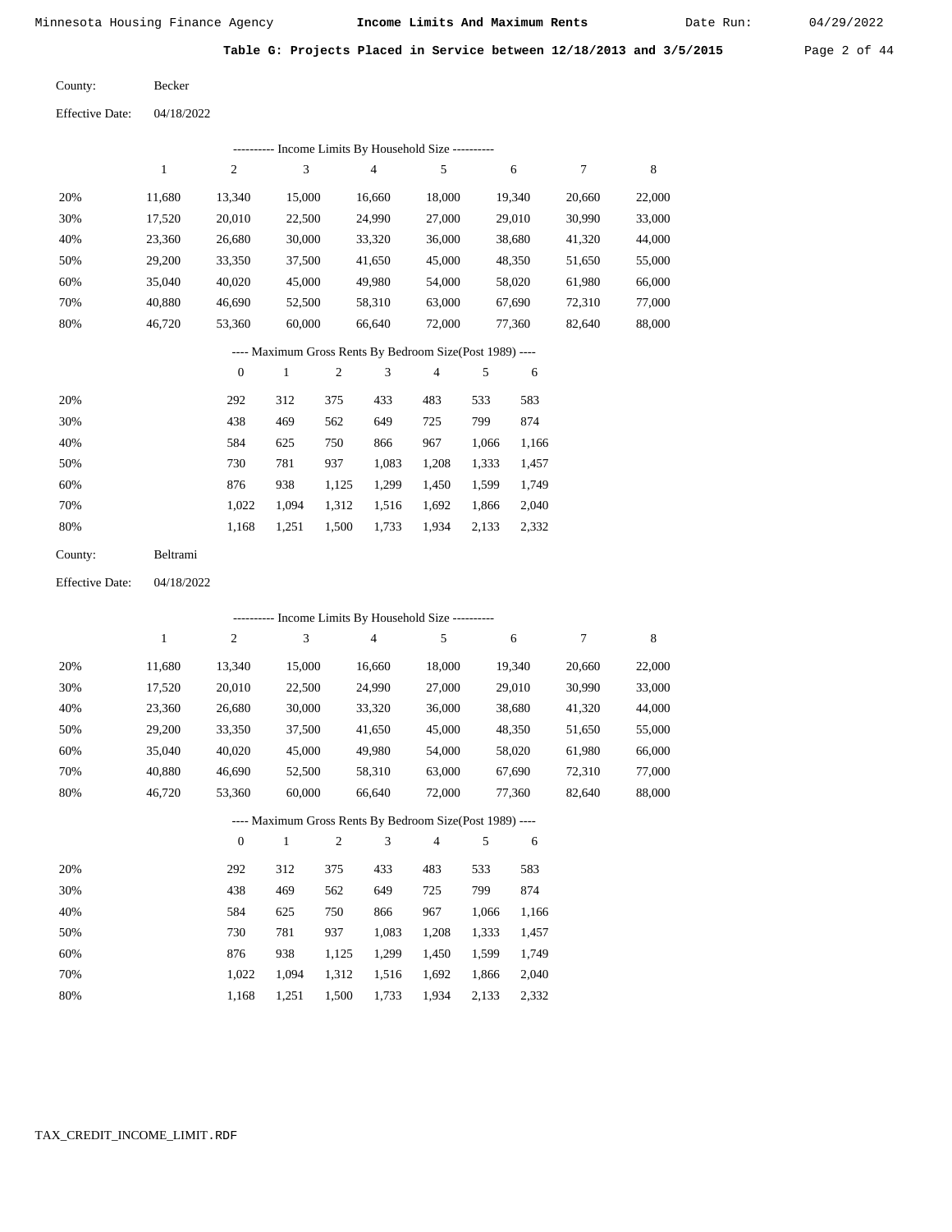**Table G: Projects Placed in Service between 12/18/2013 and 3/5/2015**

County: Becker

Effective Date: 04/18/2022

---------- Income Limits By Household Size ----------

| | 1 | 2 | 3 | 4 | 5 | 6 | 7 | 8 |
|---|---|---|---|---|---|---|---|---|
| 20% | 11,680 | 13,340 | 15,000 | 16,660 | 18,000 | 19,340 | 20,660 | 22,000 |
| 30% | 17,520 | 20,010 | 22,500 | 24,990 | 27,000 | 29,010 | 30,990 | 33,000 |
| 40% | 23,360 | 26,680 | 30,000 | 33,320 | 36,000 | 38,680 | 41,320 | 44,000 |
| 50% | 29,200 | 33,350 | 37,500 | 41,650 | 45,000 | 48,350 | 51,650 | 55,000 |
| 60% | 35,040 | 40,020 | 45,000 | 49,980 | 54,000 | 58,020 | 61,980 | 66,000 |
| 70% | 40,880 | 46,690 | 52,500 | 58,310 | 63,000 | 67,690 | 72,310 | 77,000 |
| 80% | 46,720 | 53,360 | 60,000 | 66,640 | 72,000 | 77,360 | 82,640 | 88,000 |

---- Maximum Gross Rents By Bedroom Size(Post 1989) ----

| | 0 | 1 | 2 | 3 | 4 | 5 | 6 |
|---|---|---|---|---|---|---|---|
| 20% | 292 | 312 | 375 | 433 | 483 | 533 | 583 |
| 30% | 438 | 469 | 562 | 649 | 725 | 799 | 874 |
| 40% | 584 | 625 | 750 | 866 | 967 | 1,066 | 1,166 |
| 50% | 730 | 781 | 937 | 1,083 | 1,208 | 1,333 | 1,457 |
| 60% | 876 | 938 | 1,125 | 1,299 | 1,450 | 1,599 | 1,749 |
| 70% | 1,022 | 1,094 | 1,312 | 1,516 | 1,692 | 1,866 | 2,040 |
| 80% | 1,168 | 1,251 | 1,500 | 1,733 | 1,934 | 2,133 | 2,332 |

County: Beltrami

Effective Date: 04/18/2022

---------- Income Limits By Household Size ----------

| | 1 | 2 | 3 | 4 | 5 | 6 | 7 | 8 |
|---|---|---|---|---|---|---|---|---|
| 20% | 11,680 | 13,340 | 15,000 | 16,660 | 18,000 | 19,340 | 20,660 | 22,000 |
| 30% | 17,520 | 20,010 | 22,500 | 24,990 | 27,000 | 29,010 | 30,990 | 33,000 |
| 40% | 23,360 | 26,680 | 30,000 | 33,320 | 36,000 | 38,680 | 41,320 | 44,000 |
| 50% | 29,200 | 33,350 | 37,500 | 41,650 | 45,000 | 48,350 | 51,650 | 55,000 |
| 60% | 35,040 | 40,020 | 45,000 | 49,980 | 54,000 | 58,020 | 61,980 | 66,000 |
| 70% | 40,880 | 46,690 | 52,500 | 58,310 | 63,000 | 67,690 | 72,310 | 77,000 |
| 80% | 46,720 | 53,360 | 60,000 | 66,640 | 72,000 | 77,360 | 82,640 | 88,000 |

---- Maximum Gross Rents By Bedroom Size(Post 1989) ----

| | 0 | 1 | 2 | 3 | 4 | 5 | 6 |
|---|---|---|---|---|---|---|---|
| 20% | 292 | 312 | 375 | 433 | 483 | 533 | 583 |
| 30% | 438 | 469 | 562 | 649 | 725 | 799 | 874 |
| 40% | 584 | 625 | 750 | 866 | 967 | 1,066 | 1,166 |
| 50% | 730 | 781 | 937 | 1,083 | 1,208 | 1,333 | 1,457 |
| 60% | 876 | 938 | 1,125 | 1,299 | 1,450 | 1,599 | 1,749 |
| 70% | 1,022 | 1,094 | 1,312 | 1,516 | 1,692 | 1,866 | 2,040 |
| 80% | 1,168 | 1,251 | 1,500 | 1,733 | 1,934 | 2,133 | 2,332 |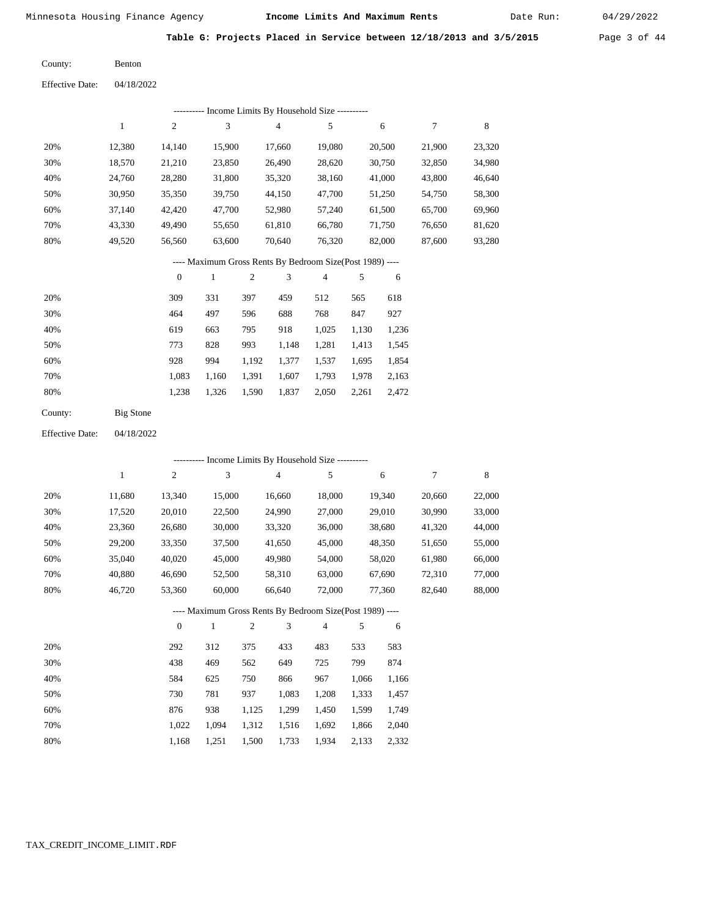**Table G: Projects Placed in Service between 12/18/2013 and 3/5/2015**

County: Benton

Effective Date: 04/18/2022

---------- Income Limits By Household Size ----------

| | 1 | 2 | 3 | 4 | 5 | 6 | 7 | 8 |
|---|---|---|---|---|---|---|---|---|
| 20% | 12,380 | 14,140 | 15,900 | 17,660 | 19,080 | 20,500 | 21,900 | 23,320 |
| 30% | 18,570 | 21,210 | 23,850 | 26,490 | 28,620 | 30,750 | 32,850 | 34,980 |
| 40% | 24,760 | 28,280 | 31,800 | 35,320 | 38,160 | 41,000 | 43,800 | 46,640 |
| 50% | 30,950 | 35,350 | 39,750 | 44,150 | 47,700 | 51,250 | 54,750 | 58,300 |
| 60% | 37,140 | 42,420 | 47,700 | 52,980 | 57,240 | 61,500 | 65,700 | 69,960 |
| 70% | 43,330 | 49,490 | 55,650 | 61,810 | 66,780 | 71,750 | 76,650 | 81,620 |
| 80% | 49,520 | 56,560 | 63,600 | 70,640 | 76,320 | 82,000 | 87,600 | 93,280 |

---- Maximum Gross Rents By Bedroom Size(Post 1989) ----

| | 0 | 1 | 2 | 3 | 4 | 5 | 6 |
|---|---|---|---|---|---|---|---|
| 20% | 309 | 331 | 397 | 459 | 512 | 565 | 618 |
| 30% | 464 | 497 | 596 | 688 | 768 | 847 | 927 |
| 40% | 619 | 663 | 795 | 918 | 1,025 | 1,130 | 1,236 |
| 50% | 773 | 828 | 993 | 1,148 | 1,281 | 1,413 | 1,545 |
| 60% | 928 | 994 | 1,192 | 1,377 | 1,537 | 1,695 | 1,854 |
| 70% | 1,083 | 1,160 | 1,391 | 1,607 | 1,793 | 1,978 | 2,163 |
| 80% | 1,238 | 1,326 | 1,590 | 1,837 | 2,050 | 2,261 | 2,472 |

County: Big Stone

Effective Date: 04/18/2022

---------- Income Limits By Household Size ----------

| | 1 | 2 | 3 | 4 | 5 | 6 | 7 | 8 |
|---|---|---|---|---|---|---|---|---|
| 20% | 11,680 | 13,340 | 15,000 | 16,660 | 18,000 | 19,340 | 20,660 | 22,000 |
| 30% | 17,520 | 20,010 | 22,500 | 24,990 | 27,000 | 29,010 | 30,990 | 33,000 |
| 40% | 23,360 | 26,680 | 30,000 | 33,320 | 36,000 | 38,680 | 41,320 | 44,000 |
| 50% | 29,200 | 33,350 | 37,500 | 41,650 | 45,000 | 48,350 | 51,650 | 55,000 |
| 60% | 35,040 | 40,020 | 45,000 | 49,980 | 54,000 | 58,020 | 61,980 | 66,000 |
| 70% | 40,880 | 46,690 | 52,500 | 58,310 | 63,000 | 67,690 | 72,310 | 77,000 |
| 80% | 46,720 | 53,360 | 60,000 | 66,640 | 72,000 | 77,360 | 82,640 | 88,000 |

---- Maximum Gross Rents By Bedroom Size(Post 1989) ----

| | 0 | 1 | 2 | 3 | 4 | 5 | 6 |
|---|---|---|---|---|---|---|---|
| 20% | 292 | 312 | 375 | 433 | 483 | 533 | 583 |
| 30% | 438 | 469 | 562 | 649 | 725 | 799 | 874 |
| 40% | 584 | 625 | 750 | 866 | 967 | 1,066 | 1,166 |
| 50% | 730 | 781 | 937 | 1,083 | 1,208 | 1,333 | 1,457 |
| 60% | 876 | 938 | 1,125 | 1,299 | 1,450 | 1,599 | 1,749 |
| 70% | 1,022 | 1,094 | 1,312 | 1,516 | 1,692 | 1,866 | 2,040 |
| 80% | 1,168 | 1,251 | 1,500 | 1,733 | 1,934 | 2,133 | 2,332 |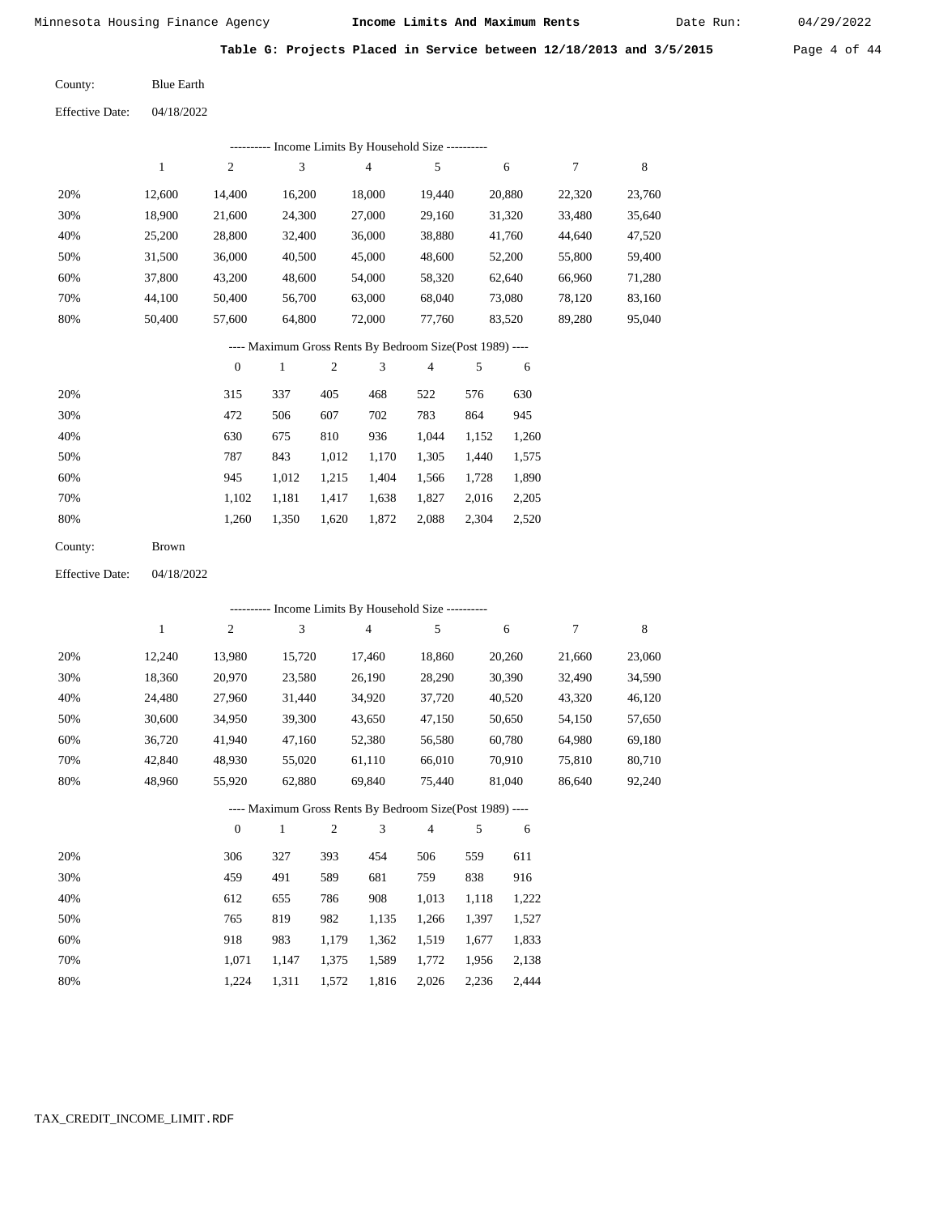Minnesota Housing Finance Agency — **Income Limits And Maximum Rents** — Date Run: 04/29/2022

**Table G: Projects Placed in Service between 12/18/2013 and 3/5/2015**

County: Blue Earth

Effective Date: 04/18/2022

---------- Income Limits By Household Size ----------

| | 1 | 2 | 3 | 4 | 5 | 6 | 7 | 8 |
|---|---|---|---|---|---|---|---|---|
| 20% | 12,600 | 14,400 | 16,200 | 18,000 | 19,440 | 20,880 | 22,320 | 23,760 |
| 30% | 18,900 | 21,600 | 24,300 | 27,000 | 29,160 | 31,320 | 33,480 | 35,640 |
| 40% | 25,200 | 28,800 | 32,400 | 36,000 | 38,880 | 41,760 | 44,640 | 47,520 |
| 50% | 31,500 | 36,000 | 40,500 | 45,000 | 48,600 | 52,200 | 55,800 | 59,400 |
| 60% | 37,800 | 43,200 | 48,600 | 54,000 | 58,320 | 62,640 | 66,960 | 71,280 |
| 70% | 44,100 | 50,400 | 56,700 | 63,000 | 68,040 | 73,080 | 78,120 | 83,160 |
| 80% | 50,400 | 57,600 | 64,800 | 72,000 | 77,760 | 83,520 | 89,280 | 95,040 |

---- Maximum Gross Rents By Bedroom Size(Post 1989) ----

| | 0 | 1 | 2 | 3 | 4 | 5 | 6 |
|---|---|---|---|---|---|---|---|
| 20% | 315 | 337 | 405 | 468 | 522 | 576 | 630 |
| 30% | 472 | 506 | 607 | 702 | 783 | 864 | 945 |
| 40% | 630 | 675 | 810 | 936 | 1,044 | 1,152 | 1,260 |
| 50% | 787 | 843 | 1,012 | 1,170 | 1,305 | 1,440 | 1,575 |
| 60% | 945 | 1,012 | 1,215 | 1,404 | 1,566 | 1,728 | 1,890 |
| 70% | 1,102 | 1,181 | 1,417 | 1,638 | 1,827 | 2,016 | 2,205 |
| 80% | 1,260 | 1,350 | 1,620 | 1,872 | 2,088 | 2,304 | 2,520 |

County: Brown

Effective Date: 04/18/2022

---------- Income Limits By Household Size ----------

| | 1 | 2 | 3 | 4 | 5 | 6 | 7 | 8 |
|---|---|---|---|---|---|---|---|---|
| 20% | 12,240 | 13,980 | 15,720 | 17,460 | 18,860 | 20,260 | 21,660 | 23,060 |
| 30% | 18,360 | 20,970 | 23,580 | 26,190 | 28,290 | 30,390 | 32,490 | 34,590 |
| 40% | 24,480 | 27,960 | 31,440 | 34,920 | 37,720 | 40,520 | 43,320 | 46,120 |
| 50% | 30,600 | 34,950 | 39,300 | 43,650 | 47,150 | 50,650 | 54,150 | 57,650 |
| 60% | 36,720 | 41,940 | 47,160 | 52,380 | 56,580 | 60,780 | 64,980 | 69,180 |
| 70% | 42,840 | 48,930 | 55,020 | 61,110 | 66,010 | 70,910 | 75,810 | 80,710 |
| 80% | 48,960 | 55,920 | 62,880 | 69,840 | 75,440 | 81,040 | 86,640 | 92,240 |

---- Maximum Gross Rents By Bedroom Size(Post 1989) ----

| | 0 | 1 | 2 | 3 | 4 | 5 | 6 |
|---|---|---|---|---|---|---|---|
| 20% | 306 | 327 | 393 | 454 | 506 | 559 | 611 |
| 30% | 459 | 491 | 589 | 681 | 759 | 838 | 916 |
| 40% | 612 | 655 | 786 | 908 | 1,013 | 1,118 | 1,222 |
| 50% | 765 | 819 | 982 | 1,135 | 1,266 | 1,397 | 1,527 |
| 60% | 918 | 983 | 1,179 | 1,362 | 1,519 | 1,677 | 1,833 |
| 70% | 1,071 | 1,147 | 1,375 | 1,589 | 1,772 | 1,956 | 2,138 |
| 80% | 1,224 | 1,311 | 1,572 | 1,816 | 2,026 | 2,236 | 2,444 |

TAX_CREDIT_INCOME_LIMIT.RDF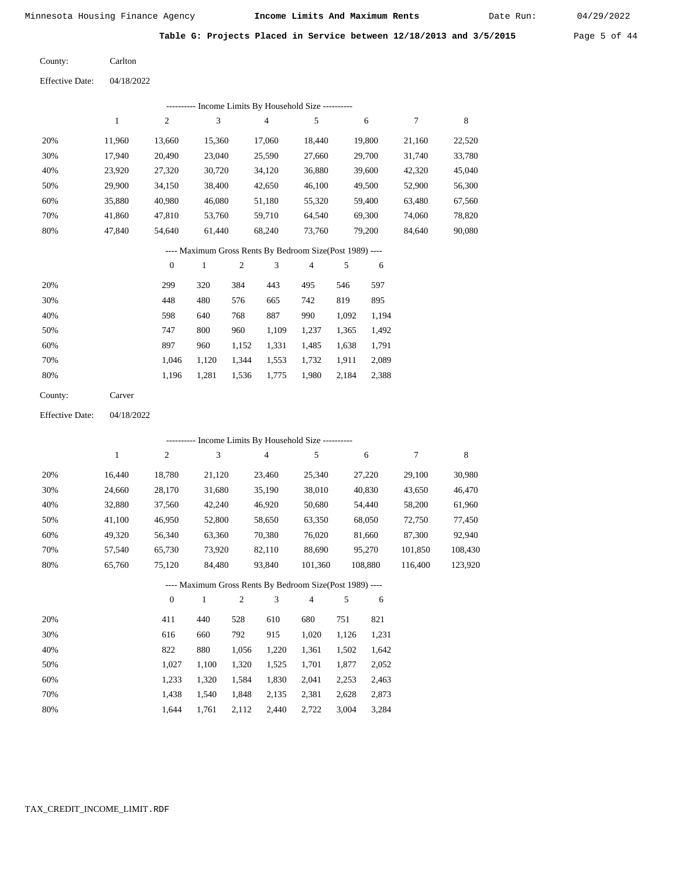Minnesota Housing Finance Agency — **Income Limits And Maximum Rents** — Date Run: 04/29/2022

**Table G: Projects Placed in Service between 12/18/2013 and 3/5/2015**

County: Carlton

Effective Date: 04/18/2022

---------- Income Limits By Household Size ----------

| | 1 | 2 | 3 | 4 | 5 | 6 | 7 | 8 |
|---|---|---|---|---|---|---|---|---|
| 20% | 11,960 | 13,660 | 15,360 | 17,060 | 18,440 | 19,800 | 21,160 | 22,520 |
| 30% | 17,940 | 20,490 | 23,040 | 25,590 | 27,660 | 29,700 | 31,740 | 33,780 |
| 40% | 23,920 | 27,320 | 30,720 | 34,120 | 36,880 | 39,600 | 42,320 | 45,040 |
| 50% | 29,900 | 34,150 | 38,400 | 42,650 | 46,100 | 49,500 | 52,900 | 56,300 |
| 60% | 35,880 | 40,980 | 46,080 | 51,180 | 55,320 | 59,400 | 63,480 | 67,560 |
| 70% | 41,860 | 47,810 | 53,760 | 59,710 | 64,540 | 69,300 | 74,060 | 78,820 |
| 80% | 47,840 | 54,640 | 61,440 | 68,240 | 73,760 | 79,200 | 84,640 | 90,080 |

---- Maximum Gross Rents By Bedroom Size(Post 1989) ----

| | 0 | 1 | 2 | 3 | 4 | 5 | 6 |
|---|---|---|---|---|---|---|---|
| 20% | 299 | 320 | 384 | 443 | 495 | 546 | 597 |
| 30% | 448 | 480 | 576 | 665 | 742 | 819 | 895 |
| 40% | 598 | 640 | 768 | 887 | 990 | 1,092 | 1,194 |
| 50% | 747 | 800 | 960 | 1,109 | 1,237 | 1,365 | 1,492 |
| 60% | 897 | 960 | 1,152 | 1,331 | 1,485 | 1,638 | 1,791 |
| 70% | 1,046 | 1,120 | 1,344 | 1,553 | 1,732 | 1,911 | 2,089 |
| 80% | 1,196 | 1,281 | 1,536 | 1,775 | 1,980 | 2,184 | 2,388 |

County: Carver

Effective Date: 04/18/2022

---------- Income Limits By Household Size ----------

| | 1 | 2 | 3 | 4 | 5 | 6 | 7 | 8 |
|---|---|---|---|---|---|---|---|---|
| 20% | 16,440 | 18,780 | 21,120 | 23,460 | 25,340 | 27,220 | 29,100 | 30,980 |
| 30% | 24,660 | 28,170 | 31,680 | 35,190 | 38,010 | 40,830 | 43,650 | 46,470 |
| 40% | 32,880 | 37,560 | 42,240 | 46,920 | 50,680 | 54,440 | 58,200 | 61,960 |
| 50% | 41,100 | 46,950 | 52,800 | 58,650 | 63,350 | 68,050 | 72,750 | 77,450 |
| 60% | 49,320 | 56,340 | 63,360 | 70,380 | 76,020 | 81,660 | 87,300 | 92,940 |
| 70% | 57,540 | 65,730 | 73,920 | 82,110 | 88,690 | 95,270 | 101,850 | 108,430 |
| 80% | 65,760 | 75,120 | 84,480 | 93,840 | 101,360 | 108,880 | 116,400 | 123,920 |

---- Maximum Gross Rents By Bedroom Size(Post 1989) ----

| | 0 | 1 | 2 | 3 | 4 | 5 | 6 |
|---|---|---|---|---|---|---|---|
| 20% | 411 | 440 | 528 | 610 | 680 | 751 | 821 |
| 30% | 616 | 660 | 792 | 915 | 1,020 | 1,126 | 1,231 |
| 40% | 822 | 880 | 1,056 | 1,220 | 1,361 | 1,502 | 1,642 |
| 50% | 1,027 | 1,100 | 1,320 | 1,525 | 1,701 | 1,877 | 2,052 |
| 60% | 1,233 | 1,320 | 1,584 | 1,830 | 2,041 | 2,253 | 2,463 |
| 70% | 1,438 | 1,540 | 1,848 | 2,135 | 2,381 | 2,628 | 2,873 |
| 80% | 1,644 | 1,761 | 2,112 | 2,440 | 2,722 | 3,004 | 3,284 |

TAX_CREDIT_INCOME_LIMIT.RDF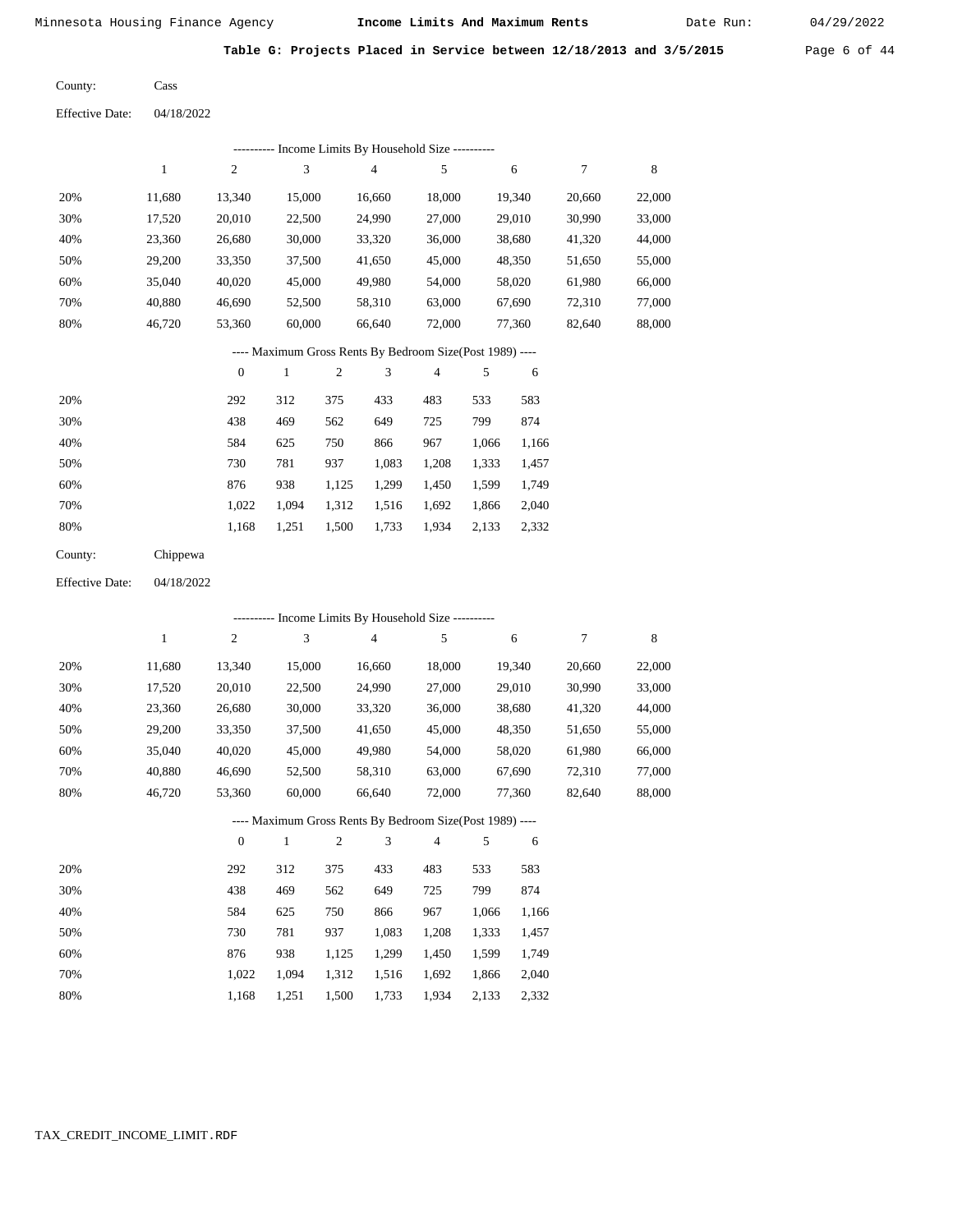## Table G: Projects Placed in Service between 12/18/2013 and 3/5/2015

County: Cass

Effective Date: 04/18/2022

---------- Income Limits By Household Size ----------

| | 1 | 2 | 3 | 4 | 5 | 6 | 7 | 8 |
|---|---|---|---|---|---|---|---|---|
| 20% | 11,680 | 13,340 | 15,000 | 16,660 | 18,000 | 19,340 | 20,660 | 22,000 |
| 30% | 17,520 | 20,010 | 22,500 | 24,990 | 27,000 | 29,010 | 30,990 | 33,000 |
| 40% | 23,360 | 26,680 | 30,000 | 33,320 | 36,000 | 38,680 | 41,320 | 44,000 |
| 50% | 29,200 | 33,350 | 37,500 | 41,650 | 45,000 | 48,350 | 51,650 | 55,000 |
| 60% | 35,040 | 40,020 | 45,000 | 49,980 | 54,000 | 58,020 | 61,980 | 66,000 |
| 70% | 40,880 | 46,690 | 52,500 | 58,310 | 63,000 | 67,690 | 72,310 | 77,000 |
| 80% | 46,720 | 53,360 | 60,000 | 66,640 | 72,000 | 77,360 | 82,640 | 88,000 |

---- Maximum Gross Rents By Bedroom Size(Post 1989) ----

| | 0 | 1 | 2 | 3 | 4 | 5 | 6 |
|---|---|---|---|---|---|---|---|
| 20% | 292 | 312 | 375 | 433 | 483 | 533 | 583 |
| 30% | 438 | 469 | 562 | 649 | 725 | 799 | 874 |
| 40% | 584 | 625 | 750 | 866 | 967 | 1,066 | 1,166 |
| 50% | 730 | 781 | 937 | 1,083 | 1,208 | 1,333 | 1,457 |
| 60% | 876 | 938 | 1,125 | 1,299 | 1,450 | 1,599 | 1,749 |
| 70% | 1,022 | 1,094 | 1,312 | 1,516 | 1,692 | 1,866 | 2,040 |
| 80% | 1,168 | 1,251 | 1,500 | 1,733 | 1,934 | 2,133 | 2,332 |

County: Chippewa

Effective Date: 04/18/2022

---------- Income Limits By Household Size ----------

| | 1 | 2 | 3 | 4 | 5 | 6 | 7 | 8 |
|---|---|---|---|---|---|---|---|---|
| 20% | 11,680 | 13,340 | 15,000 | 16,660 | 18,000 | 19,340 | 20,660 | 22,000 |
| 30% | 17,520 | 20,010 | 22,500 | 24,990 | 27,000 | 29,010 | 30,990 | 33,000 |
| 40% | 23,360 | 26,680 | 30,000 | 33,320 | 36,000 | 38,680 | 41,320 | 44,000 |
| 50% | 29,200 | 33,350 | 37,500 | 41,650 | 45,000 | 48,350 | 51,650 | 55,000 |
| 60% | 35,040 | 40,020 | 45,000 | 49,980 | 54,000 | 58,020 | 61,980 | 66,000 |
| 70% | 40,880 | 46,690 | 52,500 | 58,310 | 63,000 | 67,690 | 72,310 | 77,000 |
| 80% | 46,720 | 53,360 | 60,000 | 66,640 | 72,000 | 77,360 | 82,640 | 88,000 |

---- Maximum Gross Rents By Bedroom Size(Post 1989) ----

| | 0 | 1 | 2 | 3 | 4 | 5 | 6 |
|---|---|---|---|---|---|---|---|
| 20% | 292 | 312 | 375 | 433 | 483 | 533 | 583 |
| 30% | 438 | 469 | 562 | 649 | 725 | 799 | 874 |
| 40% | 584 | 625 | 750 | 866 | 967 | 1,066 | 1,166 |
| 50% | 730 | 781 | 937 | 1,083 | 1,208 | 1,333 | 1,457 |
| 60% | 876 | 938 | 1,125 | 1,299 | 1,450 | 1,599 | 1,749 |
| 70% | 1,022 | 1,094 | 1,312 | 1,516 | 1,692 | 1,866 | 2,040 |
| 80% | 1,168 | 1,251 | 1,500 | 1,733 | 1,934 | 2,133 | 2,332 |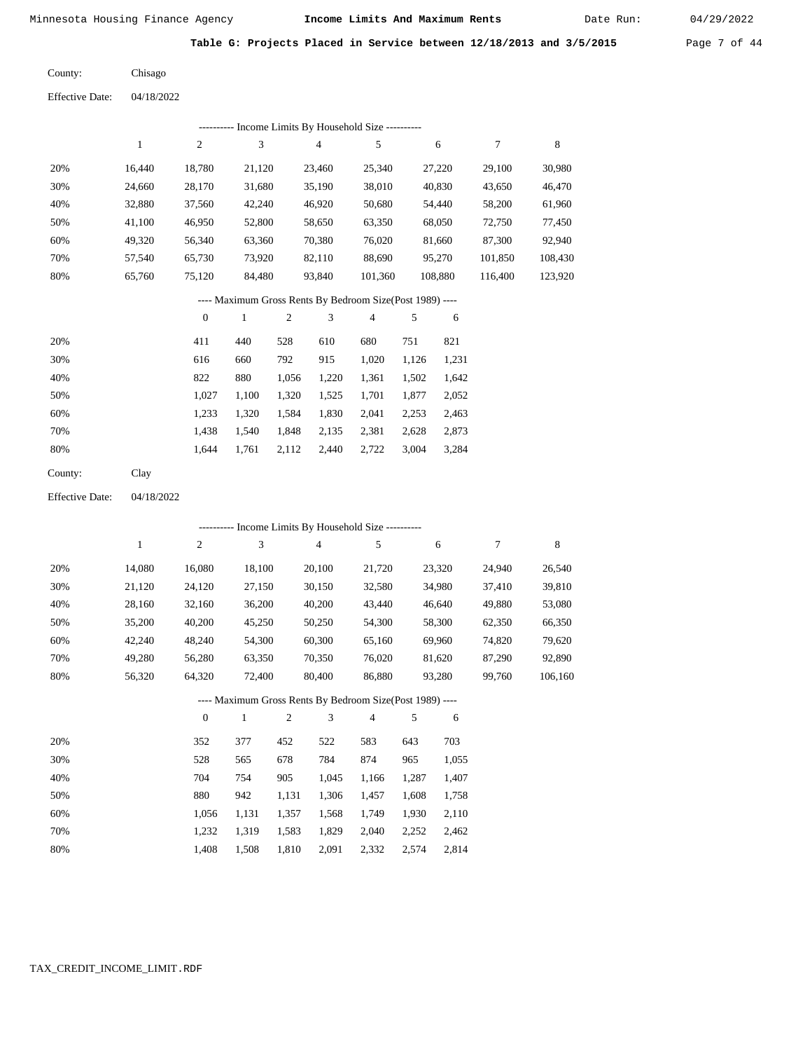Minnesota Housing Finance Agency — **Income Limits And Maximum Rents** — Date Run: 04/29/2022

**Table G: Projects Placed in Service between 12/18/2013 and 3/5/2015**

County: Chisago

Effective Date: 04/18/2022

---------- Income Limits By Household Size ----------

| | 1 | 2 | 3 | 4 | 5 | 6 | 7 | 8 |
|---|---|---|---|---|---|---|---|---|
| 20% | 16,440 | 18,780 | 21,120 | 23,460 | 25,340 | 27,220 | 29,100 | 30,980 |
| 30% | 24,660 | 28,170 | 31,680 | 35,190 | 38,010 | 40,830 | 43,650 | 46,470 |
| 40% | 32,880 | 37,560 | 42,240 | 46,920 | 50,680 | 54,440 | 58,200 | 61,960 |
| 50% | 41,100 | 46,950 | 52,800 | 58,650 | 63,350 | 68,050 | 72,750 | 77,450 |
| 60% | 49,320 | 56,340 | 63,360 | 70,380 | 76,020 | 81,660 | 87,300 | 92,940 |
| 70% | 57,540 | 65,730 | 73,920 | 82,110 | 88,690 | 95,270 | 101,850 | 108,430 |
| 80% | 65,760 | 75,120 | 84,480 | 93,840 | 101,360 | 108,880 | 116,400 | 123,920 |

---- Maximum Gross Rents By Bedroom Size(Post 1989) ----

| | 0 | 1 | 2 | 3 | 4 | 5 | 6 |
|---|---|---|---|---|---|---|---|
| 20% | 411 | 440 | 528 | 610 | 680 | 751 | 821 |
| 30% | 616 | 660 | 792 | 915 | 1,020 | 1,126 | 1,231 |
| 40% | 822 | 880 | 1,056 | 1,220 | 1,361 | 1,502 | 1,642 |
| 50% | 1,027 | 1,100 | 1,320 | 1,525 | 1,701 | 1,877 | 2,052 |
| 60% | 1,233 | 1,320 | 1,584 | 1,830 | 2,041 | 2,253 | 2,463 |
| 70% | 1,438 | 1,540 | 1,848 | 2,135 | 2,381 | 2,628 | 2,873 |
| 80% | 1,644 | 1,761 | 2,112 | 2,440 | 2,722 | 3,004 | 3,284 |

County: Clay

Effective Date: 04/18/2022

---------- Income Limits By Household Size ----------

| | 1 | 2 | 3 | 4 | 5 | 6 | 7 | 8 |
|---|---|---|---|---|---|---|---|---|
| 20% | 14,080 | 16,080 | 18,100 | 20,100 | 21,720 | 23,320 | 24,940 | 26,540 |
| 30% | 21,120 | 24,120 | 27,150 | 30,150 | 32,580 | 34,980 | 37,410 | 39,810 |
| 40% | 28,160 | 32,160 | 36,200 | 40,200 | 43,440 | 46,640 | 49,880 | 53,080 |
| 50% | 35,200 | 40,200 | 45,250 | 50,250 | 54,300 | 58,300 | 62,350 | 66,350 |
| 60% | 42,240 | 48,240 | 54,300 | 60,300 | 65,160 | 69,960 | 74,820 | 79,620 |
| 70% | 49,280 | 56,280 | 63,350 | 70,350 | 76,020 | 81,620 | 87,290 | 92,890 |
| 80% | 56,320 | 64,320 | 72,400 | 80,400 | 86,880 | 93,280 | 99,760 | 106,160 |

---- Maximum Gross Rents By Bedroom Size(Post 1989) ----

| | 0 | 1 | 2 | 3 | 4 | 5 | 6 |
|---|---|---|---|---|---|---|---|
| 20% | 352 | 377 | 452 | 522 | 583 | 643 | 703 |
| 30% | 528 | 565 | 678 | 784 | 874 | 965 | 1,055 |
| 40% | 704 | 754 | 905 | 1,045 | 1,166 | 1,287 | 1,407 |
| 50% | 880 | 942 | 1,131 | 1,306 | 1,457 | 1,608 | 1,758 |
| 60% | 1,056 | 1,131 | 1,357 | 1,568 | 1,749 | 1,930 | 2,110 |
| 70% | 1,232 | 1,319 | 1,583 | 1,829 | 2,040 | 2,252 | 2,462 |
| 80% | 1,408 | 1,508 | 1,810 | 2,091 | 2,332 | 2,574 | 2,814 |

TAX_CREDIT_INCOME_LIMIT.RDF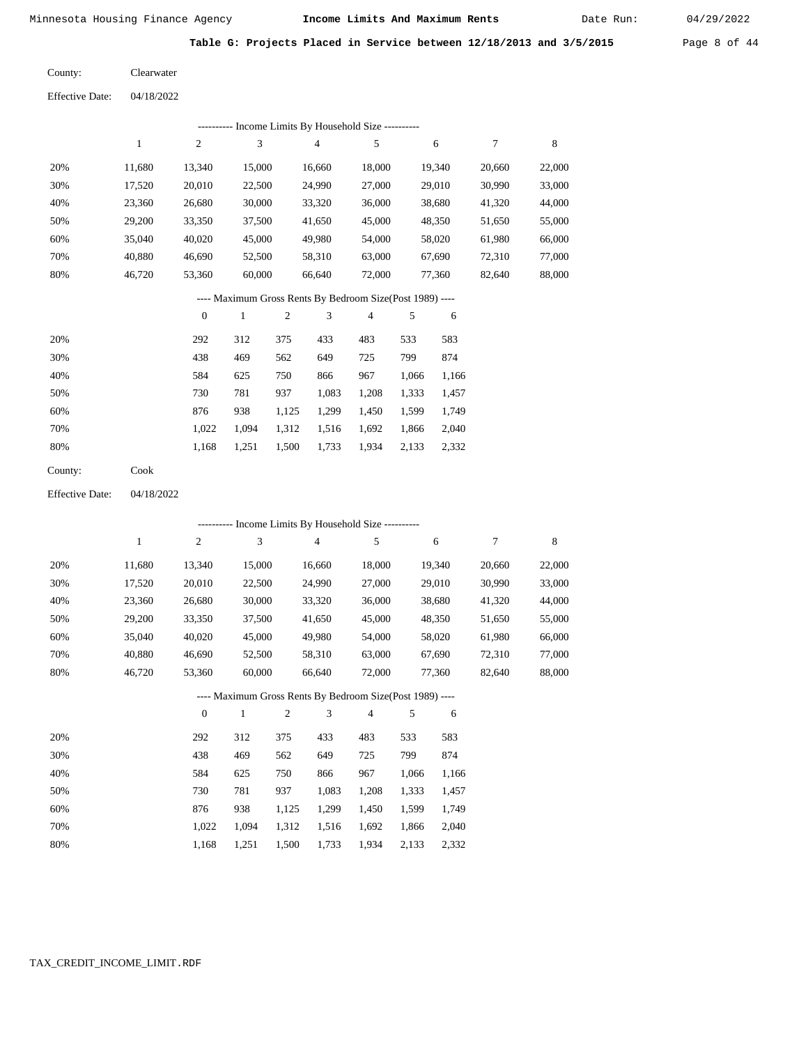**Table G: Projects Placed in Service between 12/18/2013 and 3/5/2015**

County: Clearwater

Effective Date: 04/18/2022

---------- Income Limits By Household Size ----------

| | 1 | 2 | 3 | 4 | 5 | 6 | 7 | 8 |
|---|---|---|---|---|---|---|---|---|
| 20% | 11,680 | 13,340 | 15,000 | 16,660 | 18,000 | 19,340 | 20,660 | 22,000 |
| 30% | 17,520 | 20,010 | 22,500 | 24,990 | 27,000 | 29,010 | 30,990 | 33,000 |
| 40% | 23,360 | 26,680 | 30,000 | 33,320 | 36,000 | 38,680 | 41,320 | 44,000 |
| 50% | 29,200 | 33,350 | 37,500 | 41,650 | 45,000 | 48,350 | 51,650 | 55,000 |
| 60% | 35,040 | 40,020 | 45,000 | 49,980 | 54,000 | 58,020 | 61,980 | 66,000 |
| 70% | 40,880 | 46,690 | 52,500 | 58,310 | 63,000 | 67,690 | 72,310 | 77,000 |
| 80% | 46,720 | 53,360 | 60,000 | 66,640 | 72,000 | 77,360 | 82,640 | 88,000 |

---- Maximum Gross Rents By Bedroom Size(Post 1989) ----

| | 0 | 1 | 2 | 3 | 4 | 5 | 6 |
|---|---|---|---|---|---|---|---|
| 20% | 292 | 312 | 375 | 433 | 483 | 533 | 583 |
| 30% | 438 | 469 | 562 | 649 | 725 | 799 | 874 |
| 40% | 584 | 625 | 750 | 866 | 967 | 1,066 | 1,166 |
| 50% | 730 | 781 | 937 | 1,083 | 1,208 | 1,333 | 1,457 |
| 60% | 876 | 938 | 1,125 | 1,299 | 1,450 | 1,599 | 1,749 |
| 70% | 1,022 | 1,094 | 1,312 | 1,516 | 1,692 | 1,866 | 2,040 |
| 80% | 1,168 | 1,251 | 1,500 | 1,733 | 1,934 | 2,133 | 2,332 |

County: Cook

Effective Date: 04/18/2022

---------- Income Limits By Household Size ----------

| | 1 | 2 | 3 | 4 | 5 | 6 | 7 | 8 |
|---|---|---|---|---|---|---|---|---|
| 20% | 11,680 | 13,340 | 15,000 | 16,660 | 18,000 | 19,340 | 20,660 | 22,000 |
| 30% | 17,520 | 20,010 | 22,500 | 24,990 | 27,000 | 29,010 | 30,990 | 33,000 |
| 40% | 23,360 | 26,680 | 30,000 | 33,320 | 36,000 | 38,680 | 41,320 | 44,000 |
| 50% | 29,200 | 33,350 | 37,500 | 41,650 | 45,000 | 48,350 | 51,650 | 55,000 |
| 60% | 35,040 | 40,020 | 45,000 | 49,980 | 54,000 | 58,020 | 61,980 | 66,000 |
| 70% | 40,880 | 46,690 | 52,500 | 58,310 | 63,000 | 67,690 | 72,310 | 77,000 |
| 80% | 46,720 | 53,360 | 60,000 | 66,640 | 72,000 | 77,360 | 82,640 | 88,000 |

---- Maximum Gross Rents By Bedroom Size(Post 1989) ----

| | 0 | 1 | 2 | 3 | 4 | 5 | 6 |
|---|---|---|---|---|---|---|---|
| 20% | 292 | 312 | 375 | 433 | 483 | 533 | 583 |
| 30% | 438 | 469 | 562 | 649 | 725 | 799 | 874 |
| 40% | 584 | 625 | 750 | 866 | 967 | 1,066 | 1,166 |
| 50% | 730 | 781 | 937 | 1,083 | 1,208 | 1,333 | 1,457 |
| 60% | 876 | 938 | 1,125 | 1,299 | 1,450 | 1,599 | 1,749 |
| 70% | 1,022 | 1,094 | 1,312 | 1,516 | 1,692 | 1,866 | 2,040 |
| 80% | 1,168 | 1,251 | 1,500 | 1,733 | 1,934 | 2,133 | 2,332 |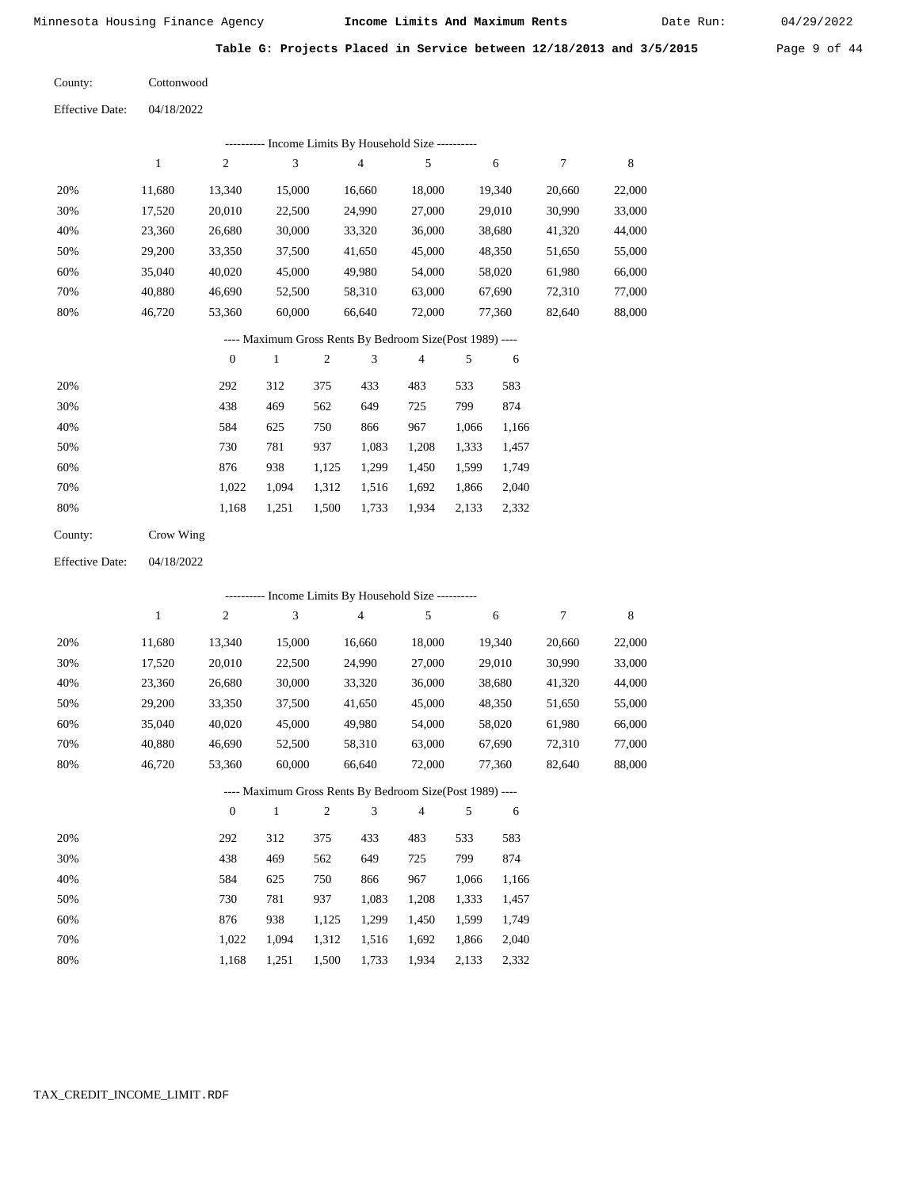Minnesota Housing Finance Agency **Income Limits And Maximum Rents** Date Run: 04/29/2022

**Table G: Projects Placed in Service between 12/18/2013 and 3/5/2015**

County: Cottonwood

Effective Date: 04/18/2022

---------- Income Limits By Household Size ----------

| | 1 | 2 | 3 | 4 | 5 | 6 | 7 | 8 |
|---|---|---|---|---|---|---|---|---|
| 20% | 11,680 | 13,340 | 15,000 | 16,660 | 18,000 | 19,340 | 20,660 | 22,000 |
| 30% | 17,520 | 20,010 | 22,500 | 24,990 | 27,000 | 29,010 | 30,990 | 33,000 |
| 40% | 23,360 | 26,680 | 30,000 | 33,320 | 36,000 | 38,680 | 41,320 | 44,000 |
| 50% | 29,200 | 33,350 | 37,500 | 41,650 | 45,000 | 48,350 | 51,650 | 55,000 |
| 60% | 35,040 | 40,020 | 45,000 | 49,980 | 54,000 | 58,020 | 61,980 | 66,000 |
| 70% | 40,880 | 46,690 | 52,500 | 58,310 | 63,000 | 67,690 | 72,310 | 77,000 |
| 80% | 46,720 | 53,360 | 60,000 | 66,640 | 72,000 | 77,360 | 82,640 | 88,000 |

---- Maximum Gross Rents By Bedroom Size(Post 1989) ----

| | 0 | 1 | 2 | 3 | 4 | 5 | 6 |
|---|---|---|---|---|---|---|---|
| 20% | 292 | 312 | 375 | 433 | 483 | 533 | 583 |
| 30% | 438 | 469 | 562 | 649 | 725 | 799 | 874 |
| 40% | 584 | 625 | 750 | 866 | 967 | 1,066 | 1,166 |
| 50% | 730 | 781 | 937 | 1,083 | 1,208 | 1,333 | 1,457 |
| 60% | 876 | 938 | 1,125 | 1,299 | 1,450 | 1,599 | 1,749 |
| 70% | 1,022 | 1,094 | 1,312 | 1,516 | 1,692 | 1,866 | 2,040 |
| 80% | 1,168 | 1,251 | 1,500 | 1,733 | 1,934 | 2,133 | 2,332 |

County: Crow Wing

Effective Date: 04/18/2022

---------- Income Limits By Household Size ----------

| | 1 | 2 | 3 | 4 | 5 | 6 | 7 | 8 |
|---|---|---|---|---|---|---|---|---|
| 20% | 11,680 | 13,340 | 15,000 | 16,660 | 18,000 | 19,340 | 20,660 | 22,000 |
| 30% | 17,520 | 20,010 | 22,500 | 24,990 | 27,000 | 29,010 | 30,990 | 33,000 |
| 40% | 23,360 | 26,680 | 30,000 | 33,320 | 36,000 | 38,680 | 41,320 | 44,000 |
| 50% | 29,200 | 33,350 | 37,500 | 41,650 | 45,000 | 48,350 | 51,650 | 55,000 |
| 60% | 35,040 | 40,020 | 45,000 | 49,980 | 54,000 | 58,020 | 61,980 | 66,000 |
| 70% | 40,880 | 46,690 | 52,500 | 58,310 | 63,000 | 67,690 | 72,310 | 77,000 |
| 80% | 46,720 | 53,360 | 60,000 | 66,640 | 72,000 | 77,360 | 82,640 | 88,000 |

---- Maximum Gross Rents By Bedroom Size(Post 1989) ----

| | 0 | 1 | 2 | 3 | 4 | 5 | 6 |
|---|---|---|---|---|---|---|---|
| 20% | 292 | 312 | 375 | 433 | 483 | 533 | 583 |
| 30% | 438 | 469 | 562 | 649 | 725 | 799 | 874 |
| 40% | 584 | 625 | 750 | 866 | 967 | 1,066 | 1,166 |
| 50% | 730 | 781 | 937 | 1,083 | 1,208 | 1,333 | 1,457 |
| 60% | 876 | 938 | 1,125 | 1,299 | 1,450 | 1,599 | 1,749 |
| 70% | 1,022 | 1,094 | 1,312 | 1,516 | 1,692 | 1,866 | 2,040 |
| 80% | 1,168 | 1,251 | 1,500 | 1,733 | 1,934 | 2,133 | 2,332 |

TAX_CREDIT_INCOME_LIMIT.RDF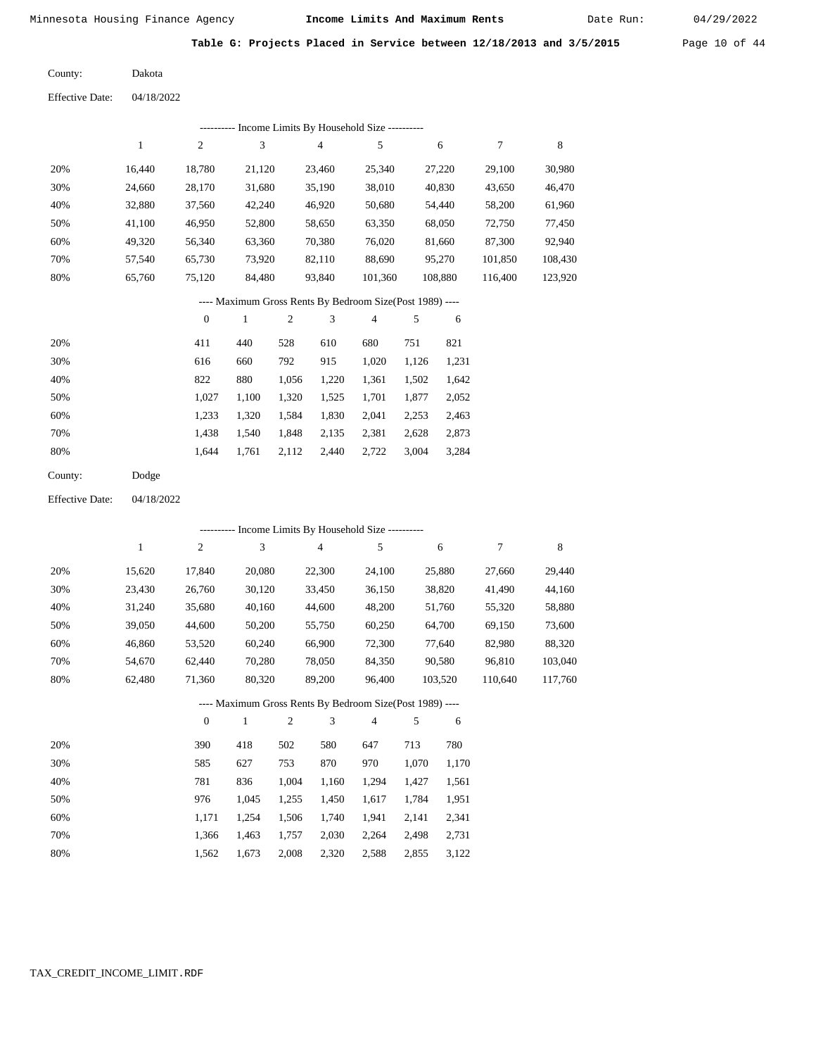**Table G: Projects Placed in Service between 12/18/2013 and 3/5/2015**

County: Dakota

Effective Date: 04/18/2022

---------- Income Limits By Household Size ----------

| | 1 | 2 | 3 | 4 | 5 | 6 | 7 | 8 |
|---|---|---|---|---|---|---|---|---|
| 20% | 16,440 | 18,780 | 21,120 | 23,460 | 25,340 | 27,220 | 29,100 | 30,980 |
| 30% | 24,660 | 28,170 | 31,680 | 35,190 | 38,010 | 40,830 | 43,650 | 46,470 |
| 40% | 32,880 | 37,560 | 42,240 | 46,920 | 50,680 | 54,440 | 58,200 | 61,960 |
| 50% | 41,100 | 46,950 | 52,800 | 58,650 | 63,350 | 68,050 | 72,750 | 77,450 |
| 60% | 49,320 | 56,340 | 63,360 | 70,380 | 76,020 | 81,660 | 87,300 | 92,940 |
| 70% | 57,540 | 65,730 | 73,920 | 82,110 | 88,690 | 95,270 | 101,850 | 108,430 |
| 80% | 65,760 | 75,120 | 84,480 | 93,840 | 101,360 | 108,880 | 116,400 | 123,920 |

---- Maximum Gross Rents By Bedroom Size(Post 1989) ----

| | 0 | 1 | 2 | 3 | 4 | 5 | 6 |
|---|---|---|---|---|---|---|---|
| 20% | 411 | 440 | 528 | 610 | 680 | 751 | 821 |
| 30% | 616 | 660 | 792 | 915 | 1,020 | 1,126 | 1,231 |
| 40% | 822 | 880 | 1,056 | 1,220 | 1,361 | 1,502 | 1,642 |
| 50% | 1,027 | 1,100 | 1,320 | 1,525 | 1,701 | 1,877 | 2,052 |
| 60% | 1,233 | 1,320 | 1,584 | 1,830 | 2,041 | 2,253 | 2,463 |
| 70% | 1,438 | 1,540 | 1,848 | 2,135 | 2,381 | 2,628 | 2,873 |
| 80% | 1,644 | 1,761 | 2,112 | 2,440 | 2,722 | 3,004 | 3,284 |

County: Dodge

Effective Date: 04/18/2022

---------- Income Limits By Household Size ----------

| | 1 | 2 | 3 | 4 | 5 | 6 | 7 | 8 |
|---|---|---|---|---|---|---|---|---|
| 20% | 15,620 | 17,840 | 20,080 | 22,300 | 24,100 | 25,880 | 27,660 | 29,440 |
| 30% | 23,430 | 26,760 | 30,120 | 33,450 | 36,150 | 38,820 | 41,490 | 44,160 |
| 40% | 31,240 | 35,680 | 40,160 | 44,600 | 48,200 | 51,760 | 55,320 | 58,880 |
| 50% | 39,050 | 44,600 | 50,200 | 55,750 | 60,250 | 64,700 | 69,150 | 73,600 |
| 60% | 46,860 | 53,520 | 60,240 | 66,900 | 72,300 | 77,640 | 82,980 | 88,320 |
| 70% | 54,670 | 62,440 | 70,280 | 78,050 | 84,350 | 90,580 | 96,810 | 103,040 |
| 80% | 62,480 | 71,360 | 80,320 | 89,200 | 96,400 | 103,520 | 110,640 | 117,760 |

---- Maximum Gross Rents By Bedroom Size(Post 1989) ----

| | 0 | 1 | 2 | 3 | 4 | 5 | 6 |
|---|---|---|---|---|---|---|---|
| 20% | 390 | 418 | 502 | 580 | 647 | 713 | 780 |
| 30% | 585 | 627 | 753 | 870 | 970 | 1,070 | 1,170 |
| 40% | 781 | 836 | 1,004 | 1,160 | 1,294 | 1,427 | 1,561 |
| 50% | 976 | 1,045 | 1,255 | 1,450 | 1,617 | 1,784 | 1,951 |
| 60% | 1,171 | 1,254 | 1,506 | 1,740 | 1,941 | 2,141 | 2,341 |
| 70% | 1,366 | 1,463 | 1,757 | 2,030 | 2,264 | 2,498 | 2,731 |
| 80% | 1,562 | 1,673 | 2,008 | 2,320 | 2,588 | 2,855 | 3,122 |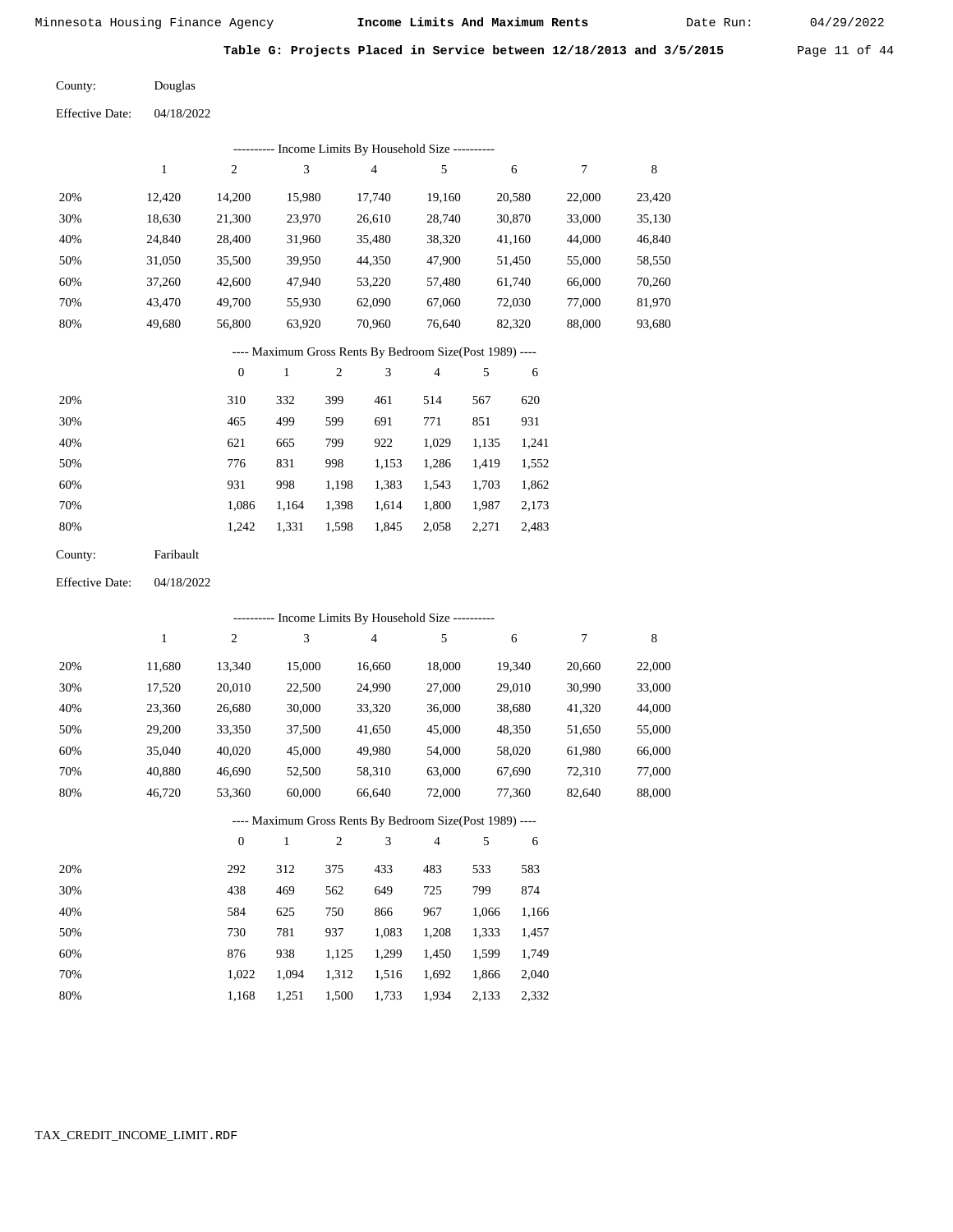Minnesota Housing Finance Agency — **Income Limits And Maximum Rents** — Date Run: 04/29/2022

**Table G: Projects Placed in Service between 12/18/2013 and 3/5/2015**

County: Douglas

Effective Date: 04/18/2022

---------- Income Limits By Household Size ----------

| | 1 | 2 | 3 | 4 | 5 | 6 | 7 | 8 |
|---|---|---|---|---|---|---|---|---|
| 20% | 12,420 | 14,200 | 15,980 | 17,740 | 19,160 | 20,580 | 22,000 | 23,420 |
| 30% | 18,630 | 21,300 | 23,970 | 26,610 | 28,740 | 30,870 | 33,000 | 35,130 |
| 40% | 24,840 | 28,400 | 31,960 | 35,480 | 38,320 | 41,160 | 44,000 | 46,840 |
| 50% | 31,050 | 35,500 | 39,950 | 44,350 | 47,900 | 51,450 | 55,000 | 58,550 |
| 60% | 37,260 | 42,600 | 47,940 | 53,220 | 57,480 | 61,740 | 66,000 | 70,260 |
| 70% | 43,470 | 49,700 | 55,930 | 62,090 | 67,060 | 72,030 | 77,000 | 81,970 |
| 80% | 49,680 | 56,800 | 63,920 | 70,960 | 76,640 | 82,320 | 88,000 | 93,680 |

---- Maximum Gross Rents By Bedroom Size(Post 1989) ----

| | 0 | 1 | 2 | 3 | 4 | 5 | 6 |
|---|---|---|---|---|---|---|---|
| 20% | 310 | 332 | 399 | 461 | 514 | 567 | 620 |
| 30% | 465 | 499 | 599 | 691 | 771 | 851 | 931 |
| 40% | 621 | 665 | 799 | 922 | 1,029 | 1,135 | 1,241 |
| 50% | 776 | 831 | 998 | 1,153 | 1,286 | 1,419 | 1,552 |
| 60% | 931 | 998 | 1,198 | 1,383 | 1,543 | 1,703 | 1,862 |
| 70% | 1,086 | 1,164 | 1,398 | 1,614 | 1,800 | 1,987 | 2,173 |
| 80% | 1,242 | 1,331 | 1,598 | 1,845 | 2,058 | 2,271 | 2,483 |

County: Faribault

Effective Date: 04/18/2022

---------- Income Limits By Household Size ----------

| | 1 | 2 | 3 | 4 | 5 | 6 | 7 | 8 |
|---|---|---|---|---|---|---|---|---|
| 20% | 11,680 | 13,340 | 15,000 | 16,660 | 18,000 | 19,340 | 20,660 | 22,000 |
| 30% | 17,520 | 20,010 | 22,500 | 24,990 | 27,000 | 29,010 | 30,990 | 33,000 |
| 40% | 23,360 | 26,680 | 30,000 | 33,320 | 36,000 | 38,680 | 41,320 | 44,000 |
| 50% | 29,200 | 33,350 | 37,500 | 41,650 | 45,000 | 48,350 | 51,650 | 55,000 |
| 60% | 35,040 | 40,020 | 45,000 | 49,980 | 54,000 | 58,020 | 61,980 | 66,000 |
| 70% | 40,880 | 46,690 | 52,500 | 58,310 | 63,000 | 67,690 | 72,310 | 77,000 |
| 80% | 46,720 | 53,360 | 60,000 | 66,640 | 72,000 | 77,360 | 82,640 | 88,000 |

---- Maximum Gross Rents By Bedroom Size(Post 1989) ----

| | 0 | 1 | 2 | 3 | 4 | 5 | 6 |
|---|---|---|---|---|---|---|---|
| 20% | 292 | 312 | 375 | 433 | 483 | 533 | 583 |
| 30% | 438 | 469 | 562 | 649 | 725 | 799 | 874 |
| 40% | 584 | 625 | 750 | 866 | 967 | 1,066 | 1,166 |
| 50% | 730 | 781 | 937 | 1,083 | 1,208 | 1,333 | 1,457 |
| 60% | 876 | 938 | 1,125 | 1,299 | 1,450 | 1,599 | 1,749 |
| 70% | 1,022 | 1,094 | 1,312 | 1,516 | 1,692 | 1,866 | 2,040 |
| 80% | 1,168 | 1,251 | 1,500 | 1,733 | 1,934 | 2,133 | 2,332 |

TAX_CREDIT_INCOME_LIMIT.RDF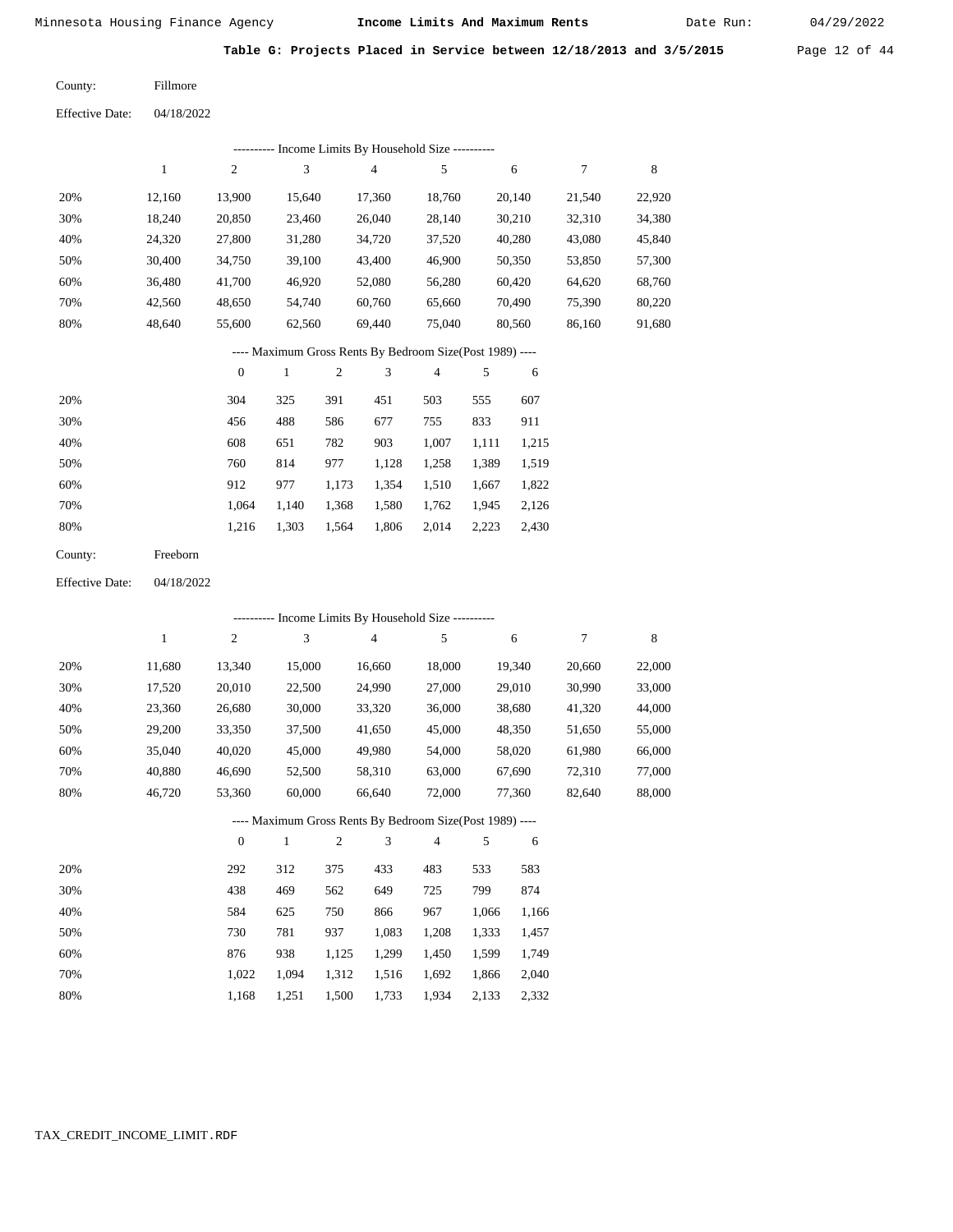Minnesota Housing Finance Agency **Income Limits And Maximum Rents** Date Run: 04/29/2022

**Table G: Projects Placed in Service between 12/18/2013 and 3/5/2015**

County: Fillmore

Effective Date: 04/18/2022

---------- Income Limits By Household Size ----------

| | 1 | 2 | 3 | 4 | 5 | 6 | 7 | 8 |
|---|---|---|---|---|---|---|---|---|
| 20% | 12,160 | 13,900 | 15,640 | 17,360 | 18,760 | 20,140 | 21,540 | 22,920 |
| 30% | 18,240 | 20,850 | 23,460 | 26,040 | 28,140 | 30,210 | 32,310 | 34,380 |
| 40% | 24,320 | 27,800 | 31,280 | 34,720 | 37,520 | 40,280 | 43,080 | 45,840 |
| 50% | 30,400 | 34,750 | 39,100 | 43,400 | 46,900 | 50,350 | 53,850 | 57,300 |
| 60% | 36,480 | 41,700 | 46,920 | 52,080 | 56,280 | 60,420 | 64,620 | 68,760 |
| 70% | 42,560 | 48,650 | 54,740 | 60,760 | 65,660 | 70,490 | 75,390 | 80,220 |
| 80% | 48,640 | 55,600 | 62,560 | 69,440 | 75,040 | 80,560 | 86,160 | 91,680 |

---- Maximum Gross Rents By Bedroom Size(Post 1989) ----

| | 0 | 1 | 2 | 3 | 4 | 5 | 6 |
|---|---|---|---|---|---|---|---|
| 20% | 304 | 325 | 391 | 451 | 503 | 555 | 607 |
| 30% | 456 | 488 | 586 | 677 | 755 | 833 | 911 |
| 40% | 608 | 651 | 782 | 903 | 1,007 | 1,111 | 1,215 |
| 50% | 760 | 814 | 977 | 1,128 | 1,258 | 1,389 | 1,519 |
| 60% | 912 | 977 | 1,173 | 1,354 | 1,510 | 1,667 | 1,822 |
| 70% | 1,064 | 1,140 | 1,368 | 1,580 | 1,762 | 1,945 | 2,126 |
| 80% | 1,216 | 1,303 | 1,564 | 1,806 | 2,014 | 2,223 | 2,430 |

County: Freeborn

Effective Date: 04/18/2022

---------- Income Limits By Household Size ----------

| | 1 | 2 | 3 | 4 | 5 | 6 | 7 | 8 |
|---|---|---|---|---|---|---|---|---|
| 20% | 11,680 | 13,340 | 15,000 | 16,660 | 18,000 | 19,340 | 20,660 | 22,000 |
| 30% | 17,520 | 20,010 | 22,500 | 24,990 | 27,000 | 29,010 | 30,990 | 33,000 |
| 40% | 23,360 | 26,680 | 30,000 | 33,320 | 36,000 | 38,680 | 41,320 | 44,000 |
| 50% | 29,200 | 33,350 | 37,500 | 41,650 | 45,000 | 48,350 | 51,650 | 55,000 |
| 60% | 35,040 | 40,020 | 45,000 | 49,980 | 54,000 | 58,020 | 61,980 | 66,000 |
| 70% | 40,880 | 46,690 | 52,500 | 58,310 | 63,000 | 67,690 | 72,310 | 77,000 |
| 80% | 46,720 | 53,360 | 60,000 | 66,640 | 72,000 | 77,360 | 82,640 | 88,000 |

---- Maximum Gross Rents By Bedroom Size(Post 1989) ----

| | 0 | 1 | 2 | 3 | 4 | 5 | 6 |
|---|---|---|---|---|---|---|---|
| 20% | 292 | 312 | 375 | 433 | 483 | 533 | 583 |
| 30% | 438 | 469 | 562 | 649 | 725 | 799 | 874 |
| 40% | 584 | 625 | 750 | 866 | 967 | 1,066 | 1,166 |
| 50% | 730 | 781 | 937 | 1,083 | 1,208 | 1,333 | 1,457 |
| 60% | 876 | 938 | 1,125 | 1,299 | 1,450 | 1,599 | 1,749 |
| 70% | 1,022 | 1,094 | 1,312 | 1,516 | 1,692 | 1,866 | 2,040 |
| 80% | 1,168 | 1,251 | 1,500 | 1,733 | 1,934 | 2,133 | 2,332 |

TAX_CREDIT_INCOME_LIMIT.RDF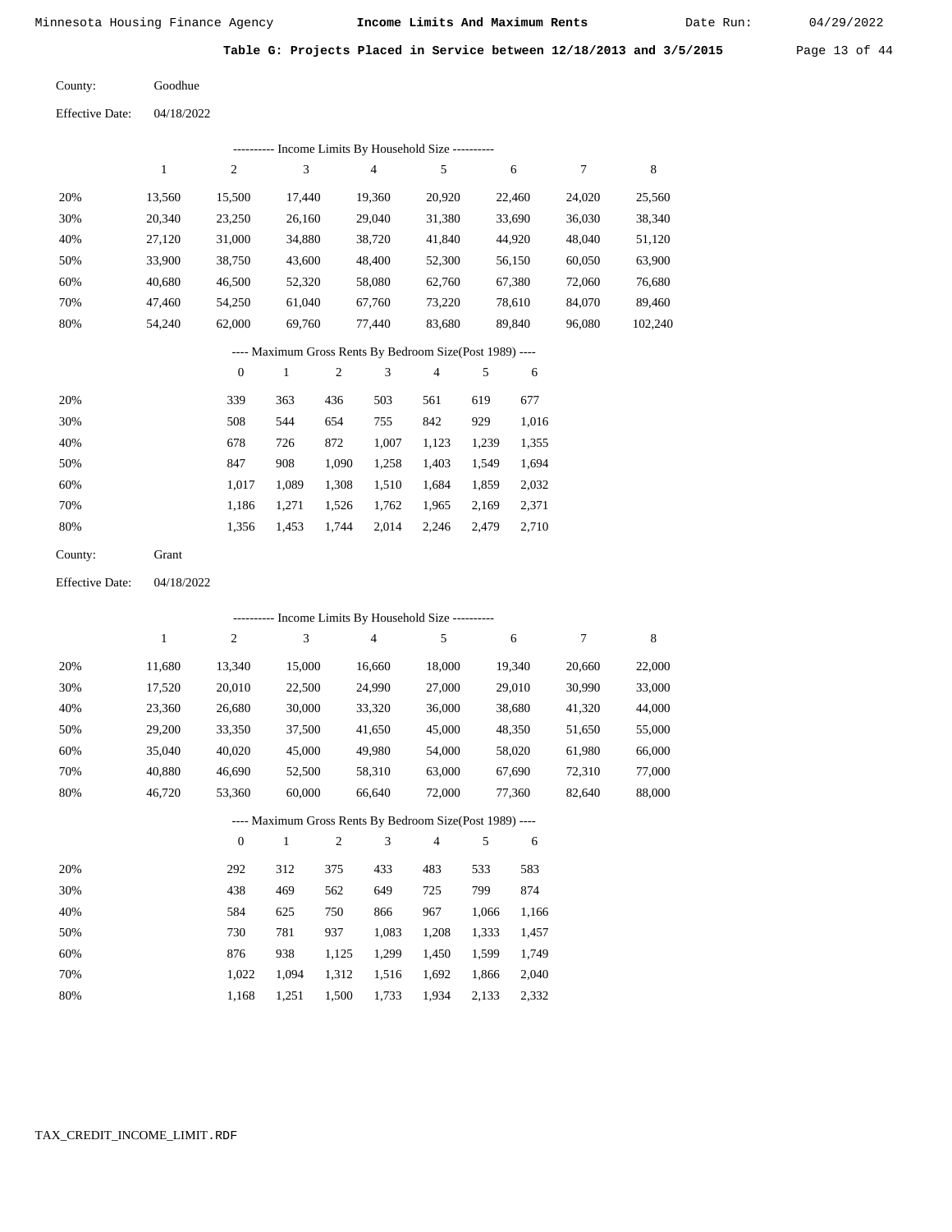Minnesota Housing Finance Agency — **Income Limits And Maximum Rents** — Date Run: 04/29/2022

**Table G: Projects Placed in Service between 12/18/2013 and 3/5/2015**

County: Goodhue

Effective Date: 04/18/2022

---------- Income Limits By Household Size ----------

| | 1 | 2 | 3 | 4 | 5 | 6 | 7 | 8 |
|---|---|---|---|---|---|---|---|---|
| 20% | 13,560 | 15,500 | 17,440 | 19,360 | 20,920 | 22,460 | 24,020 | 25,560 |
| 30% | 20,340 | 23,250 | 26,160 | 29,040 | 31,380 | 33,690 | 36,030 | 38,340 |
| 40% | 27,120 | 31,000 | 34,880 | 38,720 | 41,840 | 44,920 | 48,040 | 51,120 |
| 50% | 33,900 | 38,750 | 43,600 | 48,400 | 52,300 | 56,150 | 60,050 | 63,900 |
| 60% | 40,680 | 46,500 | 52,320 | 58,080 | 62,760 | 67,380 | 72,060 | 76,680 |
| 70% | 47,460 | 54,250 | 61,040 | 67,760 | 73,220 | 78,610 | 84,070 | 89,460 |
| 80% | 54,240 | 62,000 | 69,760 | 77,440 | 83,680 | 89,840 | 96,080 | 102,240 |

---- Maximum Gross Rents By Bedroom Size(Post 1989) ----

| | 0 | 1 | 2 | 3 | 4 | 5 | 6 |
|---|---|---|---|---|---|---|---|
| 20% | 339 | 363 | 436 | 503 | 561 | 619 | 677 |
| 30% | 508 | 544 | 654 | 755 | 842 | 929 | 1,016 |
| 40% | 678 | 726 | 872 | 1,007 | 1,123 | 1,239 | 1,355 |
| 50% | 847 | 908 | 1,090 | 1,258 | 1,403 | 1,549 | 1,694 |
| 60% | 1,017 | 1,089 | 1,308 | 1,510 | 1,684 | 1,859 | 2,032 |
| 70% | 1,186 | 1,271 | 1,526 | 1,762 | 1,965 | 2,169 | 2,371 |
| 80% | 1,356 | 1,453 | 1,744 | 2,014 | 2,246 | 2,479 | 2,710 |

County: Grant

Effective Date: 04/18/2022

---------- Income Limits By Household Size ----------

| | 1 | 2 | 3 | 4 | 5 | 6 | 7 | 8 |
|---|---|---|---|---|---|---|---|---|
| 20% | 11,680 | 13,340 | 15,000 | 16,660 | 18,000 | 19,340 | 20,660 | 22,000 |
| 30% | 17,520 | 20,010 | 22,500 | 24,990 | 27,000 | 29,010 | 30,990 | 33,000 |
| 40% | 23,360 | 26,680 | 30,000 | 33,320 | 36,000 | 38,680 | 41,320 | 44,000 |
| 50% | 29,200 | 33,350 | 37,500 | 41,650 | 45,000 | 48,350 | 51,650 | 55,000 |
| 60% | 35,040 | 40,020 | 45,000 | 49,980 | 54,000 | 58,020 | 61,980 | 66,000 |
| 70% | 40,880 | 46,690 | 52,500 | 58,310 | 63,000 | 67,690 | 72,310 | 77,000 |
| 80% | 46,720 | 53,360 | 60,000 | 66,640 | 72,000 | 77,360 | 82,640 | 88,000 |

---- Maximum Gross Rents By Bedroom Size(Post 1989) ----

| | 0 | 1 | 2 | 3 | 4 | 5 | 6 |
|---|---|---|---|---|---|---|---|
| 20% | 292 | 312 | 375 | 433 | 483 | 533 | 583 |
| 30% | 438 | 469 | 562 | 649 | 725 | 799 | 874 |
| 40% | 584 | 625 | 750 | 866 | 967 | 1,066 | 1,166 |
| 50% | 730 | 781 | 937 | 1,083 | 1,208 | 1,333 | 1,457 |
| 60% | 876 | 938 | 1,125 | 1,299 | 1,450 | 1,599 | 1,749 |
| 70% | 1,022 | 1,094 | 1,312 | 1,516 | 1,692 | 1,866 | 2,040 |
| 80% | 1,168 | 1,251 | 1,500 | 1,733 | 1,934 | 2,133 | 2,332 |

TAX_CREDIT_INCOME_LIMIT.RDF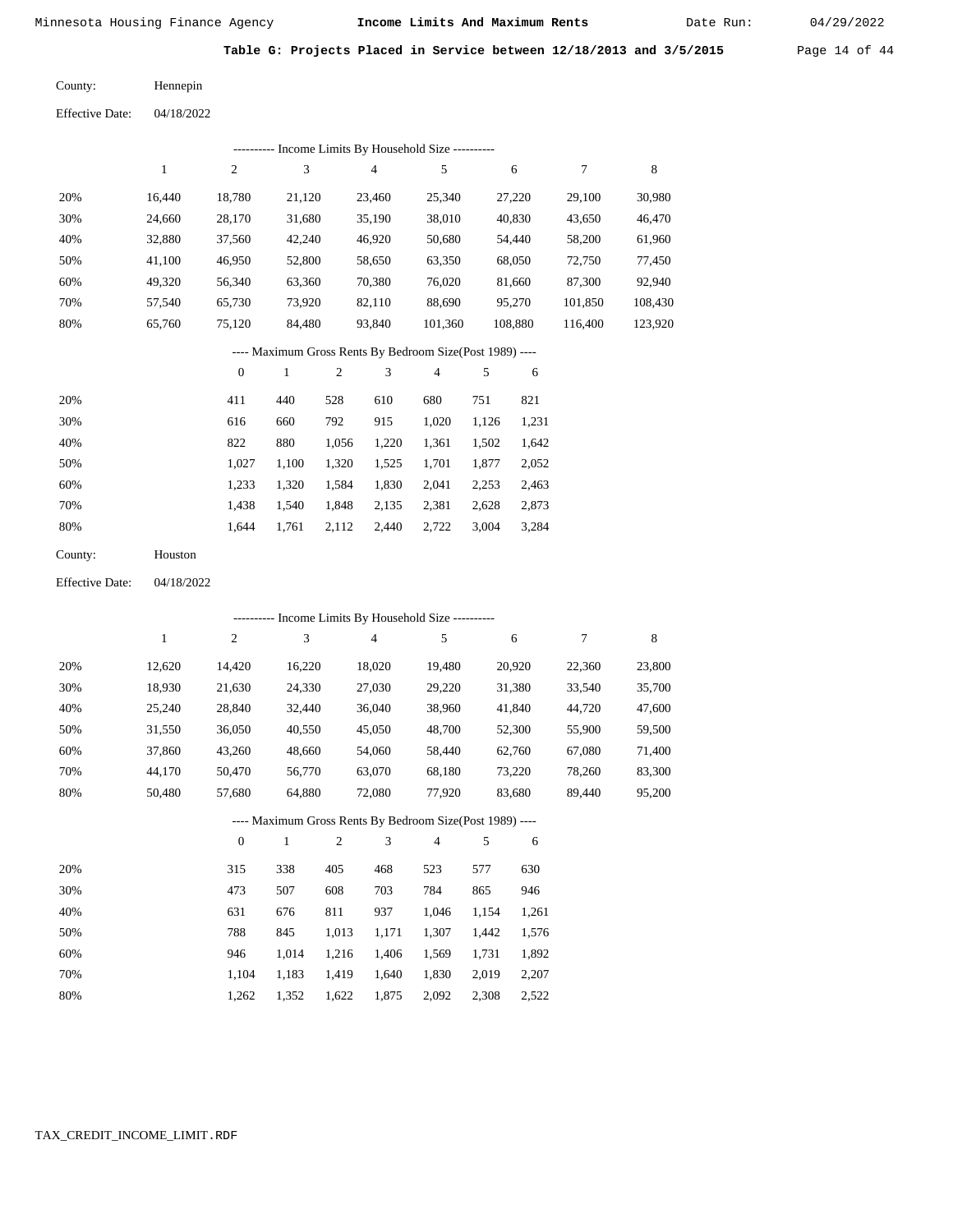Minnesota Housing Finance Agency **Income Limits And Maximum Rents** Date Run: 04/29/2022

**Table G: Projects Placed in Service between 12/18/2013 and 3/5/2015**

County: Hennepin

Effective Date: 04/18/2022

---------- Income Limits By Household Size ----------

| | 1 | 2 | 3 | 4 | 5 | 6 | 7 | 8 |
|---|---|---|---|---|---|---|---|---|
| 20% | 16,440 | 18,780 | 21,120 | 23,460 | 25,340 | 27,220 | 29,100 | 30,980 |
| 30% | 24,660 | 28,170 | 31,680 | 35,190 | 38,010 | 40,830 | 43,650 | 46,470 |
| 40% | 32,880 | 37,560 | 42,240 | 46,920 | 50,680 | 54,440 | 58,200 | 61,960 |
| 50% | 41,100 | 46,950 | 52,800 | 58,650 | 63,350 | 68,050 | 72,750 | 77,450 |
| 60% | 49,320 | 56,340 | 63,360 | 70,380 | 76,020 | 81,660 | 87,300 | 92,940 |
| 70% | 57,540 | 65,730 | 73,920 | 82,110 | 88,690 | 95,270 | 101,850 | 108,430 |
| 80% | 65,760 | 75,120 | 84,480 | 93,840 | 101,360 | 108,880 | 116,400 | 123,920 |

---- Maximum Gross Rents By Bedroom Size(Post 1989) ----

| | 0 | 1 | 2 | 3 | 4 | 5 | 6 |
|---|---|---|---|---|---|---|---|
| 20% | 411 | 440 | 528 | 610 | 680 | 751 | 821 |
| 30% | 616 | 660 | 792 | 915 | 1,020 | 1,126 | 1,231 |
| 40% | 822 | 880 | 1,056 | 1,220 | 1,361 | 1,502 | 1,642 |
| 50% | 1,027 | 1,100 | 1,320 | 1,525 | 1,701 | 1,877 | 2,052 |
| 60% | 1,233 | 1,320 | 1,584 | 1,830 | 2,041 | 2,253 | 2,463 |
| 70% | 1,438 | 1,540 | 1,848 | 2,135 | 2,381 | 2,628 | 2,873 |
| 80% | 1,644 | 1,761 | 2,112 | 2,440 | 2,722 | 3,004 | 3,284 |

County: Houston

Effective Date: 04/18/2022

---------- Income Limits By Household Size ----------

| | 1 | 2 | 3 | 4 | 5 | 6 | 7 | 8 |
|---|---|---|---|---|---|---|---|---|
| 20% | 12,620 | 14,420 | 16,220 | 18,020 | 19,480 | 20,920 | 22,360 | 23,800 |
| 30% | 18,930 | 21,630 | 24,330 | 27,030 | 29,220 | 31,380 | 33,540 | 35,700 |
| 40% | 25,240 | 28,840 | 32,440 | 36,040 | 38,960 | 41,840 | 44,720 | 47,600 |
| 50% | 31,550 | 36,050 | 40,550 | 45,050 | 48,700 | 52,300 | 55,900 | 59,500 |
| 60% | 37,860 | 43,260 | 48,660 | 54,060 | 58,440 | 62,760 | 67,080 | 71,400 |
| 70% | 44,170 | 50,470 | 56,770 | 63,070 | 68,180 | 73,220 | 78,260 | 83,300 |
| 80% | 50,480 | 57,680 | 64,880 | 72,080 | 77,920 | 83,680 | 89,440 | 95,200 |

---- Maximum Gross Rents By Bedroom Size(Post 1989) ----

| | 0 | 1 | 2 | 3 | 4 | 5 | 6 |
|---|---|---|---|---|---|---|---|
| 20% | 315 | 338 | 405 | 468 | 523 | 577 | 630 |
| 30% | 473 | 507 | 608 | 703 | 784 | 865 | 946 |
| 40% | 631 | 676 | 811 | 937 | 1,046 | 1,154 | 1,261 |
| 50% | 788 | 845 | 1,013 | 1,171 | 1,307 | 1,442 | 1,576 |
| 60% | 946 | 1,014 | 1,216 | 1,406 | 1,569 | 1,731 | 1,892 |
| 70% | 1,104 | 1,183 | 1,419 | 1,640 | 1,830 | 2,019 | 2,207 |
| 80% | 1,262 | 1,352 | 1,622 | 1,875 | 2,092 | 2,308 | 2,522 |

TAX_CREDIT_INCOME_LIMIT.RDF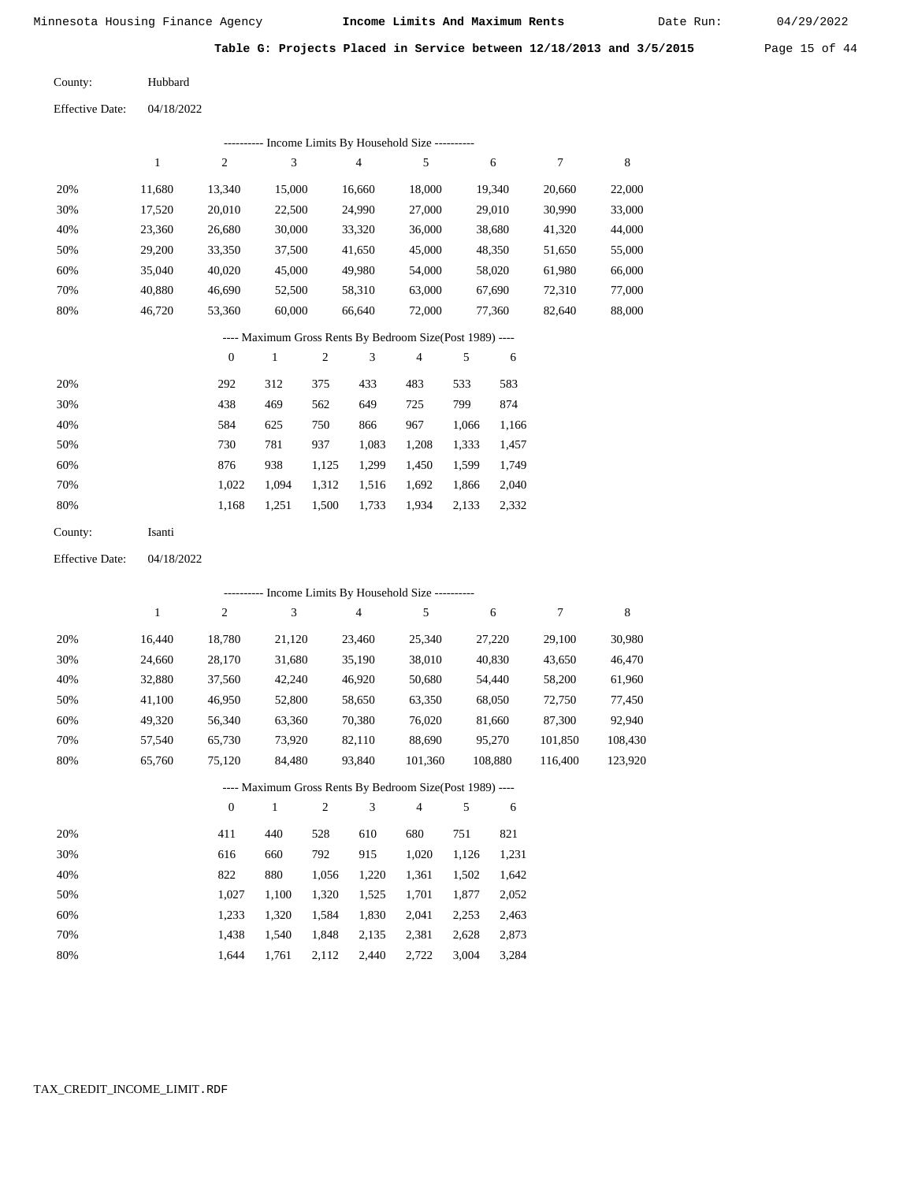Minnesota Housing Finance Agency — **Income Limits And Maximum Rents** — Date Run: 04/29/2022

**Table G: Projects Placed in Service between 12/18/2013 and 3/5/2015**

County: Hubbard

Effective Date: 04/18/2022

---------- Income Limits By Household Size ----------

| | 1 | 2 | 3 | 4 | 5 | 6 | 7 | 8 |
|---|---|---|---|---|---|---|---|---|
| 20% | 11,680 | 13,340 | 15,000 | 16,660 | 18,000 | 19,340 | 20,660 | 22,000 |
| 30% | 17,520 | 20,010 | 22,500 | 24,990 | 27,000 | 29,010 | 30,990 | 33,000 |
| 40% | 23,360 | 26,680 | 30,000 | 33,320 | 36,000 | 38,680 | 41,320 | 44,000 |
| 50% | 29,200 | 33,350 | 37,500 | 41,650 | 45,000 | 48,350 | 51,650 | 55,000 |
| 60% | 35,040 | 40,020 | 45,000 | 49,980 | 54,000 | 58,020 | 61,980 | 66,000 |
| 70% | 40,880 | 46,690 | 52,500 | 58,310 | 63,000 | 67,690 | 72,310 | 77,000 |
| 80% | 46,720 | 53,360 | 60,000 | 66,640 | 72,000 | 77,360 | 82,640 | 88,000 |

---- Maximum Gross Rents By Bedroom Size(Post 1989) ----

| | 0 | 1 | 2 | 3 | 4 | 5 | 6 |
|---|---|---|---|---|---|---|---|
| 20% | 292 | 312 | 375 | 433 | 483 | 533 | 583 |
| 30% | 438 | 469 | 562 | 649 | 725 | 799 | 874 |
| 40% | 584 | 625 | 750 | 866 | 967 | 1,066 | 1,166 |
| 50% | 730 | 781 | 937 | 1,083 | 1,208 | 1,333 | 1,457 |
| 60% | 876 | 938 | 1,125 | 1,299 | 1,450 | 1,599 | 1,749 |
| 70% | 1,022 | 1,094 | 1,312 | 1,516 | 1,692 | 1,866 | 2,040 |
| 80% | 1,168 | 1,251 | 1,500 | 1,733 | 1,934 | 2,133 | 2,332 |

County: Isanti

Effective Date: 04/18/2022

---------- Income Limits By Household Size ----------

| | 1 | 2 | 3 | 4 | 5 | 6 | 7 | 8 |
|---|---|---|---|---|---|---|---|---|
| 20% | 16,440 | 18,780 | 21,120 | 23,460 | 25,340 | 27,220 | 29,100 | 30,980 |
| 30% | 24,660 | 28,170 | 31,680 | 35,190 | 38,010 | 40,830 | 43,650 | 46,470 |
| 40% | 32,880 | 37,560 | 42,240 | 46,920 | 50,680 | 54,440 | 58,200 | 61,960 |
| 50% | 41,100 | 46,950 | 52,800 | 58,650 | 63,350 | 68,050 | 72,750 | 77,450 |
| 60% | 49,320 | 56,340 | 63,360 | 70,380 | 76,020 | 81,660 | 87,300 | 92,940 |
| 70% | 57,540 | 65,730 | 73,920 | 82,110 | 88,690 | 95,270 | 101,850 | 108,430 |
| 80% | 65,760 | 75,120 | 84,480 | 93,840 | 101,360 | 108,880 | 116,400 | 123,920 |

---- Maximum Gross Rents By Bedroom Size(Post 1989) ----

| | 0 | 1 | 2 | 3 | 4 | 5 | 6 |
|---|---|---|---|---|---|---|---|
| 20% | 411 | 440 | 528 | 610 | 680 | 751 | 821 |
| 30% | 616 | 660 | 792 | 915 | 1,020 | 1,126 | 1,231 |
| 40% | 822 | 880 | 1,056 | 1,220 | 1,361 | 1,502 | 1,642 |
| 50% | 1,027 | 1,100 | 1,320 | 1,525 | 1,701 | 1,877 | 2,052 |
| 60% | 1,233 | 1,320 | 1,584 | 1,830 | 2,041 | 2,253 | 2,463 |
| 70% | 1,438 | 1,540 | 1,848 | 2,135 | 2,381 | 2,628 | 2,873 |
| 80% | 1,644 | 1,761 | 2,112 | 2,440 | 2,722 | 3,004 | 3,284 |

TAX_CREDIT_INCOME_LIMIT.RDF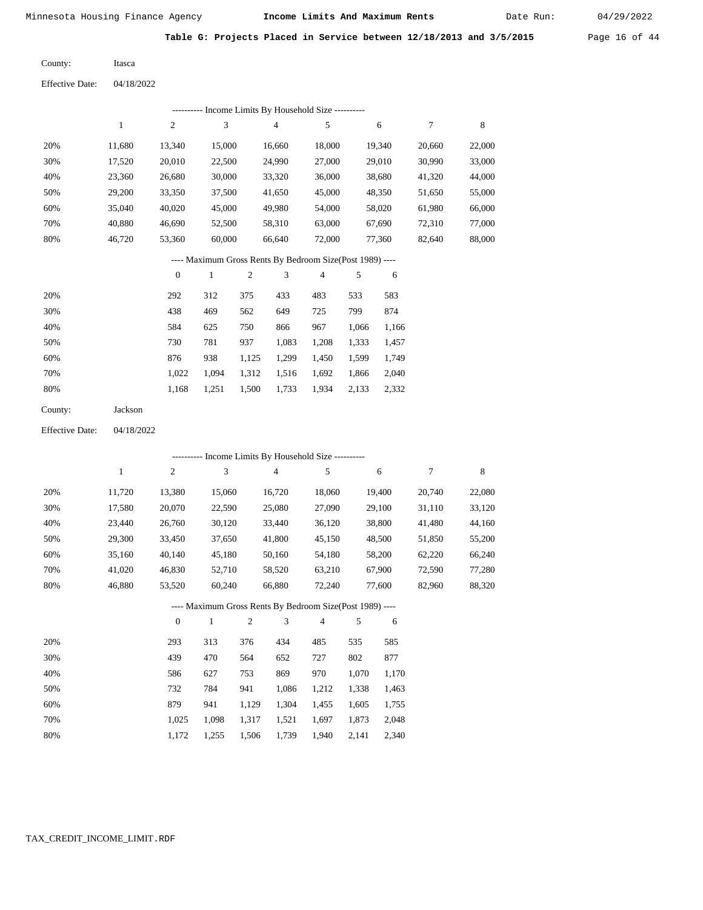Minnesota Housing Finance Agency **Income Limits And Maximum Rents** Date Run: 04/29/2022

**Table G: Projects Placed in Service between 12/18/2013 and 3/5/2015**

County: Itasca

Effective Date: 04/18/2022

---------- Income Limits By Household Size ----------

| | 1 | 2 | 3 | 4 | 5 | 6 | 7 | 8 |
|---|---|---|---|---|---|---|---|---|
| 20% | 11,680 | 13,340 | 15,000 | 16,660 | 18,000 | 19,340 | 20,660 | 22,000 |
| 30% | 17,520 | 20,010 | 22,500 | 24,990 | 27,000 | 29,010 | 30,990 | 33,000 |
| 40% | 23,360 | 26,680 | 30,000 | 33,320 | 36,000 | 38,680 | 41,320 | 44,000 |
| 50% | 29,200 | 33,350 | 37,500 | 41,650 | 45,000 | 48,350 | 51,650 | 55,000 |
| 60% | 35,040 | 40,020 | 45,000 | 49,980 | 54,000 | 58,020 | 61,980 | 66,000 |
| 70% | 40,880 | 46,690 | 52,500 | 58,310 | 63,000 | 67,690 | 72,310 | 77,000 |
| 80% | 46,720 | 53,360 | 60,000 | 66,640 | 72,000 | 77,360 | 82,640 | 88,000 |

---- Maximum Gross Rents By Bedroom Size(Post 1989) ----

| | 0 | 1 | 2 | 3 | 4 | 5 | 6 |
|---|---|---|---|---|---|---|---|
| 20% | 292 | 312 | 375 | 433 | 483 | 533 | 583 |
| 30% | 438 | 469 | 562 | 649 | 725 | 799 | 874 |
| 40% | 584 | 625 | 750 | 866 | 967 | 1,066 | 1,166 |
| 50% | 730 | 781 | 937 | 1,083 | 1,208 | 1,333 | 1,457 |
| 60% | 876 | 938 | 1,125 | 1,299 | 1,450 | 1,599 | 1,749 |
| 70% | 1,022 | 1,094 | 1,312 | 1,516 | 1,692 | 1,866 | 2,040 |
| 80% | 1,168 | 1,251 | 1,500 | 1,733 | 1,934 | 2,133 | 2,332 |

County: Jackson

Effective Date: 04/18/2022

---------- Income Limits By Household Size ----------

| | 1 | 2 | 3 | 4 | 5 | 6 | 7 | 8 |
|---|---|---|---|---|---|---|---|---|
| 20% | 11,720 | 13,380 | 15,060 | 16,720 | 18,060 | 19,400 | 20,740 | 22,080 |
| 30% | 17,580 | 20,070 | 22,590 | 25,080 | 27,090 | 29,100 | 31,110 | 33,120 |
| 40% | 23,440 | 26,760 | 30,120 | 33,440 | 36,120 | 38,800 | 41,480 | 44,160 |
| 50% | 29,300 | 33,450 | 37,650 | 41,800 | 45,150 | 48,500 | 51,850 | 55,200 |
| 60% | 35,160 | 40,140 | 45,180 | 50,160 | 54,180 | 58,200 | 62,220 | 66,240 |
| 70% | 41,020 | 46,830 | 52,710 | 58,520 | 63,210 | 67,900 | 72,590 | 77,280 |
| 80% | 46,880 | 53,520 | 60,240 | 66,880 | 72,240 | 77,600 | 82,960 | 88,320 |

---- Maximum Gross Rents By Bedroom Size(Post 1989) ----

| | 0 | 1 | 2 | 3 | 4 | 5 | 6 |
|---|---|---|---|---|---|---|---|
| 20% | 293 | 313 | 376 | 434 | 485 | 535 | 585 |
| 30% | 439 | 470 | 564 | 652 | 727 | 802 | 877 |
| 40% | 586 | 627 | 753 | 869 | 970 | 1,070 | 1,170 |
| 50% | 732 | 784 | 941 | 1,086 | 1,212 | 1,338 | 1,463 |
| 60% | 879 | 941 | 1,129 | 1,304 | 1,455 | 1,605 | 1,755 |
| 70% | 1,025 | 1,098 | 1,317 | 1,521 | 1,697 | 1,873 | 2,048 |
| 80% | 1,172 | 1,255 | 1,506 | 1,739 | 1,940 | 2,141 | 2,340 |

TAX_CREDIT_INCOME_LIMIT.RDF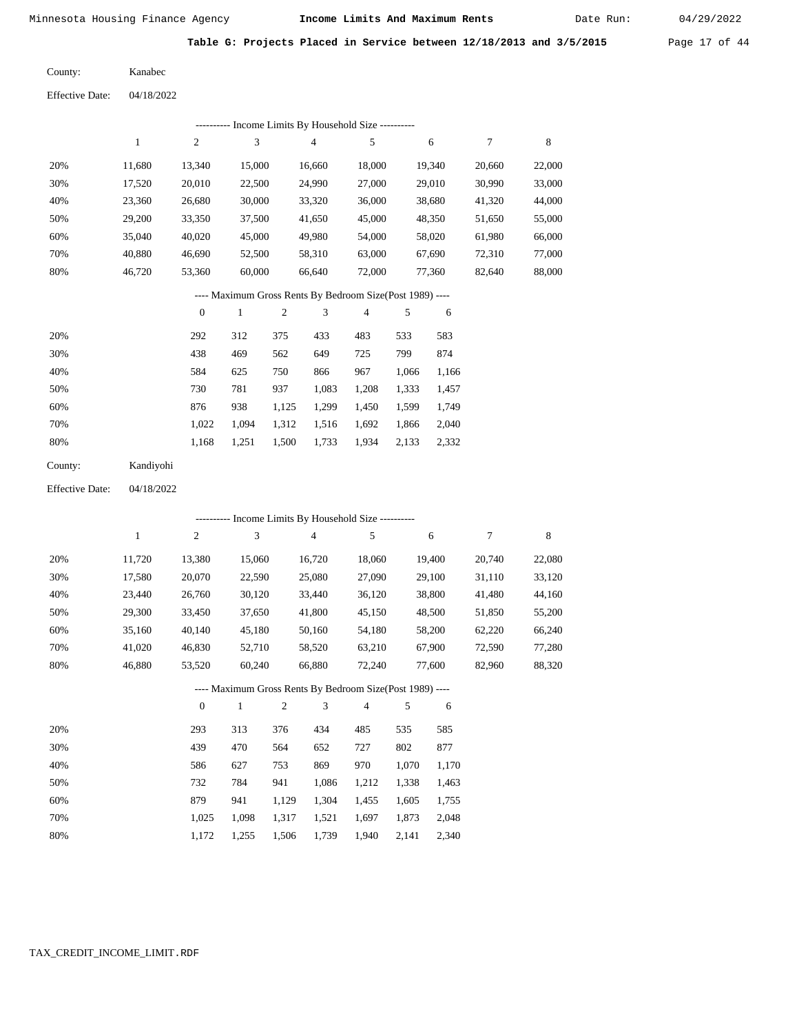**Table G: Projects Placed in Service between 12/18/2013 and 3/5/2015**

County: Kanabec

Effective Date: 04/18/2022

---------- Income Limits By Household Size ----------

| | 1 | 2 | 3 | 4 | 5 | 6 | 7 | 8 |
|---|---|---|---|---|---|---|---|---|
| 20% | 11,680 | 13,340 | 15,000 | 16,660 | 18,000 | 19,340 | 20,660 | 22,000 |
| 30% | 17,520 | 20,010 | 22,500 | 24,990 | 27,000 | 29,010 | 30,990 | 33,000 |
| 40% | 23,360 | 26,680 | 30,000 | 33,320 | 36,000 | 38,680 | 41,320 | 44,000 |
| 50% | 29,200 | 33,350 | 37,500 | 41,650 | 45,000 | 48,350 | 51,650 | 55,000 |
| 60% | 35,040 | 40,020 | 45,000 | 49,980 | 54,000 | 58,020 | 61,980 | 66,000 |
| 70% | 40,880 | 46,690 | 52,500 | 58,310 | 63,000 | 67,690 | 72,310 | 77,000 |
| 80% | 46,720 | 53,360 | 60,000 | 66,640 | 72,000 | 77,360 | 82,640 | 88,000 |

---- Maximum Gross Rents By Bedroom Size(Post 1989) ----

| | 0 | 1 | 2 | 3 | 4 | 5 | 6 |
|---|---|---|---|---|---|---|---|
| 20% | 292 | 312 | 375 | 433 | 483 | 533 | 583 |
| 30% | 438 | 469 | 562 | 649 | 725 | 799 | 874 |
| 40% | 584 | 625 | 750 | 866 | 967 | 1,066 | 1,166 |
| 50% | 730 | 781 | 937 | 1,083 | 1,208 | 1,333 | 1,457 |
| 60% | 876 | 938 | 1,125 | 1,299 | 1,450 | 1,599 | 1,749 |
| 70% | 1,022 | 1,094 | 1,312 | 1,516 | 1,692 | 1,866 | 2,040 |
| 80% | 1,168 | 1,251 | 1,500 | 1,733 | 1,934 | 2,133 | 2,332 |

County: Kandiyohi

Effective Date: 04/18/2022

---------- Income Limits By Household Size ----------

| | 1 | 2 | 3 | 4 | 5 | 6 | 7 | 8 |
|---|---|---|---|---|---|---|---|---|
| 20% | 11,720 | 13,380 | 15,060 | 16,720 | 18,060 | 19,400 | 20,740 | 22,080 |
| 30% | 17,580 | 20,070 | 22,590 | 25,080 | 27,090 | 29,100 | 31,110 | 33,120 |
| 40% | 23,440 | 26,760 | 30,120 | 33,440 | 36,120 | 38,800 | 41,480 | 44,160 |
| 50% | 29,300 | 33,450 | 37,650 | 41,800 | 45,150 | 48,500 | 51,850 | 55,200 |
| 60% | 35,160 | 40,140 | 45,180 | 50,160 | 54,180 | 58,200 | 62,220 | 66,240 |
| 70% | 41,020 | 46,830 | 52,710 | 58,520 | 63,210 | 67,900 | 72,590 | 77,280 |
| 80% | 46,880 | 53,520 | 60,240 | 66,880 | 72,240 | 77,600 | 82,960 | 88,320 |

---- Maximum Gross Rents By Bedroom Size(Post 1989) ----

| | 0 | 1 | 2 | 3 | 4 | 5 | 6 |
|---|---|---|---|---|---|---|---|
| 20% | 293 | 313 | 376 | 434 | 485 | 535 | 585 |
| 30% | 439 | 470 | 564 | 652 | 727 | 802 | 877 |
| 40% | 586 | 627 | 753 | 869 | 970 | 1,070 | 1,170 |
| 50% | 732 | 784 | 941 | 1,086 | 1,212 | 1,338 | 1,463 |
| 60% | 879 | 941 | 1,129 | 1,304 | 1,455 | 1,605 | 1,755 |
| 70% | 1,025 | 1,098 | 1,317 | 1,521 | 1,697 | 1,873 | 2,048 |
| 80% | 1,172 | 1,255 | 1,506 | 1,739 | 1,940 | 2,141 | 2,340 |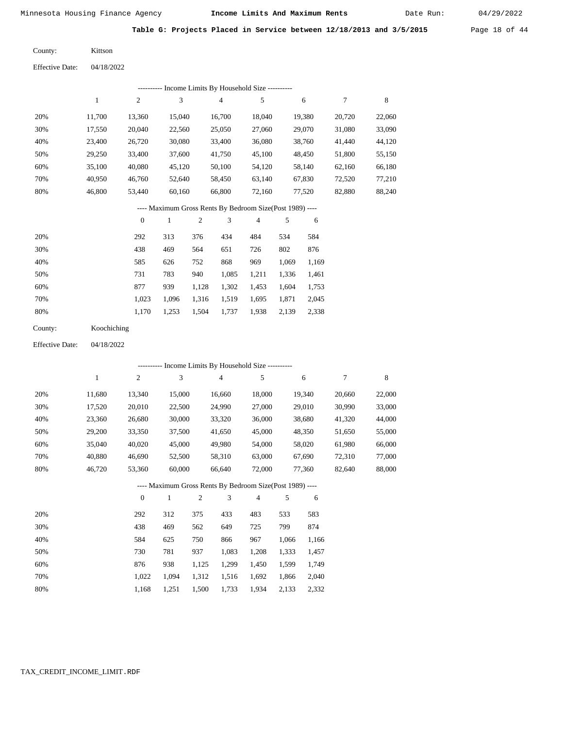## Table G: Projects Placed in Service between 12/18/2013 and 3/5/2015

County: Kittson

Effective Date: 04/18/2022

---------- Income Limits By Household Size ----------

| | 1 | 2 | 3 | 4 | 5 | 6 | 7 | 8 |
|---|---|---|---|---|---|---|---|---|
| 20% | 11,700 | 13,360 | 15,040 | 16,700 | 18,040 | 19,380 | 20,720 | 22,060 |
| 30% | 17,550 | 20,040 | 22,560 | 25,050 | 27,060 | 29,070 | 31,080 | 33,090 |
| 40% | 23,400 | 26,720 | 30,080 | 33,400 | 36,080 | 38,760 | 41,440 | 44,120 |
| 50% | 29,250 | 33,400 | 37,600 | 41,750 | 45,100 | 48,450 | 51,800 | 55,150 |
| 60% | 35,100 | 40,080 | 45,120 | 50,100 | 54,120 | 58,140 | 62,160 | 66,180 |
| 70% | 40,950 | 46,760 | 52,640 | 58,450 | 63,140 | 67,830 | 72,520 | 77,210 |
| 80% | 46,800 | 53,440 | 60,160 | 66,800 | 72,160 | 77,520 | 82,880 | 88,240 |

---- Maximum Gross Rents By Bedroom Size(Post 1989) ----

| | 0 | 1 | 2 | 3 | 4 | 5 | 6 |
|---|---|---|---|---|---|---|---|
| 20% | 292 | 313 | 376 | 434 | 484 | 534 | 584 |
| 30% | 438 | 469 | 564 | 651 | 726 | 802 | 876 |
| 40% | 585 | 626 | 752 | 868 | 969 | 1,069 | 1,169 |
| 50% | 731 | 783 | 940 | 1,085 | 1,211 | 1,336 | 1,461 |
| 60% | 877 | 939 | 1,128 | 1,302 | 1,453 | 1,604 | 1,753 |
| 70% | 1,023 | 1,096 | 1,316 | 1,519 | 1,695 | 1,871 | 2,045 |
| 80% | 1,170 | 1,253 | 1,504 | 1,737 | 1,938 | 2,139 | 2,338 |

County: Koochiching

Effective Date: 04/18/2022

---------- Income Limits By Household Size ----------

| | 1 | 2 | 3 | 4 | 5 | 6 | 7 | 8 |
|---|---|---|---|---|---|---|---|---|
| 20% | 11,680 | 13,340 | 15,000 | 16,660 | 18,000 | 19,340 | 20,660 | 22,000 |
| 30% | 17,520 | 20,010 | 22,500 | 24,990 | 27,000 | 29,010 | 30,990 | 33,000 |
| 40% | 23,360 | 26,680 | 30,000 | 33,320 | 36,000 | 38,680 | 41,320 | 44,000 |
| 50% | 29,200 | 33,350 | 37,500 | 41,650 | 45,000 | 48,350 | 51,650 | 55,000 |
| 60% | 35,040 | 40,020 | 45,000 | 49,980 | 54,000 | 58,020 | 61,980 | 66,000 |
| 70% | 40,880 | 46,690 | 52,500 | 58,310 | 63,000 | 67,690 | 72,310 | 77,000 |
| 80% | 46,720 | 53,360 | 60,000 | 66,640 | 72,000 | 77,360 | 82,640 | 88,000 |

---- Maximum Gross Rents By Bedroom Size(Post 1989) ----

| | 0 | 1 | 2 | 3 | 4 | 5 | 6 |
|---|---|---|---|---|---|---|---|
| 20% | 292 | 312 | 375 | 433 | 483 | 533 | 583 |
| 30% | 438 | 469 | 562 | 649 | 725 | 799 | 874 |
| 40% | 584 | 625 | 750 | 866 | 967 | 1,066 | 1,166 |
| 50% | 730 | 781 | 937 | 1,083 | 1,208 | 1,333 | 1,457 |
| 60% | 876 | 938 | 1,125 | 1,299 | 1,450 | 1,599 | 1,749 |
| 70% | 1,022 | 1,094 | 1,312 | 1,516 | 1,692 | 1,866 | 2,040 |
| 80% | 1,168 | 1,251 | 1,500 | 1,733 | 1,934 | 2,133 | 2,332 |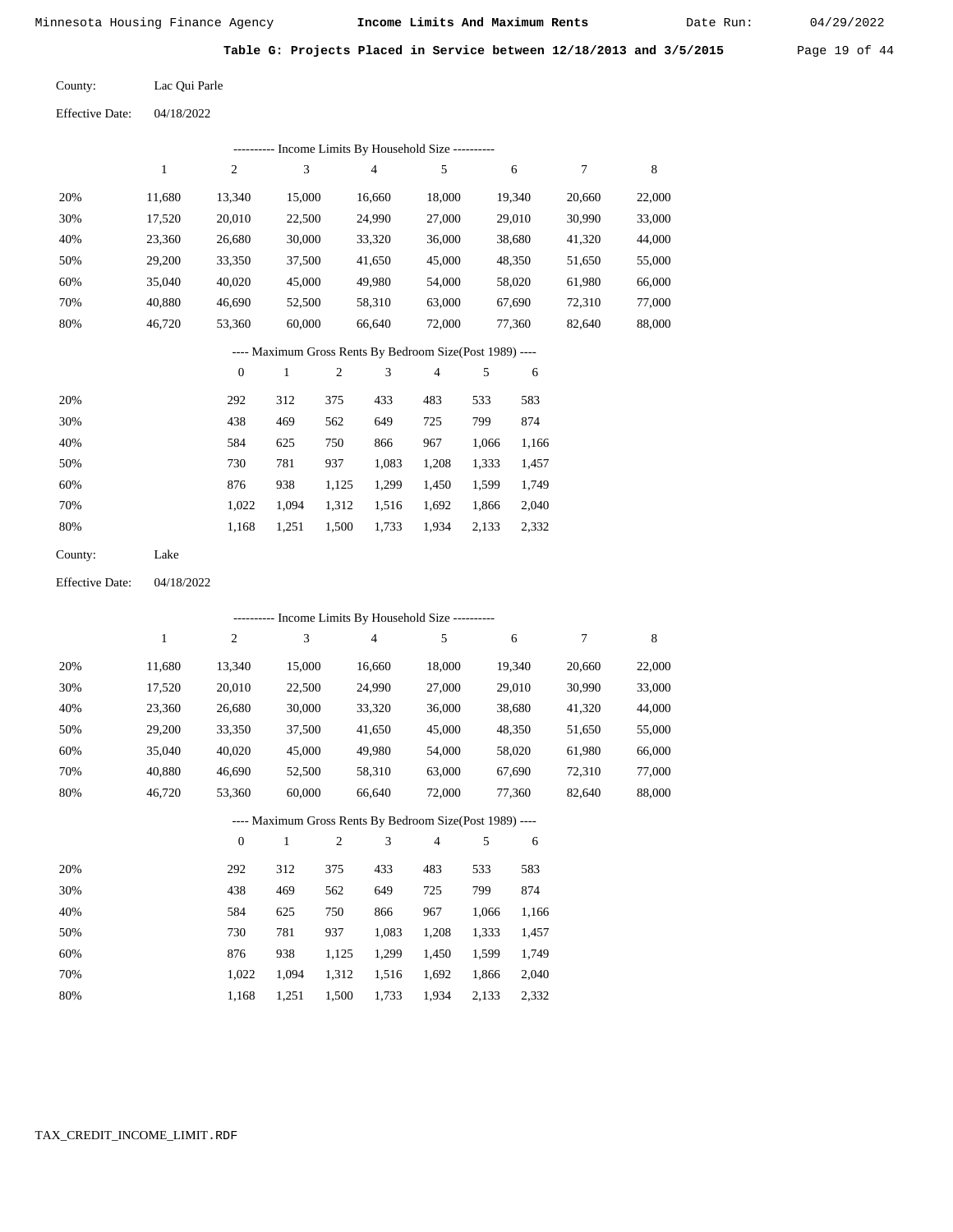## Table G: Projects Placed in Service between 12/18/2013 and 3/5/2015

County: Lac Qui Parle

Effective Date: 04/18/2022

---------- Income Limits By Household Size ----------

| | 1 | 2 | 3 | 4 | 5 | 6 | 7 | 8 |
|---|---|---|---|---|---|---|---|---|
| 20% | 11,680 | 13,340 | 15,000 | 16,660 | 18,000 | 19,340 | 20,660 | 22,000 |
| 30% | 17,520 | 20,010 | 22,500 | 24,990 | 27,000 | 29,010 | 30,990 | 33,000 |
| 40% | 23,360 | 26,680 | 30,000 | 33,320 | 36,000 | 38,680 | 41,320 | 44,000 |
| 50% | 29,200 | 33,350 | 37,500 | 41,650 | 45,000 | 48,350 | 51,650 | 55,000 |
| 60% | 35,040 | 40,020 | 45,000 | 49,980 | 54,000 | 58,020 | 61,980 | 66,000 |
| 70% | 40,880 | 46,690 | 52,500 | 58,310 | 63,000 | 67,690 | 72,310 | 77,000 |
| 80% | 46,720 | 53,360 | 60,000 | 66,640 | 72,000 | 77,360 | 82,640 | 88,000 |

---- Maximum Gross Rents By Bedroom Size(Post 1989) ----

| | 0 | 1 | 2 | 3 | 4 | 5 | 6 |
|---|---|---|---|---|---|---|---|
| 20% | 292 | 312 | 375 | 433 | 483 | 533 | 583 |
| 30% | 438 | 469 | 562 | 649 | 725 | 799 | 874 |
| 40% | 584 | 625 | 750 | 866 | 967 | 1,066 | 1,166 |
| 50% | 730 | 781 | 937 | 1,083 | 1,208 | 1,333 | 1,457 |
| 60% | 876 | 938 | 1,125 | 1,299 | 1,450 | 1,599 | 1,749 |
| 70% | 1,022 | 1,094 | 1,312 | 1,516 | 1,692 | 1,866 | 2,040 |
| 80% | 1,168 | 1,251 | 1,500 | 1,733 | 1,934 | 2,133 | 2,332 |

County: Lake

Effective Date: 04/18/2022

---------- Income Limits By Household Size ----------

| | 1 | 2 | 3 | 4 | 5 | 6 | 7 | 8 |
|---|---|---|---|---|---|---|---|---|
| 20% | 11,680 | 13,340 | 15,000 | 16,660 | 18,000 | 19,340 | 20,660 | 22,000 |
| 30% | 17,520 | 20,010 | 22,500 | 24,990 | 27,000 | 29,010 | 30,990 | 33,000 |
| 40% | 23,360 | 26,680 | 30,000 | 33,320 | 36,000 | 38,680 | 41,320 | 44,000 |
| 50% | 29,200 | 33,350 | 37,500 | 41,650 | 45,000 | 48,350 | 51,650 | 55,000 |
| 60% | 35,040 | 40,020 | 45,000 | 49,980 | 54,000 | 58,020 | 61,980 | 66,000 |
| 70% | 40,880 | 46,690 | 52,500 | 58,310 | 63,000 | 67,690 | 72,310 | 77,000 |
| 80% | 46,720 | 53,360 | 60,000 | 66,640 | 72,000 | 77,360 | 82,640 | 88,000 |

---- Maximum Gross Rents By Bedroom Size(Post 1989) ----

| | 0 | 1 | 2 | 3 | 4 | 5 | 6 |
|---|---|---|---|---|---|---|---|
| 20% | 292 | 312 | 375 | 433 | 483 | 533 | 583 |
| 30% | 438 | 469 | 562 | 649 | 725 | 799 | 874 |
| 40% | 584 | 625 | 750 | 866 | 967 | 1,066 | 1,166 |
| 50% | 730 | 781 | 937 | 1,083 | 1,208 | 1,333 | 1,457 |
| 60% | 876 | 938 | 1,125 | 1,299 | 1,450 | 1,599 | 1,749 |
| 70% | 1,022 | 1,094 | 1,312 | 1,516 | 1,692 | 1,866 | 2,040 |
| 80% | 1,168 | 1,251 | 1,500 | 1,733 | 1,934 | 2,133 | 2,332 |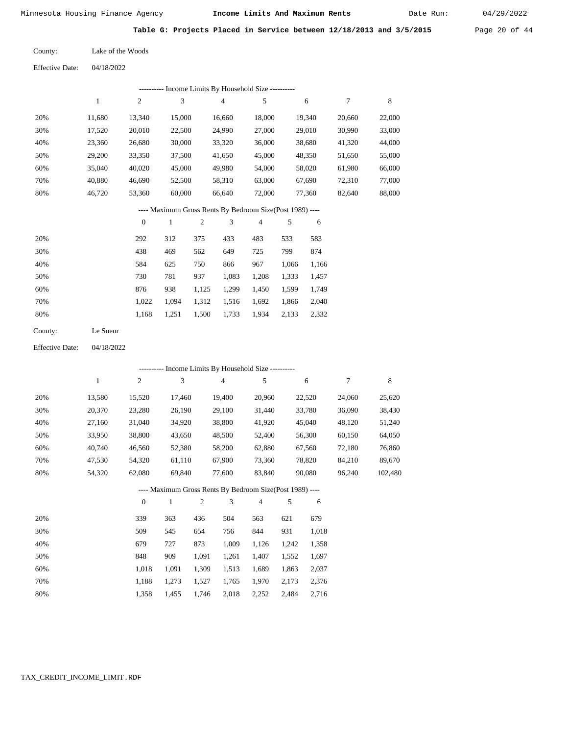Minnesota Housing Finance Agency **Income Limits And Maximum Rents** Date Run: 04/29/2022

**Table G: Projects Placed in Service between 12/18/2013 and 3/5/2015**

County: Lake of the Woods

Effective Date: 04/18/2022

---------- Income Limits By Household Size ----------

| | 1 | 2 | 3 | 4 | 5 | 6 | 7 | 8 |
|---|---|---|---|---|---|---|---|---|
| 20% | 11,680 | 13,340 | 15,000 | 16,660 | 18,000 | 19,340 | 20,660 | 22,000 |
| 30% | 17,520 | 20,010 | 22,500 | 24,990 | 27,000 | 29,010 | 30,990 | 33,000 |
| 40% | 23,360 | 26,680 | 30,000 | 33,320 | 36,000 | 38,680 | 41,320 | 44,000 |
| 50% | 29,200 | 33,350 | 37,500 | 41,650 | 45,000 | 48,350 | 51,650 | 55,000 |
| 60% | 35,040 | 40,020 | 45,000 | 49,980 | 54,000 | 58,020 | 61,980 | 66,000 |
| 70% | 40,880 | 46,690 | 52,500 | 58,310 | 63,000 | 67,690 | 72,310 | 77,000 |
| 80% | 46,720 | 53,360 | 60,000 | 66,640 | 72,000 | 77,360 | 82,640 | 88,000 |

---- Maximum Gross Rents By Bedroom Size(Post 1989) ----

| | 0 | 1 | 2 | 3 | 4 | 5 | 6 |
|---|---|---|---|---|---|---|---|
| 20% | 292 | 312 | 375 | 433 | 483 | 533 | 583 |
| 30% | 438 | 469 | 562 | 649 | 725 | 799 | 874 |
| 40% | 584 | 625 | 750 | 866 | 967 | 1,066 | 1,166 |
| 50% | 730 | 781 | 937 | 1,083 | 1,208 | 1,333 | 1,457 |
| 60% | 876 | 938 | 1,125 | 1,299 | 1,450 | 1,599 | 1,749 |
| 70% | 1,022 | 1,094 | 1,312 | 1,516 | 1,692 | 1,866 | 2,040 |
| 80% | 1,168 | 1,251 | 1,500 | 1,733 | 1,934 | 2,133 | 2,332 |

County: Le Sueur

Effective Date: 04/18/2022

---------- Income Limits By Household Size ----------

| | 1 | 2 | 3 | 4 | 5 | 6 | 7 | 8 |
|---|---|---|---|---|---|---|---|---|
| 20% | 13,580 | 15,520 | 17,460 | 19,400 | 20,960 | 22,520 | 24,060 | 25,620 |
| 30% | 20,370 | 23,280 | 26,190 | 29,100 | 31,440 | 33,780 | 36,090 | 38,430 |
| 40% | 27,160 | 31,040 | 34,920 | 38,800 | 41,920 | 45,040 | 48,120 | 51,240 |
| 50% | 33,950 | 38,800 | 43,650 | 48,500 | 52,400 | 56,300 | 60,150 | 64,050 |
| 60% | 40,740 | 46,560 | 52,380 | 58,200 | 62,880 | 67,560 | 72,180 | 76,860 |
| 70% | 47,530 | 54,320 | 61,110 | 67,900 | 73,360 | 78,820 | 84,210 | 89,670 |
| 80% | 54,320 | 62,080 | 69,840 | 77,600 | 83,840 | 90,080 | 96,240 | 102,480 |

---- Maximum Gross Rents By Bedroom Size(Post 1989) ----

| | 0 | 1 | 2 | 3 | 4 | 5 | 6 |
|---|---|---|---|---|---|---|---|
| 20% | 339 | 363 | 436 | 504 | 563 | 621 | 679 |
| 30% | 509 | 545 | 654 | 756 | 844 | 931 | 1,018 |
| 40% | 679 | 727 | 873 | 1,009 | 1,126 | 1,242 | 1,358 |
| 50% | 848 | 909 | 1,091 | 1,261 | 1,407 | 1,552 | 1,697 |
| 60% | 1,018 | 1,091 | 1,309 | 1,513 | 1,689 | 1,863 | 2,037 |
| 70% | 1,188 | 1,273 | 1,527 | 1,765 | 1,970 | 2,173 | 2,376 |
| 80% | 1,358 | 1,455 | 1,746 | 2,018 | 2,252 | 2,484 | 2,716 |

TAX_CREDIT_INCOME_LIMIT.RDF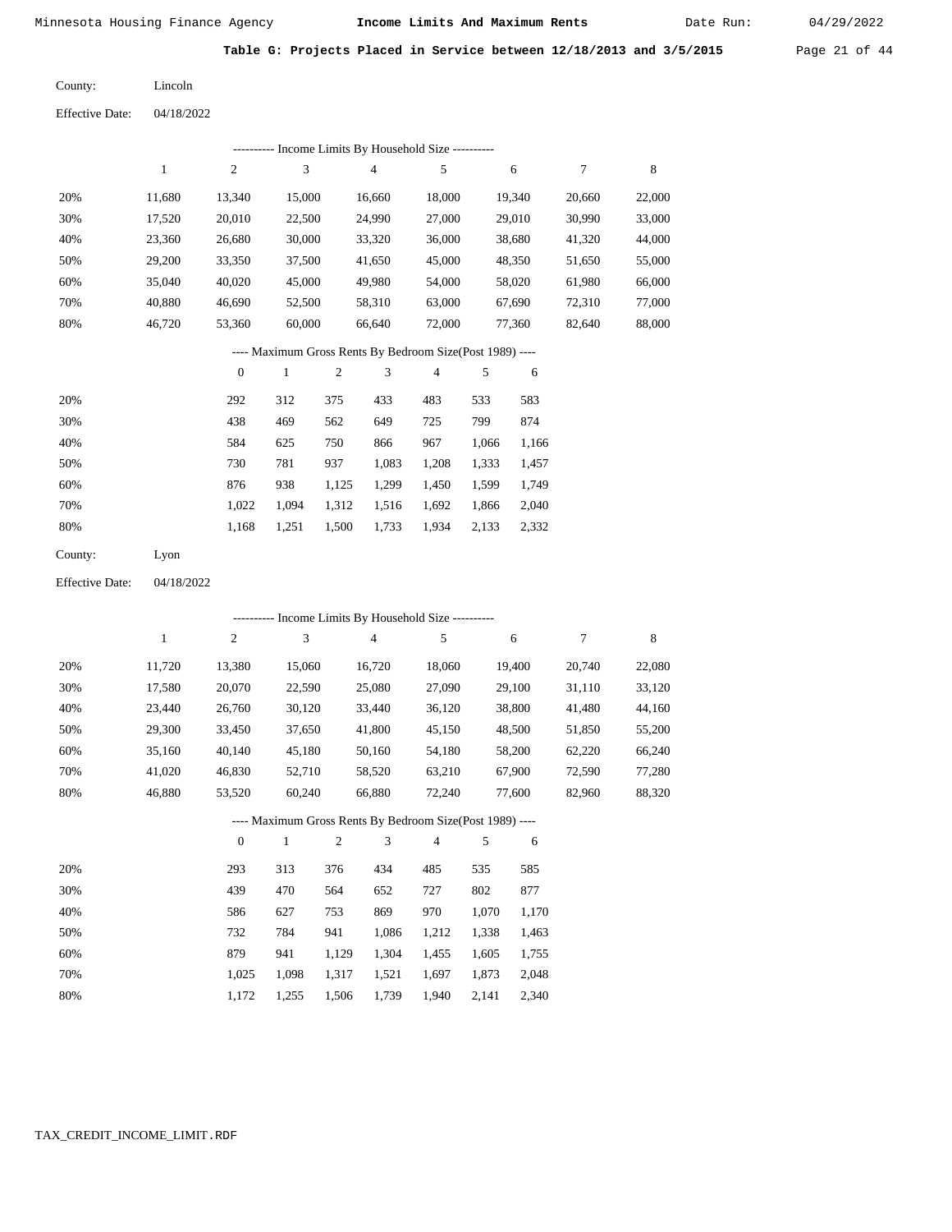**Table G: Projects Placed in Service between 12/18/2013 and 3/5/2015**

County: Lincoln

Effective Date: 04/18/2022

---------- Income Limits By Household Size ----------

| | 1 | 2 | 3 | 4 | 5 | 6 | 7 | 8 |
|---|---|---|---|---|---|---|---|---|
| 20% | 11,680 | 13,340 | 15,000 | 16,660 | 18,000 | 19,340 | 20,660 | 22,000 |
| 30% | 17,520 | 20,010 | 22,500 | 24,990 | 27,000 | 29,010 | 30,990 | 33,000 |
| 40% | 23,360 | 26,680 | 30,000 | 33,320 | 36,000 | 38,680 | 41,320 | 44,000 |
| 50% | 29,200 | 33,350 | 37,500 | 41,650 | 45,000 | 48,350 | 51,650 | 55,000 |
| 60% | 35,040 | 40,020 | 45,000 | 49,980 | 54,000 | 58,020 | 61,980 | 66,000 |
| 70% | 40,880 | 46,690 | 52,500 | 58,310 | 63,000 | 67,690 | 72,310 | 77,000 |
| 80% | 46,720 | 53,360 | 60,000 | 66,640 | 72,000 | 77,360 | 82,640 | 88,000 |

---- Maximum Gross Rents By Bedroom Size(Post 1989) ----

| | 0 | 1 | 2 | 3 | 4 | 5 | 6 |
|---|---|---|---|---|---|---|---|
| 20% | 292 | 312 | 375 | 433 | 483 | 533 | 583 |
| 30% | 438 | 469 | 562 | 649 | 725 | 799 | 874 |
| 40% | 584 | 625 | 750 | 866 | 967 | 1,066 | 1,166 |
| 50% | 730 | 781 | 937 | 1,083 | 1,208 | 1,333 | 1,457 |
| 60% | 876 | 938 | 1,125 | 1,299 | 1,450 | 1,599 | 1,749 |
| 70% | 1,022 | 1,094 | 1,312 | 1,516 | 1,692 | 1,866 | 2,040 |
| 80% | 1,168 | 1,251 | 1,500 | 1,733 | 1,934 | 2,133 | 2,332 |

County: Lyon

Effective Date: 04/18/2022

---------- Income Limits By Household Size ----------

| | 1 | 2 | 3 | 4 | 5 | 6 | 7 | 8 |
|---|---|---|---|---|---|---|---|---|
| 20% | 11,720 | 13,380 | 15,060 | 16,720 | 18,060 | 19,400 | 20,740 | 22,080 |
| 30% | 17,580 | 20,070 | 22,590 | 25,080 | 27,090 | 29,100 | 31,110 | 33,120 |
| 40% | 23,440 | 26,760 | 30,120 | 33,440 | 36,120 | 38,800 | 41,480 | 44,160 |
| 50% | 29,300 | 33,450 | 37,650 | 41,800 | 45,150 | 48,500 | 51,850 | 55,200 |
| 60% | 35,160 | 40,140 | 45,180 | 50,160 | 54,180 | 58,200 | 62,220 | 66,240 |
| 70% | 41,020 | 46,830 | 52,710 | 58,520 | 63,210 | 67,900 | 72,590 | 77,280 |
| 80% | 46,880 | 53,520 | 60,240 | 66,880 | 72,240 | 77,600 | 82,960 | 88,320 |

---- Maximum Gross Rents By Bedroom Size(Post 1989) ----

| | 0 | 1 | 2 | 3 | 4 | 5 | 6 |
|---|---|---|---|---|---|---|---|
| 20% | 293 | 313 | 376 | 434 | 485 | 535 | 585 |
| 30% | 439 | 470 | 564 | 652 | 727 | 802 | 877 |
| 40% | 586 | 627 | 753 | 869 | 970 | 1,070 | 1,170 |
| 50% | 732 | 784 | 941 | 1,086 | 1,212 | 1,338 | 1,463 |
| 60% | 879 | 941 | 1,129 | 1,304 | 1,455 | 1,605 | 1,755 |
| 70% | 1,025 | 1,098 | 1,317 | 1,521 | 1,697 | 1,873 | 2,048 |
| 80% | 1,172 | 1,255 | 1,506 | 1,739 | 1,940 | 2,141 | 2,340 |

TAX_CREDIT_INCOME_LIMIT.RDF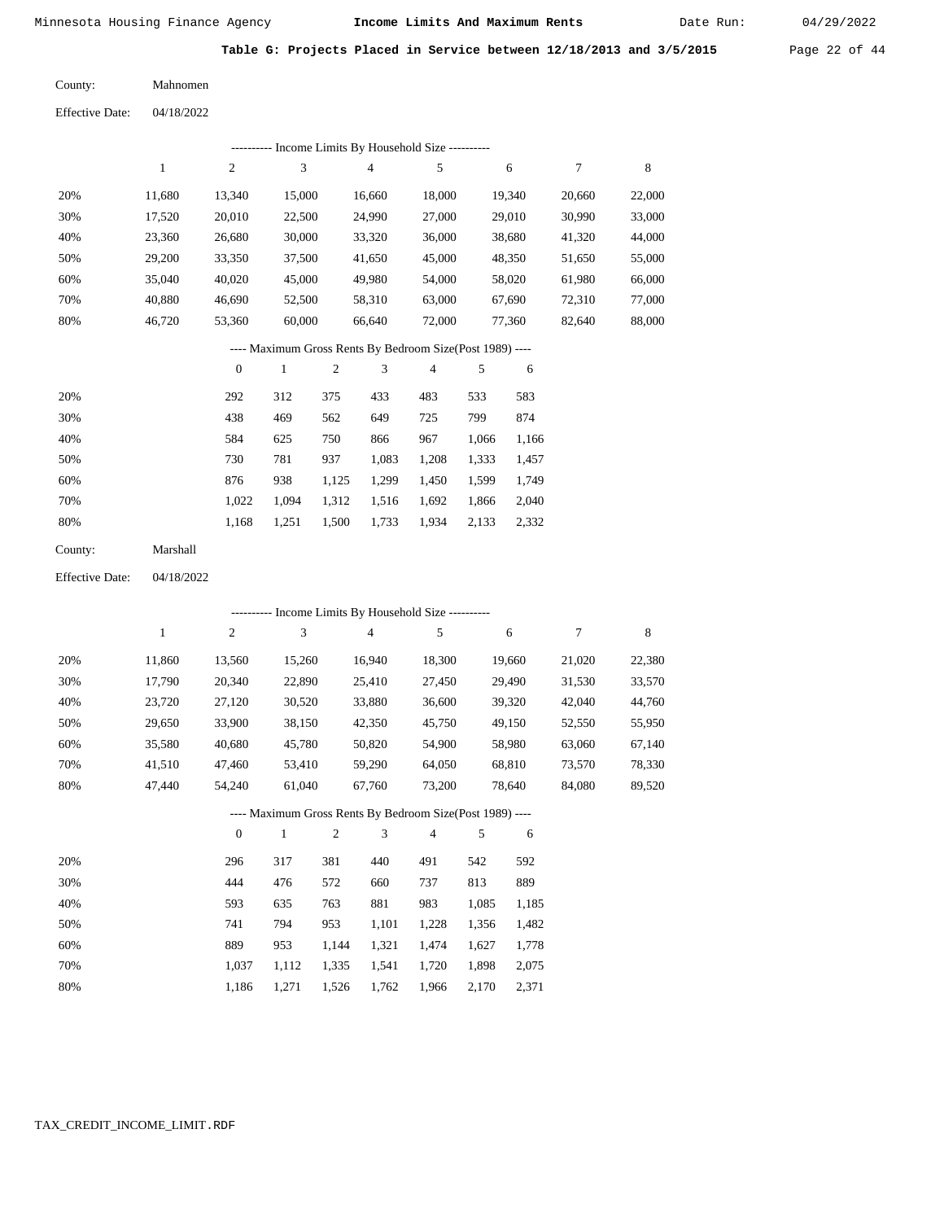Minnesota Housing Finance Agency **Income Limits And Maximum Rents** Date Run: 04/29/2022

**Table G: Projects Placed in Service between 12/18/2013 and 3/5/2015**

County: Mahnomen

Effective Date: 04/18/2022

---------- Income Limits By Household Size ----------

| | 1 | 2 | 3 | 4 | 5 | 6 | 7 | 8 |
|---|---|---|---|---|---|---|---|---|
| 20% | 11,680 | 13,340 | 15,000 | 16,660 | 18,000 | 19,340 | 20,660 | 22,000 |
| 30% | 17,520 | 20,010 | 22,500 | 24,990 | 27,000 | 29,010 | 30,990 | 33,000 |
| 40% | 23,360 | 26,680 | 30,000 | 33,320 | 36,000 | 38,680 | 41,320 | 44,000 |
| 50% | 29,200 | 33,350 | 37,500 | 41,650 | 45,000 | 48,350 | 51,650 | 55,000 |
| 60% | 35,040 | 40,020 | 45,000 | 49,980 | 54,000 | 58,020 | 61,980 | 66,000 |
| 70% | 40,880 | 46,690 | 52,500 | 58,310 | 63,000 | 67,690 | 72,310 | 77,000 |
| 80% | 46,720 | 53,360 | 60,000 | 66,640 | 72,000 | 77,360 | 82,640 | 88,000 |

---- Maximum Gross Rents By Bedroom Size(Post 1989) ----

| | 0 | 1 | 2 | 3 | 4 | 5 | 6 |
|---|---|---|---|---|---|---|---|
| 20% | 292 | 312 | 375 | 433 | 483 | 533 | 583 |
| 30% | 438 | 469 | 562 | 649 | 725 | 799 | 874 |
| 40% | 584 | 625 | 750 | 866 | 967 | 1,066 | 1,166 |
| 50% | 730 | 781 | 937 | 1,083 | 1,208 | 1,333 | 1,457 |
| 60% | 876 | 938 | 1,125 | 1,299 | 1,450 | 1,599 | 1,749 |
| 70% | 1,022 | 1,094 | 1,312 | 1,516 | 1,692 | 1,866 | 2,040 |
| 80% | 1,168 | 1,251 | 1,500 | 1,733 | 1,934 | 2,133 | 2,332 |

County: Marshall

Effective Date: 04/18/2022

---------- Income Limits By Household Size ----------

| | 1 | 2 | 3 | 4 | 5 | 6 | 7 | 8 |
|---|---|---|---|---|---|---|---|---|
| 20% | 11,860 | 13,560 | 15,260 | 16,940 | 18,300 | 19,660 | 21,020 | 22,380 |
| 30% | 17,790 | 20,340 | 22,890 | 25,410 | 27,450 | 29,490 | 31,530 | 33,570 |
| 40% | 23,720 | 27,120 | 30,520 | 33,880 | 36,600 | 39,320 | 42,040 | 44,760 |
| 50% | 29,650 | 33,900 | 38,150 | 42,350 | 45,750 | 49,150 | 52,550 | 55,950 |
| 60% | 35,580 | 40,680 | 45,780 | 50,820 | 54,900 | 58,980 | 63,060 | 67,140 |
| 70% | 41,510 | 47,460 | 53,410 | 59,290 | 64,050 | 68,810 | 73,570 | 78,330 |
| 80% | 47,440 | 54,240 | 61,040 | 67,760 | 73,200 | 78,640 | 84,080 | 89,520 |

---- Maximum Gross Rents By Bedroom Size(Post 1989) ----

| | 0 | 1 | 2 | 3 | 4 | 5 | 6 |
|---|---|---|---|---|---|---|---|
| 20% | 296 | 317 | 381 | 440 | 491 | 542 | 592 |
| 30% | 444 | 476 | 572 | 660 | 737 | 813 | 889 |
| 40% | 593 | 635 | 763 | 881 | 983 | 1,085 | 1,185 |
| 50% | 741 | 794 | 953 | 1,101 | 1,228 | 1,356 | 1,482 |
| 60% | 889 | 953 | 1,144 | 1,321 | 1,474 | 1,627 | 1,778 |
| 70% | 1,037 | 1,112 | 1,335 | 1,541 | 1,720 | 1,898 | 2,075 |
| 80% | 1,186 | 1,271 | 1,526 | 1,762 | 1,966 | 2,170 | 2,371 |

TAX_CREDIT_INCOME_LIMIT.RDF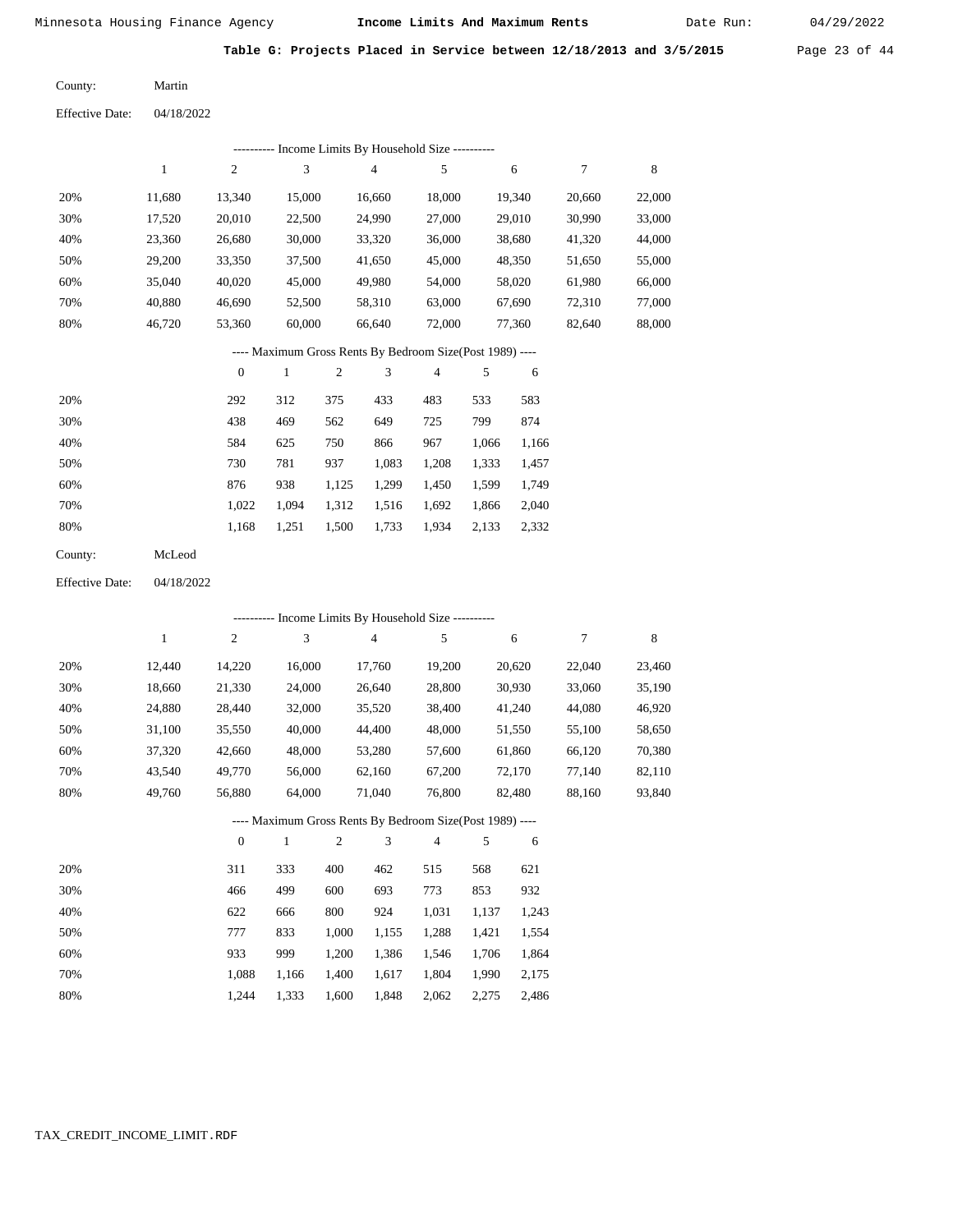Minnesota Housing Finance Agency — **Income Limits And Maximum Rents** — Date Run: 04/29/2022

## Table G: Projects Placed in Service between 12/18/2013 and 3/5/2015

County: Martin

Effective Date: 04/18/2022

---------- Income Limits By Household Size ----------

| | 1 | 2 | 3 | 4 | 5 | 6 | 7 | 8 |
|---|---|---|---|---|---|---|---|---|
| 20% | 11,680 | 13,340 | 15,000 | 16,660 | 18,000 | 19,340 | 20,660 | 22,000 |
| 30% | 17,520 | 20,010 | 22,500 | 24,990 | 27,000 | 29,010 | 30,990 | 33,000 |
| 40% | 23,360 | 26,680 | 30,000 | 33,320 | 36,000 | 38,680 | 41,320 | 44,000 |
| 50% | 29,200 | 33,350 | 37,500 | 41,650 | 45,000 | 48,350 | 51,650 | 55,000 |
| 60% | 35,040 | 40,020 | 45,000 | 49,980 | 54,000 | 58,020 | 61,980 | 66,000 |
| 70% | 40,880 | 46,690 | 52,500 | 58,310 | 63,000 | 67,690 | 72,310 | 77,000 |
| 80% | 46,720 | 53,360 | 60,000 | 66,640 | 72,000 | 77,360 | 82,640 | 88,000 |

---- Maximum Gross Rents By Bedroom Size(Post 1989) ----

| | 0 | 1 | 2 | 3 | 4 | 5 | 6 |
|---|---|---|---|---|---|---|---|
| 20% | 292 | 312 | 375 | 433 | 483 | 533 | 583 |
| 30% | 438 | 469 | 562 | 649 | 725 | 799 | 874 |
| 40% | 584 | 625 | 750 | 866 | 967 | 1,066 | 1,166 |
| 50% | 730 | 781 | 937 | 1,083 | 1,208 | 1,333 | 1,457 |
| 60% | 876 | 938 | 1,125 | 1,299 | 1,450 | 1,599 | 1,749 |
| 70% | 1,022 | 1,094 | 1,312 | 1,516 | 1,692 | 1,866 | 2,040 |
| 80% | 1,168 | 1,251 | 1,500 | 1,733 | 1,934 | 2,133 | 2,332 |

County: McLeod

Effective Date: 04/18/2022

---------- Income Limits By Household Size ----------

| | 1 | 2 | 3 | 4 | 5 | 6 | 7 | 8 |
|---|---|---|---|---|---|---|---|---|
| 20% | 12,440 | 14,220 | 16,000 | 17,760 | 19,200 | 20,620 | 22,040 | 23,460 |
| 30% | 18,660 | 21,330 | 24,000 | 26,640 | 28,800 | 30,930 | 33,060 | 35,190 |
| 40% | 24,880 | 28,440 | 32,000 | 35,520 | 38,400 | 41,240 | 44,080 | 46,920 |
| 50% | 31,100 | 35,550 | 40,000 | 44,400 | 48,000 | 51,550 | 55,100 | 58,650 |
| 60% | 37,320 | 42,660 | 48,000 | 53,280 | 57,600 | 61,860 | 66,120 | 70,380 |
| 70% | 43,540 | 49,770 | 56,000 | 62,160 | 67,200 | 72,170 | 77,140 | 82,110 |
| 80% | 49,760 | 56,880 | 64,000 | 71,040 | 76,800 | 82,480 | 88,160 | 93,840 |

---- Maximum Gross Rents By Bedroom Size(Post 1989) ----

| | 0 | 1 | 2 | 3 | 4 | 5 | 6 |
|---|---|---|---|---|---|---|---|
| 20% | 311 | 333 | 400 | 462 | 515 | 568 | 621 |
| 30% | 466 | 499 | 600 | 693 | 773 | 853 | 932 |
| 40% | 622 | 666 | 800 | 924 | 1,031 | 1,137 | 1,243 |
| 50% | 777 | 833 | 1,000 | 1,155 | 1,288 | 1,421 | 1,554 |
| 60% | 933 | 999 | 1,200 | 1,386 | 1,546 | 1,706 | 1,864 |
| 70% | 1,088 | 1,166 | 1,400 | 1,617 | 1,804 | 1,990 | 2,175 |
| 80% | 1,244 | 1,333 | 1,600 | 1,848 | 2,062 | 2,275 | 2,486 |

TAX_CREDIT_INCOME_LIMIT.RDF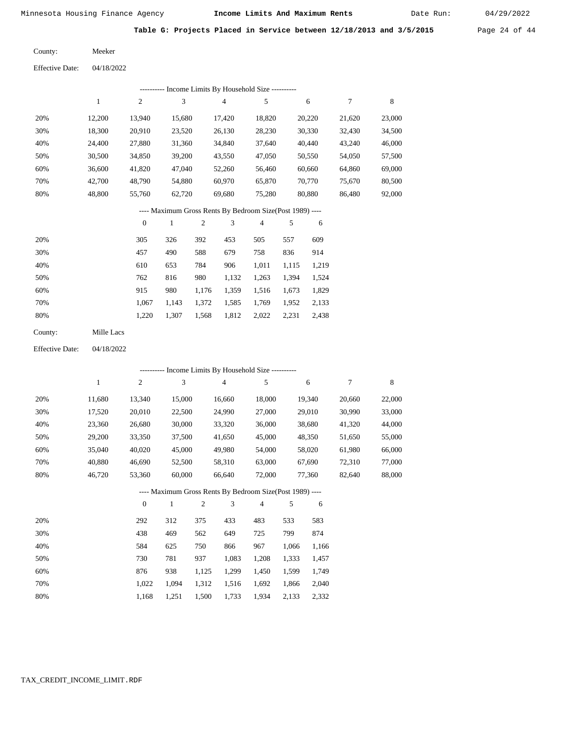Minnesota Housing Finance Agency — **Income Limits And Maximum Rents** — Date Run: 04/29/2022

**Table G: Projects Placed in Service between 12/18/2013 and 3/5/2015**

County: Meeker

Effective Date: 04/18/2022

---------- Income Limits By Household Size ----------

| | 1 | 2 | 3 | 4 | 5 | 6 | 7 | 8 |
|---|---|---|---|---|---|---|---|---|
| 20% | 12,200 | 13,940 | 15,680 | 17,420 | 18,820 | 20,220 | 21,620 | 23,000 |
| 30% | 18,300 | 20,910 | 23,520 | 26,130 | 28,230 | 30,330 | 32,430 | 34,500 |
| 40% | 24,400 | 27,880 | 31,360 | 34,840 | 37,640 | 40,440 | 43,240 | 46,000 |
| 50% | 30,500 | 34,850 | 39,200 | 43,550 | 47,050 | 50,550 | 54,050 | 57,500 |
| 60% | 36,600 | 41,820 | 47,040 | 52,260 | 56,460 | 60,660 | 64,860 | 69,000 |
| 70% | 42,700 | 48,790 | 54,880 | 60,970 | 65,870 | 70,770 | 75,670 | 80,500 |
| 80% | 48,800 | 55,760 | 62,720 | 69,680 | 75,280 | 80,880 | 86,480 | 92,000 |

---- Maximum Gross Rents By Bedroom Size(Post 1989) ----

| | 0 | 1 | 2 | 3 | 4 | 5 | 6 |
|---|---|---|---|---|---|---|---|
| 20% | 305 | 326 | 392 | 453 | 505 | 557 | 609 |
| 30% | 457 | 490 | 588 | 679 | 758 | 836 | 914 |
| 40% | 610 | 653 | 784 | 906 | 1,011 | 1,115 | 1,219 |
| 50% | 762 | 816 | 980 | 1,132 | 1,263 | 1,394 | 1,524 |
| 60% | 915 | 980 | 1,176 | 1,359 | 1,516 | 1,673 | 1,829 |
| 70% | 1,067 | 1,143 | 1,372 | 1,585 | 1,769 | 1,952 | 2,133 |
| 80% | 1,220 | 1,307 | 1,568 | 1,812 | 2,022 | 2,231 | 2,438 |

County: Mille Lacs

Effective Date: 04/18/2022

---------- Income Limits By Household Size ----------

| | 1 | 2 | 3 | 4 | 5 | 6 | 7 | 8 |
|---|---|---|---|---|---|---|---|---|
| 20% | 11,680 | 13,340 | 15,000 | 16,660 | 18,000 | 19,340 | 20,660 | 22,000 |
| 30% | 17,520 | 20,010 | 22,500 | 24,990 | 27,000 | 29,010 | 30,990 | 33,000 |
| 40% | 23,360 | 26,680 | 30,000 | 33,320 | 36,000 | 38,680 | 41,320 | 44,000 |
| 50% | 29,200 | 33,350 | 37,500 | 41,650 | 45,000 | 48,350 | 51,650 | 55,000 |
| 60% | 35,040 | 40,020 | 45,000 | 49,980 | 54,000 | 58,020 | 61,980 | 66,000 |
| 70% | 40,880 | 46,690 | 52,500 | 58,310 | 63,000 | 67,690 | 72,310 | 77,000 |
| 80% | 46,720 | 53,360 | 60,000 | 66,640 | 72,000 | 77,360 | 82,640 | 88,000 |

---- Maximum Gross Rents By Bedroom Size(Post 1989) ----

| | 0 | 1 | 2 | 3 | 4 | 5 | 6 |
|---|---|---|---|---|---|---|---|
| 20% | 292 | 312 | 375 | 433 | 483 | 533 | 583 |
| 30% | 438 | 469 | 562 | 649 | 725 | 799 | 874 |
| 40% | 584 | 625 | 750 | 866 | 967 | 1,066 | 1,166 |
| 50% | 730 | 781 | 937 | 1,083 | 1,208 | 1,333 | 1,457 |
| 60% | 876 | 938 | 1,125 | 1,299 | 1,450 | 1,599 | 1,749 |
| 70% | 1,022 | 1,094 | 1,312 | 1,516 | 1,692 | 1,866 | 2,040 |
| 80% | 1,168 | 1,251 | 1,500 | 1,733 | 1,934 | 2,133 | 2,332 |

TAX_CREDIT_INCOME_LIMIT.RDF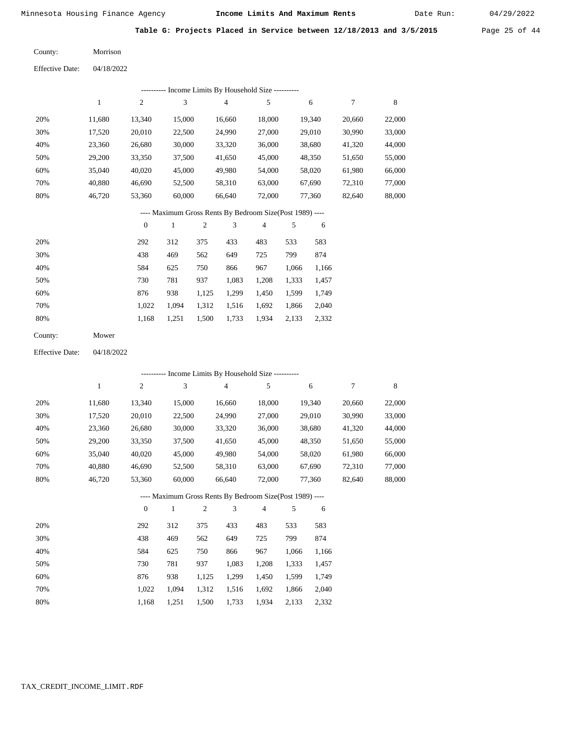Minnesota Housing Finance Agency **Income Limits And Maximum Rents** Date Run: 04/29/2022

**Table G: Projects Placed in Service between 12/18/2013 and 3/5/2015**

County: Morrison

Effective Date: 04/18/2022

---------- Income Limits By Household Size ----------

| | 1 | 2 | 3 | 4 | 5 | 6 | 7 | 8 |
|---|---|---|---|---|---|---|---|---|
| 20% | 11,680 | 13,340 | 15,000 | 16,660 | 18,000 | 19,340 | 20,660 | 22,000 |
| 30% | 17,520 | 20,010 | 22,500 | 24,990 | 27,000 | 29,010 | 30,990 | 33,000 |
| 40% | 23,360 | 26,680 | 30,000 | 33,320 | 36,000 | 38,680 | 41,320 | 44,000 |
| 50% | 29,200 | 33,350 | 37,500 | 41,650 | 45,000 | 48,350 | 51,650 | 55,000 |
| 60% | 35,040 | 40,020 | 45,000 | 49,980 | 54,000 | 58,020 | 61,980 | 66,000 |
| 70% | 40,880 | 46,690 | 52,500 | 58,310 | 63,000 | 67,690 | 72,310 | 77,000 |
| 80% | 46,720 | 53,360 | 60,000 | 66,640 | 72,000 | 77,360 | 82,640 | 88,000 |

---- Maximum Gross Rents By Bedroom Size(Post 1989) ----

| | 0 | 1 | 2 | 3 | 4 | 5 | 6 |
|---|---|---|---|---|---|---|---|
| 20% | 292 | 312 | 375 | 433 | 483 | 533 | 583 |
| 30% | 438 | 469 | 562 | 649 | 725 | 799 | 874 |
| 40% | 584 | 625 | 750 | 866 | 967 | 1,066 | 1,166 |
| 50% | 730 | 781 | 937 | 1,083 | 1,208 | 1,333 | 1,457 |
| 60% | 876 | 938 | 1,125 | 1,299 | 1,450 | 1,599 | 1,749 |
| 70% | 1,022 | 1,094 | 1,312 | 1,516 | 1,692 | 1,866 | 2,040 |
| 80% | 1,168 | 1,251 | 1,500 | 1,733 | 1,934 | 2,133 | 2,332 |

County: Mower

Effective Date: 04/18/2022

---------- Income Limits By Household Size ----------

| | 1 | 2 | 3 | 4 | 5 | 6 | 7 | 8 |
|---|---|---|---|---|---|---|---|---|
| 20% | 11,680 | 13,340 | 15,000 | 16,660 | 18,000 | 19,340 | 20,660 | 22,000 |
| 30% | 17,520 | 20,010 | 22,500 | 24,990 | 27,000 | 29,010 | 30,990 | 33,000 |
| 40% | 23,360 | 26,680 | 30,000 | 33,320 | 36,000 | 38,680 | 41,320 | 44,000 |
| 50% | 29,200 | 33,350 | 37,500 | 41,650 | 45,000 | 48,350 | 51,650 | 55,000 |
| 60% | 35,040 | 40,020 | 45,000 | 49,980 | 54,000 | 58,020 | 61,980 | 66,000 |
| 70% | 40,880 | 46,690 | 52,500 | 58,310 | 63,000 | 67,690 | 72,310 | 77,000 |
| 80% | 46,720 | 53,360 | 60,000 | 66,640 | 72,000 | 77,360 | 82,640 | 88,000 |

---- Maximum Gross Rents By Bedroom Size(Post 1989) ----

| | 0 | 1 | 2 | 3 | 4 | 5 | 6 |
|---|---|---|---|---|---|---|---|
| 20% | 292 | 312 | 375 | 433 | 483 | 533 | 583 |
| 30% | 438 | 469 | 562 | 649 | 725 | 799 | 874 |
| 40% | 584 | 625 | 750 | 866 | 967 | 1,066 | 1,166 |
| 50% | 730 | 781 | 937 | 1,083 | 1,208 | 1,333 | 1,457 |
| 60% | 876 | 938 | 1,125 | 1,299 | 1,450 | 1,599 | 1,749 |
| 70% | 1,022 | 1,094 | 1,312 | 1,516 | 1,692 | 1,866 | 2,040 |
| 80% | 1,168 | 1,251 | 1,500 | 1,733 | 1,934 | 2,133 | 2,332 |

TAX_CREDIT_INCOME_LIMIT.RDF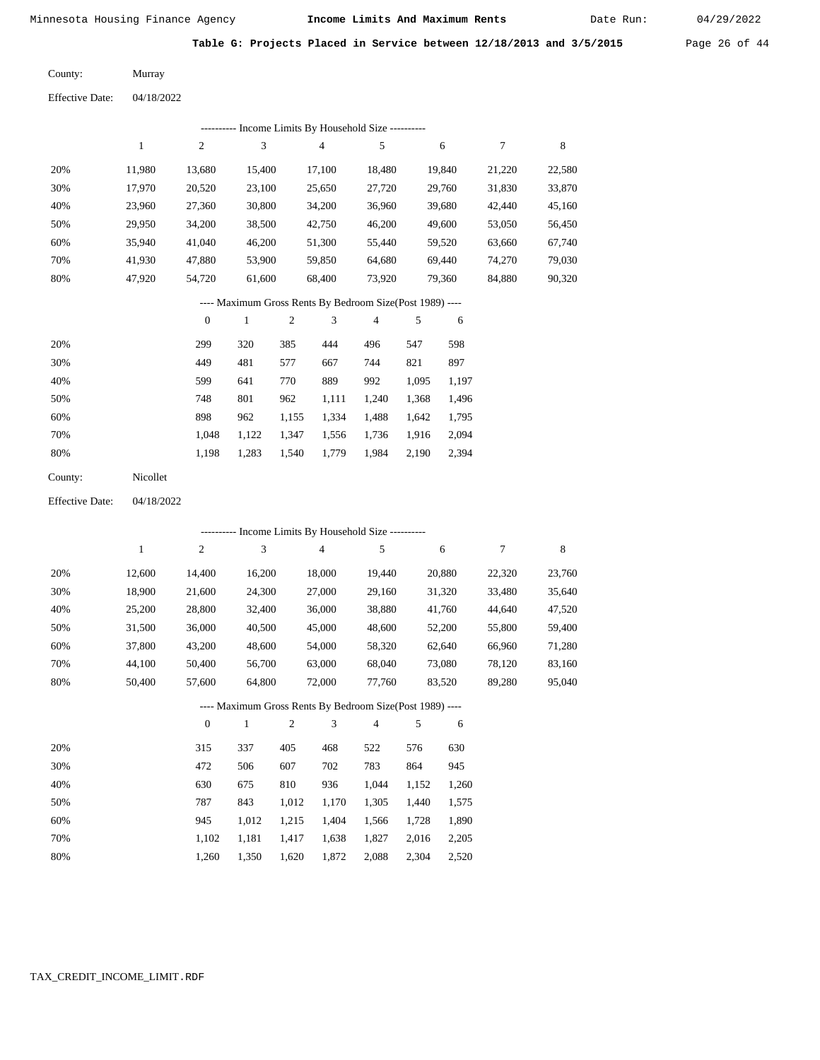Minnesota Housing Finance Agency **Income Limits And Maximum Rents** Date Run: 04/29/2022

**Table G: Projects Placed in Service between 12/18/2013 and 3/5/2015**

County: Murray

Effective Date: 04/18/2022

---------- Income Limits By Household Size ----------

| | 1 | 2 | 3 | 4 | 5 | 6 | 7 | 8 |
|---|---|---|---|---|---|---|---|---|
| 20% | 11,980 | 13,680 | 15,400 | 17,100 | 18,480 | 19,840 | 21,220 | 22,580 |
| 30% | 17,970 | 20,520 | 23,100 | 25,650 | 27,720 | 29,760 | 31,830 | 33,870 |
| 40% | 23,960 | 27,360 | 30,800 | 34,200 | 36,960 | 39,680 | 42,440 | 45,160 |
| 50% | 29,950 | 34,200 | 38,500 | 42,750 | 46,200 | 49,600 | 53,050 | 56,450 |
| 60% | 35,940 | 41,040 | 46,200 | 51,300 | 55,440 | 59,520 | 63,660 | 67,740 |
| 70% | 41,930 | 47,880 | 53,900 | 59,850 | 64,680 | 69,440 | 74,270 | 79,030 |
| 80% | 47,920 | 54,720 | 61,600 | 68,400 | 73,920 | 79,360 | 84,880 | 90,320 |

---- Maximum Gross Rents By Bedroom Size(Post 1989) ----

| | 0 | 1 | 2 | 3 | 4 | 5 | 6 |
|---|---|---|---|---|---|---|---|
| 20% | 299 | 320 | 385 | 444 | 496 | 547 | 598 |
| 30% | 449 | 481 | 577 | 667 | 744 | 821 | 897 |
| 40% | 599 | 641 | 770 | 889 | 992 | 1,095 | 1,197 |
| 50% | 748 | 801 | 962 | 1,111 | 1,240 | 1,368 | 1,496 |
| 60% | 898 | 962 | 1,155 | 1,334 | 1,488 | 1,642 | 1,795 |
| 70% | 1,048 | 1,122 | 1,347 | 1,556 | 1,736 | 1,916 | 2,094 |
| 80% | 1,198 | 1,283 | 1,540 | 1,779 | 1,984 | 2,190 | 2,394 |

County: Nicollet

Effective Date: 04/18/2022

---------- Income Limits By Household Size ----------

| | 1 | 2 | 3 | 4 | 5 | 6 | 7 | 8 |
|---|---|---|---|---|---|---|---|---|
| 20% | 12,600 | 14,400 | 16,200 | 18,000 | 19,440 | 20,880 | 22,320 | 23,760 |
| 30% | 18,900 | 21,600 | 24,300 | 27,000 | 29,160 | 31,320 | 33,480 | 35,640 |
| 40% | 25,200 | 28,800 | 32,400 | 36,000 | 38,880 | 41,760 | 44,640 | 47,520 |
| 50% | 31,500 | 36,000 | 40,500 | 45,000 | 48,600 | 52,200 | 55,800 | 59,400 |
| 60% | 37,800 | 43,200 | 48,600 | 54,000 | 58,320 | 62,640 | 66,960 | 71,280 |
| 70% | 44,100 | 50,400 | 56,700 | 63,000 | 68,040 | 73,080 | 78,120 | 83,160 |
| 80% | 50,400 | 57,600 | 64,800 | 72,000 | 77,760 | 83,520 | 89,280 | 95,040 |

---- Maximum Gross Rents By Bedroom Size(Post 1989) ----

| | 0 | 1 | 2 | 3 | 4 | 5 | 6 |
|---|---|---|---|---|---|---|---|
| 20% | 315 | 337 | 405 | 468 | 522 | 576 | 630 |
| 30% | 472 | 506 | 607 | 702 | 783 | 864 | 945 |
| 40% | 630 | 675 | 810 | 936 | 1,044 | 1,152 | 1,260 |
| 50% | 787 | 843 | 1,012 | 1,170 | 1,305 | 1,440 | 1,575 |
| 60% | 945 | 1,012 | 1,215 | 1,404 | 1,566 | 1,728 | 1,890 |
| 70% | 1,102 | 1,181 | 1,417 | 1,638 | 1,827 | 2,016 | 2,205 |
| 80% | 1,260 | 1,350 | 1,620 | 1,872 | 2,088 | 2,304 | 2,520 |

TAX_CREDIT_INCOME_LIMIT.RDF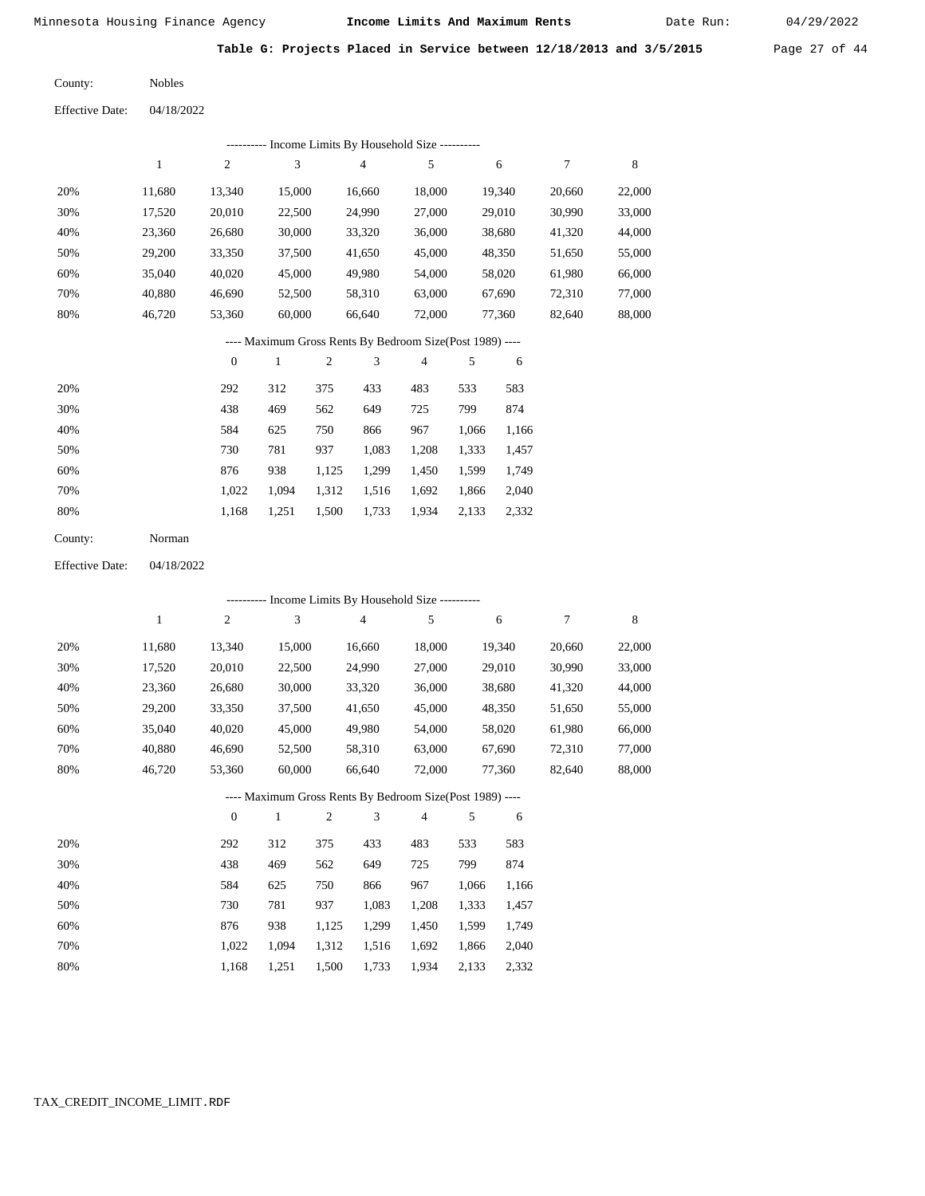Minnesota Housing Finance Agency **Income Limits And Maximum Rents** Date Run: 04/29/2022

**Table G: Projects Placed in Service between 12/18/2013 and 3/5/2015**

County: Nobles

Effective Date: 04/18/2022

---------- Income Limits By Household Size ----------

| | 1 | 2 | 3 | 4 | 5 | 6 | 7 | 8 |
|---|---|---|---|---|---|---|---|---|
| 20% | 11,680 | 13,340 | 15,000 | 16,660 | 18,000 | 19,340 | 20,660 | 22,000 |
| 30% | 17,520 | 20,010 | 22,500 | 24,990 | 27,000 | 29,010 | 30,990 | 33,000 |
| 40% | 23,360 | 26,680 | 30,000 | 33,320 | 36,000 | 38,680 | 41,320 | 44,000 |
| 50% | 29,200 | 33,350 | 37,500 | 41,650 | 45,000 | 48,350 | 51,650 | 55,000 |
| 60% | 35,040 | 40,020 | 45,000 | 49,980 | 54,000 | 58,020 | 61,980 | 66,000 |
| 70% | 40,880 | 46,690 | 52,500 | 58,310 | 63,000 | 67,690 | 72,310 | 77,000 |
| 80% | 46,720 | 53,360 | 60,000 | 66,640 | 72,000 | 77,360 | 82,640 | 88,000 |

---- Maximum Gross Rents By Bedroom Size(Post 1989) ----

| | 0 | 1 | 2 | 3 | 4 | 5 | 6 |
|---|---|---|---|---|---|---|---|
| 20% | 292 | 312 | 375 | 433 | 483 | 533 | 583 |
| 30% | 438 | 469 | 562 | 649 | 725 | 799 | 874 |
| 40% | 584 | 625 | 750 | 866 | 967 | 1,066 | 1,166 |
| 50% | 730 | 781 | 937 | 1,083 | 1,208 | 1,333 | 1,457 |
| 60% | 876 | 938 | 1,125 | 1,299 | 1,450 | 1,599 | 1,749 |
| 70% | 1,022 | 1,094 | 1,312 | 1,516 | 1,692 | 1,866 | 2,040 |
| 80% | 1,168 | 1,251 | 1,500 | 1,733 | 1,934 | 2,133 | 2,332 |

County: Norman

Effective Date: 04/18/2022

---------- Income Limits By Household Size ----------

| | 1 | 2 | 3 | 4 | 5 | 6 | 7 | 8 |
|---|---|---|---|---|---|---|---|---|
| 20% | 11,680 | 13,340 | 15,000 | 16,660 | 18,000 | 19,340 | 20,660 | 22,000 |
| 30% | 17,520 | 20,010 | 22,500 | 24,990 | 27,000 | 29,010 | 30,990 | 33,000 |
| 40% | 23,360 | 26,680 | 30,000 | 33,320 | 36,000 | 38,680 | 41,320 | 44,000 |
| 50% | 29,200 | 33,350 | 37,500 | 41,650 | 45,000 | 48,350 | 51,650 | 55,000 |
| 60% | 35,040 | 40,020 | 45,000 | 49,980 | 54,000 | 58,020 | 61,980 | 66,000 |
| 70% | 40,880 | 46,690 | 52,500 | 58,310 | 63,000 | 67,690 | 72,310 | 77,000 |
| 80% | 46,720 | 53,360 | 60,000 | 66,640 | 72,000 | 77,360 | 82,640 | 88,000 |

---- Maximum Gross Rents By Bedroom Size(Post 1989) ----

| | 0 | 1 | 2 | 3 | 4 | 5 | 6 |
|---|---|---|---|---|---|---|---|
| 20% | 292 | 312 | 375 | 433 | 483 | 533 | 583 |
| 30% | 438 | 469 | 562 | 649 | 725 | 799 | 874 |
| 40% | 584 | 625 | 750 | 866 | 967 | 1,066 | 1,166 |
| 50% | 730 | 781 | 937 | 1,083 | 1,208 | 1,333 | 1,457 |
| 60% | 876 | 938 | 1,125 | 1,299 | 1,450 | 1,599 | 1,749 |
| 70% | 1,022 | 1,094 | 1,312 | 1,516 | 1,692 | 1,866 | 2,040 |
| 80% | 1,168 | 1,251 | 1,500 | 1,733 | 1,934 | 2,133 | 2,332 |

TAX_CREDIT_INCOME_LIMIT.RDF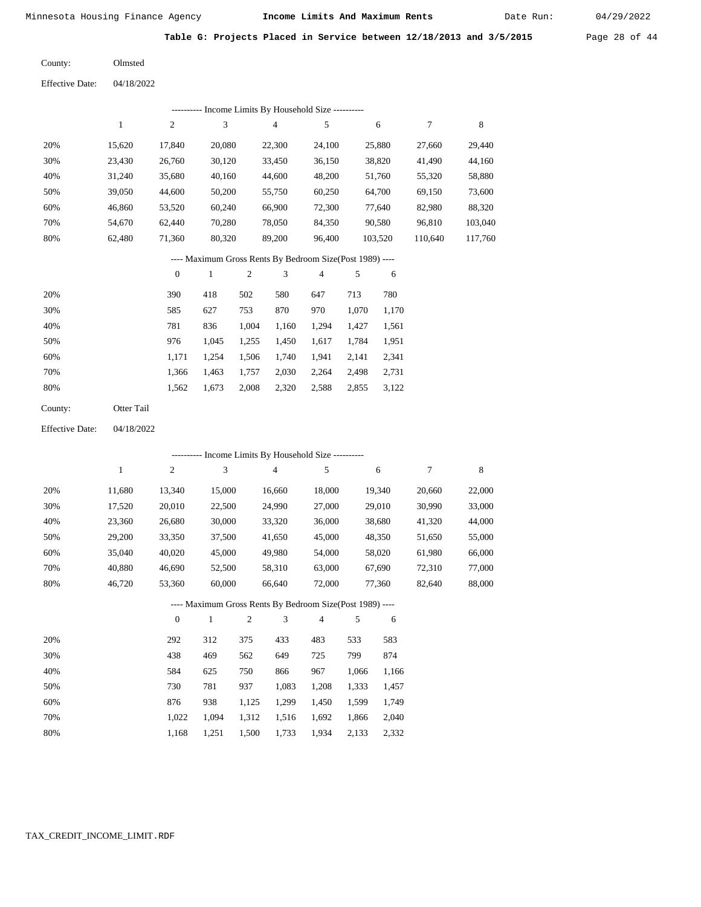Minnesota Housing Finance Agency **Income Limits And Maximum Rents** Date Run: 04/29/2022

**Table G: Projects Placed in Service between 12/18/2013 and 3/5/2015**

County: Olmsted

Effective Date: 04/18/2022

---------- Income Limits By Household Size ----------

| | 1 | 2 | 3 | 4 | 5 | 6 | 7 | 8 |
|---|---|---|---|---|---|---|---|---|
| 20% | 15,620 | 17,840 | 20,080 | 22,300 | 24,100 | 25,880 | 27,660 | 29,440 |
| 30% | 23,430 | 26,760 | 30,120 | 33,450 | 36,150 | 38,820 | 41,490 | 44,160 |
| 40% | 31,240 | 35,680 | 40,160 | 44,600 | 48,200 | 51,760 | 55,320 | 58,880 |
| 50% | 39,050 | 44,600 | 50,200 | 55,750 | 60,250 | 64,700 | 69,150 | 73,600 |
| 60% | 46,860 | 53,520 | 60,240 | 66,900 | 72,300 | 77,640 | 82,980 | 88,320 |
| 70% | 54,670 | 62,440 | 70,280 | 78,050 | 84,350 | 90,580 | 96,810 | 103,040 |
| 80% | 62,480 | 71,360 | 80,320 | 89,200 | 96,400 | 103,520 | 110,640 | 117,760 |

---- Maximum Gross Rents By Bedroom Size(Post 1989) ----

| | 0 | 1 | 2 | 3 | 4 | 5 | 6 |
|---|---|---|---|---|---|---|---|
| 20% | 390 | 418 | 502 | 580 | 647 | 713 | 780 |
| 30% | 585 | 627 | 753 | 870 | 970 | 1,070 | 1,170 |
| 40% | 781 | 836 | 1,004 | 1,160 | 1,294 | 1,427 | 1,561 |
| 50% | 976 | 1,045 | 1,255 | 1,450 | 1,617 | 1,784 | 1,951 |
| 60% | 1,171 | 1,254 | 1,506 | 1,740 | 1,941 | 2,141 | 2,341 |
| 70% | 1,366 | 1,463 | 1,757 | 2,030 | 2,264 | 2,498 | 2,731 |
| 80% | 1,562 | 1,673 | 2,008 | 2,320 | 2,588 | 2,855 | 3,122 |

County: Otter Tail

Effective Date: 04/18/2022

---------- Income Limits By Household Size ----------

| | 1 | 2 | 3 | 4 | 5 | 6 | 7 | 8 |
|---|---|---|---|---|---|---|---|---|
| 20% | 11,680 | 13,340 | 15,000 | 16,660 | 18,000 | 19,340 | 20,660 | 22,000 |
| 30% | 17,520 | 20,010 | 22,500 | 24,990 | 27,000 | 29,010 | 30,990 | 33,000 |
| 40% | 23,360 | 26,680 | 30,000 | 33,320 | 36,000 | 38,680 | 41,320 | 44,000 |
| 50% | 29,200 | 33,350 | 37,500 | 41,650 | 45,000 | 48,350 | 51,650 | 55,000 |
| 60% | 35,040 | 40,020 | 45,000 | 49,980 | 54,000 | 58,020 | 61,980 | 66,000 |
| 70% | 40,880 | 46,690 | 52,500 | 58,310 | 63,000 | 67,690 | 72,310 | 77,000 |
| 80% | 46,720 | 53,360 | 60,000 | 66,640 | 72,000 | 77,360 | 82,640 | 88,000 |

---- Maximum Gross Rents By Bedroom Size(Post 1989) ----

| | 0 | 1 | 2 | 3 | 4 | 5 | 6 |
|---|---|---|---|---|---|---|---|
| 20% | 292 | 312 | 375 | 433 | 483 | 533 | 583 |
| 30% | 438 | 469 | 562 | 649 | 725 | 799 | 874 |
| 40% | 584 | 625 | 750 | 866 | 967 | 1,066 | 1,166 |
| 50% | 730 | 781 | 937 | 1,083 | 1,208 | 1,333 | 1,457 |
| 60% | 876 | 938 | 1,125 | 1,299 | 1,450 | 1,599 | 1,749 |
| 70% | 1,022 | 1,094 | 1,312 | 1,516 | 1,692 | 1,866 | 2,040 |
| 80% | 1,168 | 1,251 | 1,500 | 1,733 | 1,934 | 2,133 | 2,332 |

TAX_CREDIT_INCOME_LIMIT.RDF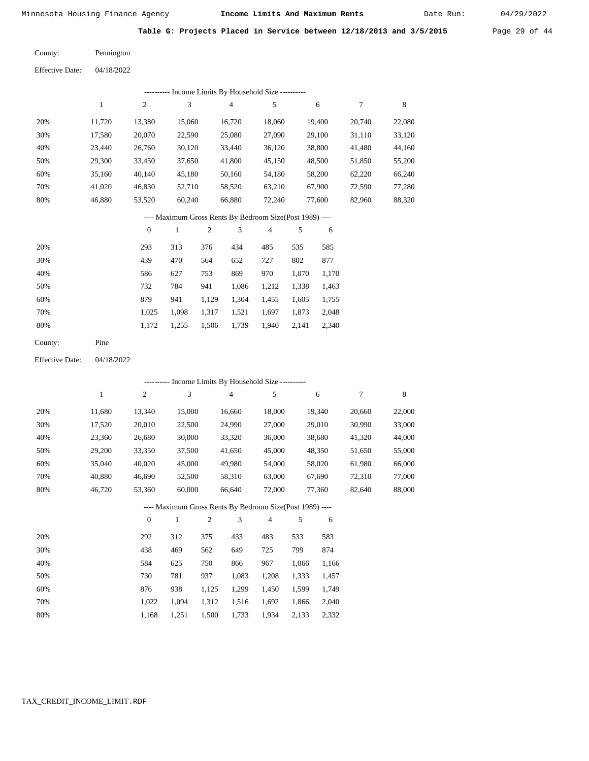## Table G: Projects Placed in Service between 12/18/2013 and 3/5/2015

County: Pennington

Effective Date: 04/18/2022

---------- Income Limits By Household Size ----------

| | 1 | 2 | 3 | 4 | 5 | 6 | 7 | 8 |
|---|---|---|---|---|---|---|---|---|
| 20% | 11,720 | 13,380 | 15,060 | 16,720 | 18,060 | 19,400 | 20,740 | 22,080 |
| 30% | 17,580 | 20,070 | 22,590 | 25,080 | 27,090 | 29,100 | 31,110 | 33,120 |
| 40% | 23,440 | 26,760 | 30,120 | 33,440 | 36,120 | 38,800 | 41,480 | 44,160 |
| 50% | 29,300 | 33,450 | 37,650 | 41,800 | 45,150 | 48,500 | 51,850 | 55,200 |
| 60% | 35,160 | 40,140 | 45,180 | 50,160 | 54,180 | 58,200 | 62,220 | 66,240 |
| 70% | 41,020 | 46,830 | 52,710 | 58,520 | 63,210 | 67,900 | 72,590 | 77,280 |
| 80% | 46,880 | 53,520 | 60,240 | 66,880 | 72,240 | 77,600 | 82,960 | 88,320 |

---- Maximum Gross Rents By Bedroom Size(Post 1989) ----

| | 0 | 1 | 2 | 3 | 4 | 5 | 6 |
|---|---|---|---|---|---|---|---|
| 20% | 293 | 313 | 376 | 434 | 485 | 535 | 585 |
| 30% | 439 | 470 | 564 | 652 | 727 | 802 | 877 |
| 40% | 586 | 627 | 753 | 869 | 970 | 1,070 | 1,170 |
| 50% | 732 | 784 | 941 | 1,086 | 1,212 | 1,338 | 1,463 |
| 60% | 879 | 941 | 1,129 | 1,304 | 1,455 | 1,605 | 1,755 |
| 70% | 1,025 | 1,098 | 1,317 | 1,521 | 1,697 | 1,873 | 2,048 |
| 80% | 1,172 | 1,255 | 1,506 | 1,739 | 1,940 | 2,141 | 2,340 |

County: Pine

Effective Date: 04/18/2022

---------- Income Limits By Household Size ----------

| | 1 | 2 | 3 | 4 | 5 | 6 | 7 | 8 |
|---|---|---|---|---|---|---|---|---|
| 20% | 11,680 | 13,340 | 15,000 | 16,660 | 18,000 | 19,340 | 20,660 | 22,000 |
| 30% | 17,520 | 20,010 | 22,500 | 24,990 | 27,000 | 29,010 | 30,990 | 33,000 |
| 40% | 23,360 | 26,680 | 30,000 | 33,320 | 36,000 | 38,680 | 41,320 | 44,000 |
| 50% | 29,200 | 33,350 | 37,500 | 41,650 | 45,000 | 48,350 | 51,650 | 55,000 |
| 60% | 35,040 | 40,020 | 45,000 | 49,980 | 54,000 | 58,020 | 61,980 | 66,000 |
| 70% | 40,880 | 46,690 | 52,500 | 58,310 | 63,000 | 67,690 | 72,310 | 77,000 |
| 80% | 46,720 | 53,360 | 60,000 | 66,640 | 72,000 | 77,360 | 82,640 | 88,000 |

---- Maximum Gross Rents By Bedroom Size(Post 1989) ----

| | 0 | 1 | 2 | 3 | 4 | 5 | 6 |
|---|---|---|---|---|---|---|---|
| 20% | 292 | 312 | 375 | 433 | 483 | 533 | 583 |
| 30% | 438 | 469 | 562 | 649 | 725 | 799 | 874 |
| 40% | 584 | 625 | 750 | 866 | 967 | 1,066 | 1,166 |
| 50% | 730 | 781 | 937 | 1,083 | 1,208 | 1,333 | 1,457 |
| 60% | 876 | 938 | 1,125 | 1,299 | 1,450 | 1,599 | 1,749 |
| 70% | 1,022 | 1,094 | 1,312 | 1,516 | 1,692 | 1,866 | 2,040 |
| 80% | 1,168 | 1,251 | 1,500 | 1,733 | 1,934 | 2,133 | 2,332 |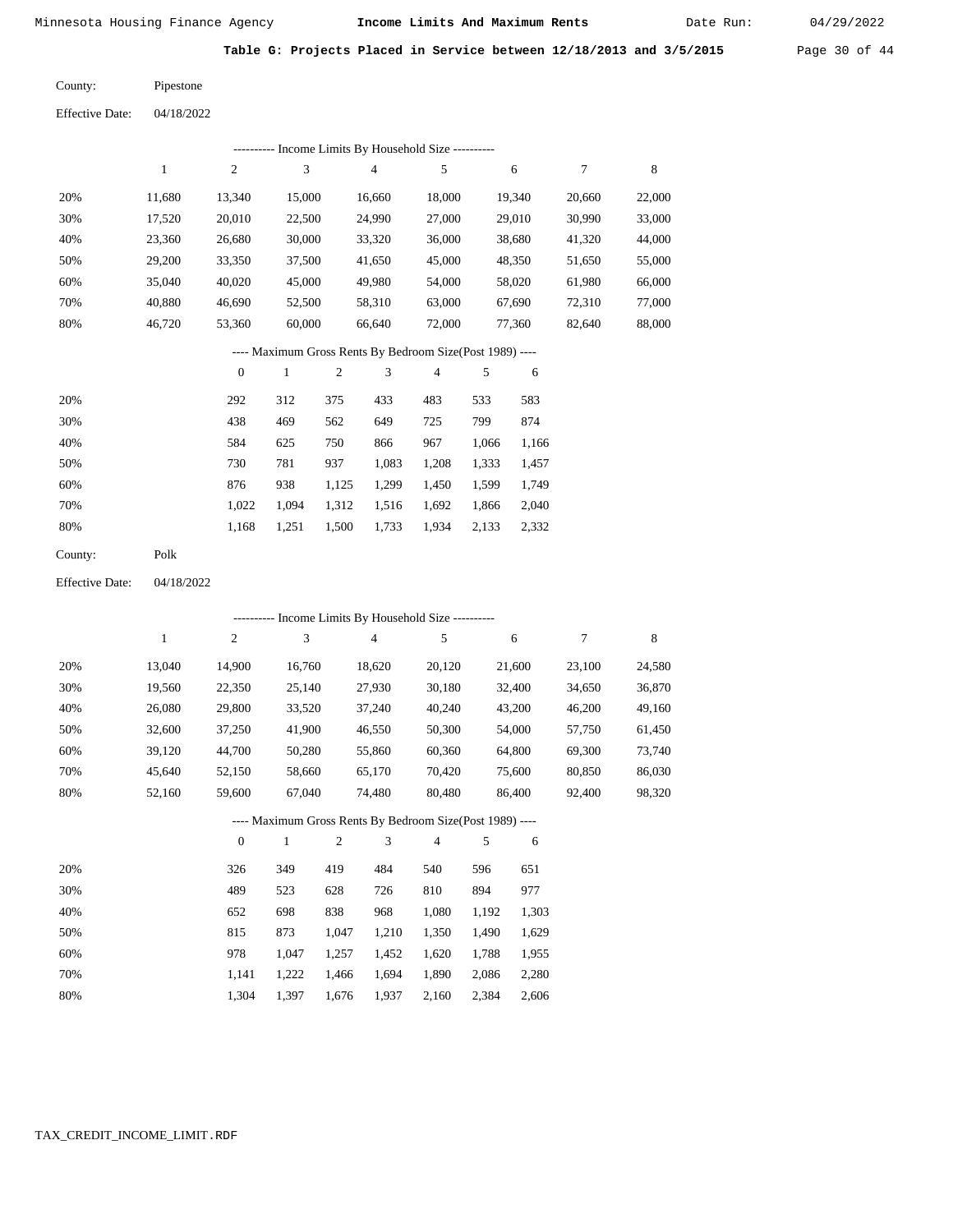Minnesota Housing Finance Agency **Income Limits And Maximum Rents** Date Run: 04/29/2022

**Table G: Projects Placed in Service between 12/18/2013 and 3/5/2015**

County: Pipestone

Effective Date: 04/18/2022

---------- Income Limits By Household Size ----------

| | 1 | 2 | 3 | 4 | 5 | 6 | 7 | 8 |
|---|---|---|---|---|---|---|---|---|
| 20% | 11,680 | 13,340 | 15,000 | 16,660 | 18,000 | 19,340 | 20,660 | 22,000 |
| 30% | 17,520 | 20,010 | 22,500 | 24,990 | 27,000 | 29,010 | 30,990 | 33,000 |
| 40% | 23,360 | 26,680 | 30,000 | 33,320 | 36,000 | 38,680 | 41,320 | 44,000 |
| 50% | 29,200 | 33,350 | 37,500 | 41,650 | 45,000 | 48,350 | 51,650 | 55,000 |
| 60% | 35,040 | 40,020 | 45,000 | 49,980 | 54,000 | 58,020 | 61,980 | 66,000 |
| 70% | 40,880 | 46,690 | 52,500 | 58,310 | 63,000 | 67,690 | 72,310 | 77,000 |
| 80% | 46,720 | 53,360 | 60,000 | 66,640 | 72,000 | 77,360 | 82,640 | 88,000 |

---- Maximum Gross Rents By Bedroom Size(Post 1989) ----

| | 0 | 1 | 2 | 3 | 4 | 5 | 6 |
|---|---|---|---|---|---|---|---|
| 20% | 292 | 312 | 375 | 433 | 483 | 533 | 583 |
| 30% | 438 | 469 | 562 | 649 | 725 | 799 | 874 |
| 40% | 584 | 625 | 750 | 866 | 967 | 1,066 | 1,166 |
| 50% | 730 | 781 | 937 | 1,083 | 1,208 | 1,333 | 1,457 |
| 60% | 876 | 938 | 1,125 | 1,299 | 1,450 | 1,599 | 1,749 |
| 70% | 1,022 | 1,094 | 1,312 | 1,516 | 1,692 | 1,866 | 2,040 |
| 80% | 1,168 | 1,251 | 1,500 | 1,733 | 1,934 | 2,133 | 2,332 |

County: Polk

Effective Date: 04/18/2022

---------- Income Limits By Household Size ----------

| | 1 | 2 | 3 | 4 | 5 | 6 | 7 | 8 |
|---|---|---|---|---|---|---|---|---|
| 20% | 13,040 | 14,900 | 16,760 | 18,620 | 20,120 | 21,600 | 23,100 | 24,580 |
| 30% | 19,560 | 22,350 | 25,140 | 27,930 | 30,180 | 32,400 | 34,650 | 36,870 |
| 40% | 26,080 | 29,800 | 33,520 | 37,240 | 40,240 | 43,200 | 46,200 | 49,160 |
| 50% | 32,600 | 37,250 | 41,900 | 46,550 | 50,300 | 54,000 | 57,750 | 61,450 |
| 60% | 39,120 | 44,700 | 50,280 | 55,860 | 60,360 | 64,800 | 69,300 | 73,740 |
| 70% | 45,640 | 52,150 | 58,660 | 65,170 | 70,420 | 75,600 | 80,850 | 86,030 |
| 80% | 52,160 | 59,600 | 67,040 | 74,480 | 80,480 | 86,400 | 92,400 | 98,320 |

---- Maximum Gross Rents By Bedroom Size(Post 1989) ----

| | 0 | 1 | 2 | 3 | 4 | 5 | 6 |
|---|---|---|---|---|---|---|---|
| 20% | 326 | 349 | 419 | 484 | 540 | 596 | 651 |
| 30% | 489 | 523 | 628 | 726 | 810 | 894 | 977 |
| 40% | 652 | 698 | 838 | 968 | 1,080 | 1,192 | 1,303 |
| 50% | 815 | 873 | 1,047 | 1,210 | 1,350 | 1,490 | 1,629 |
| 60% | 978 | 1,047 | 1,257 | 1,452 | 1,620 | 1,788 | 1,955 |
| 70% | 1,141 | 1,222 | 1,466 | 1,694 | 1,890 | 2,086 | 2,280 |
| 80% | 1,304 | 1,397 | 1,676 | 1,937 | 2,160 | 2,384 | 2,606 |

TAX_CREDIT_INCOME_LIMIT.RDF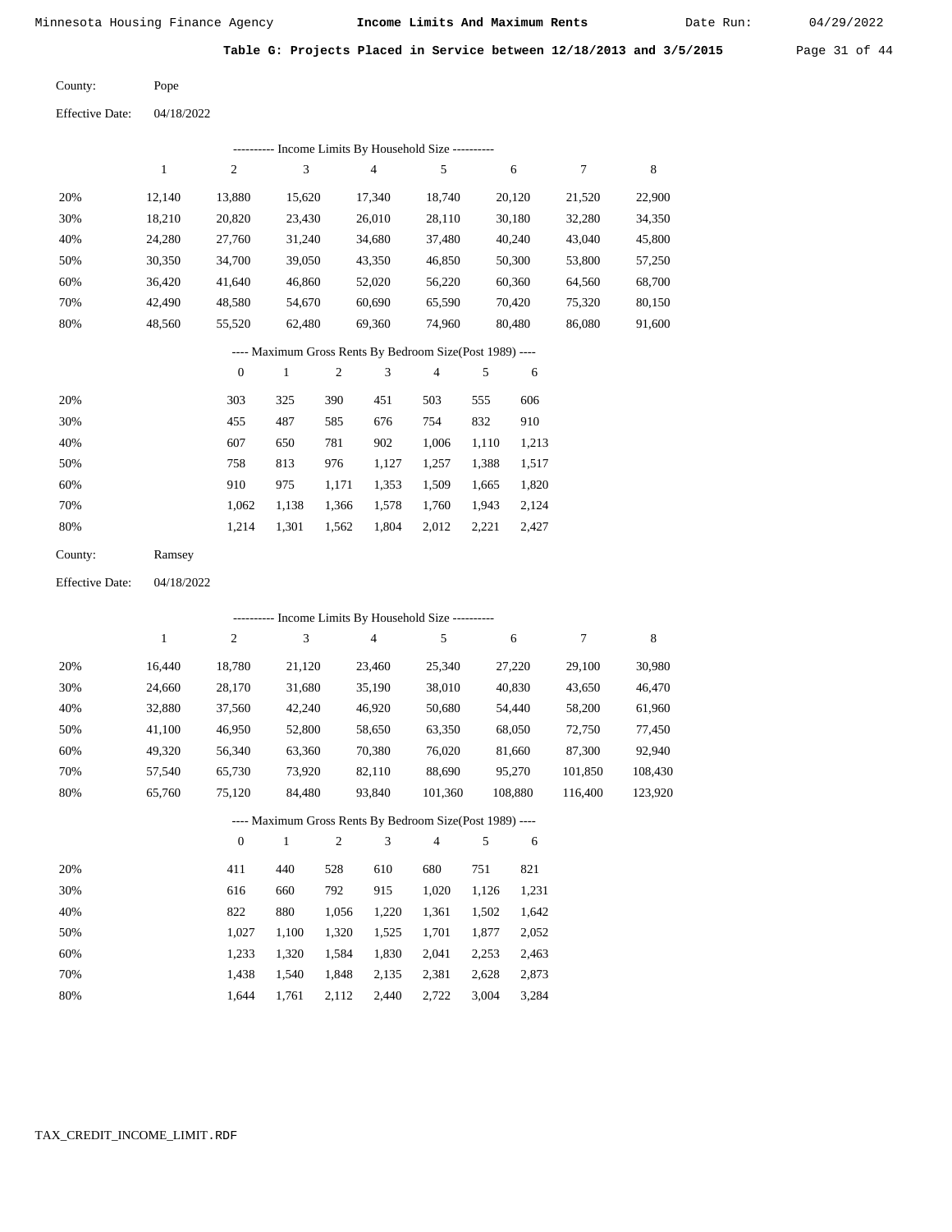## Table G: Projects Placed in Service between 12/18/2013 and 3/5/2015

County: Pope

Effective Date: 04/18/2022

---------- Income Limits By Household Size ----------

| | 1 | 2 | 3 | 4 | 5 | 6 | 7 | 8 |
|---|---|---|---|---|---|---|---|---|
| 20% | 12,140 | 13,880 | 15,620 | 17,340 | 18,740 | 20,120 | 21,520 | 22,900 |
| 30% | 18,210 | 20,820 | 23,430 | 26,010 | 28,110 | 30,180 | 32,280 | 34,350 |
| 40% | 24,280 | 27,760 | 31,240 | 34,680 | 37,480 | 40,240 | 43,040 | 45,800 |
| 50% | 30,350 | 34,700 | 39,050 | 43,350 | 46,850 | 50,300 | 53,800 | 57,250 |
| 60% | 36,420 | 41,640 | 46,860 | 52,020 | 56,220 | 60,360 | 64,560 | 68,700 |
| 70% | 42,490 | 48,580 | 54,670 | 60,690 | 65,590 | 70,420 | 75,320 | 80,150 |
| 80% | 48,560 | 55,520 | 62,480 | 69,360 | 74,960 | 80,480 | 86,080 | 91,600 |

---- Maximum Gross Rents By Bedroom Size(Post 1989) ----

| | 0 | 1 | 2 | 3 | 4 | 5 | 6 |
|---|---|---|---|---|---|---|---|
| 20% | 303 | 325 | 390 | 451 | 503 | 555 | 606 |
| 30% | 455 | 487 | 585 | 676 | 754 | 832 | 910 |
| 40% | 607 | 650 | 781 | 902 | 1,006 | 1,110 | 1,213 |
| 50% | 758 | 813 | 976 | 1,127 | 1,257 | 1,388 | 1,517 |
| 60% | 910 | 975 | 1,171 | 1,353 | 1,509 | 1,665 | 1,820 |
| 70% | 1,062 | 1,138 | 1,366 | 1,578 | 1,760 | 1,943 | 2,124 |
| 80% | 1,214 | 1,301 | 1,562 | 1,804 | 2,012 | 2,221 | 2,427 |

County: Ramsey

Effective Date: 04/18/2022

---------- Income Limits By Household Size ----------

| | 1 | 2 | 3 | 4 | 5 | 6 | 7 | 8 |
|---|---|---|---|---|---|---|---|---|
| 20% | 16,440 | 18,780 | 21,120 | 23,460 | 25,340 | 27,220 | 29,100 | 30,980 |
| 30% | 24,660 | 28,170 | 31,680 | 35,190 | 38,010 | 40,830 | 43,650 | 46,470 |
| 40% | 32,880 | 37,560 | 42,240 | 46,920 | 50,680 | 54,440 | 58,200 | 61,960 |
| 50% | 41,100 | 46,950 | 52,800 | 58,650 | 63,350 | 68,050 | 72,750 | 77,450 |
| 60% | 49,320 | 56,340 | 63,360 | 70,380 | 76,020 | 81,660 | 87,300 | 92,940 |
| 70% | 57,540 | 65,730 | 73,920 | 82,110 | 88,690 | 95,270 | 101,850 | 108,430 |
| 80% | 65,760 | 75,120 | 84,480 | 93,840 | 101,360 | 108,880 | 116,400 | 123,920 |

---- Maximum Gross Rents By Bedroom Size(Post 1989) ----

| | 0 | 1 | 2 | 3 | 4 | 5 | 6 |
|---|---|---|---|---|---|---|---|
| 20% | 411 | 440 | 528 | 610 | 680 | 751 | 821 |
| 30% | 616 | 660 | 792 | 915 | 1,020 | 1,126 | 1,231 |
| 40% | 822 | 880 | 1,056 | 1,220 | 1,361 | 1,502 | 1,642 |
| 50% | 1,027 | 1,100 | 1,320 | 1,525 | 1,701 | 1,877 | 2,052 |
| 60% | 1,233 | 1,320 | 1,584 | 1,830 | 2,041 | 2,253 | 2,463 |
| 70% | 1,438 | 1,540 | 1,848 | 2,135 | 2,381 | 2,628 | 2,873 |
| 80% | 1,644 | 1,761 | 2,112 | 2,440 | 2,722 | 3,004 | 3,284 |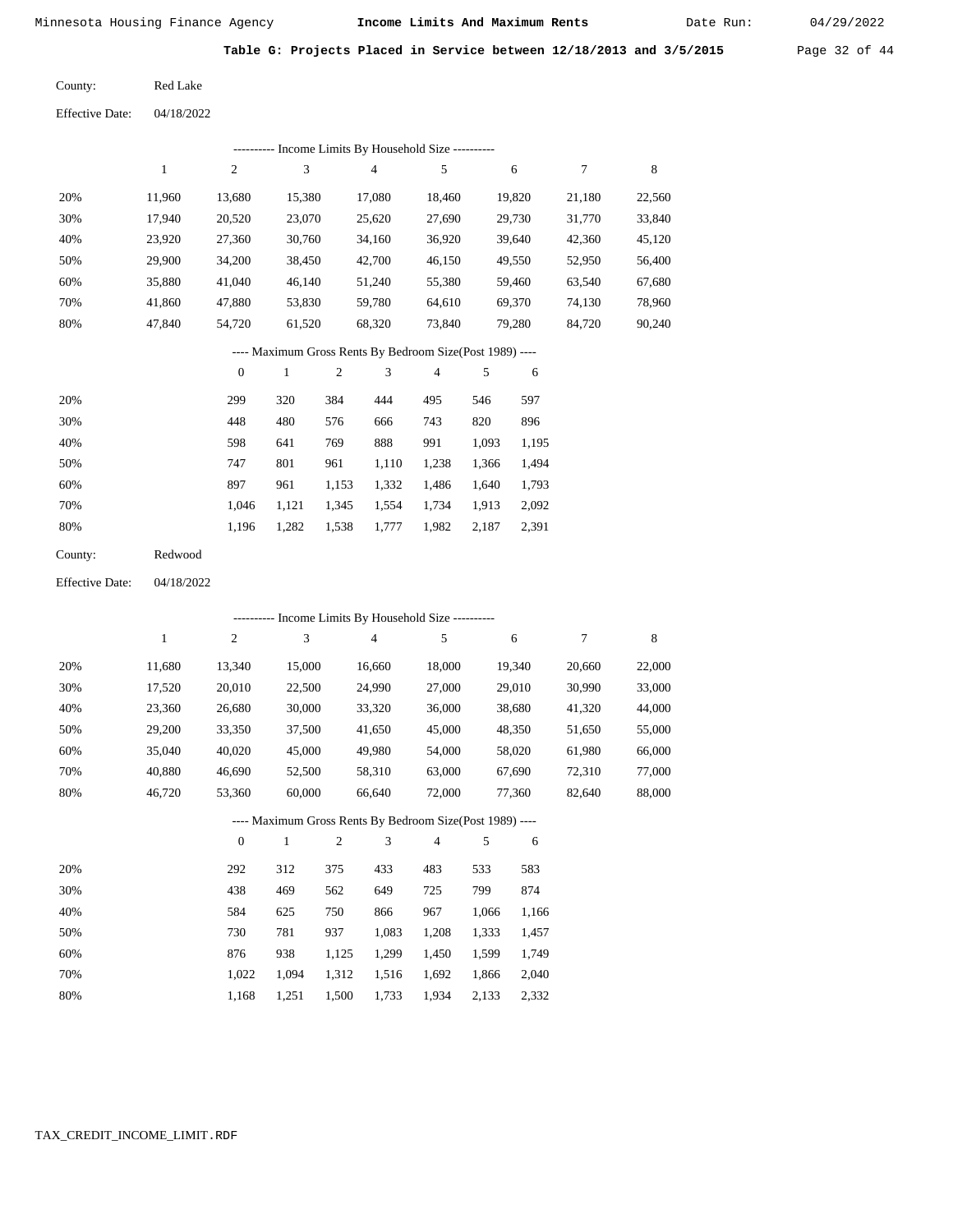Minnesota Housing Finance Agency **Income Limits And Maximum Rents** Date Run: 04/29/2022

**Table G: Projects Placed in Service between 12/18/2013 and 3/5/2015**

County: Red Lake

Effective Date: 04/18/2022

---------- Income Limits By Household Size ----------

| | 1 | 2 | 3 | 4 | 5 | 6 | 7 | 8 |
|---|---|---|---|---|---|---|---|---|
| 20% | 11,960 | 13,680 | 15,380 | 17,080 | 18,460 | 19,820 | 21,180 | 22,560 |
| 30% | 17,940 | 20,520 | 23,070 | 25,620 | 27,690 | 29,730 | 31,770 | 33,840 |
| 40% | 23,920 | 27,360 | 30,760 | 34,160 | 36,920 | 39,640 | 42,360 | 45,120 |
| 50% | 29,900 | 34,200 | 38,450 | 42,700 | 46,150 | 49,550 | 52,950 | 56,400 |
| 60% | 35,880 | 41,040 | 46,140 | 51,240 | 55,380 | 59,460 | 63,540 | 67,680 |
| 70% | 41,860 | 47,880 | 53,830 | 59,780 | 64,610 | 69,370 | 74,130 | 78,960 |
| 80% | 47,840 | 54,720 | 61,520 | 68,320 | 73,840 | 79,280 | 84,720 | 90,240 |

---- Maximum Gross Rents By Bedroom Size(Post 1989) ----

| | 0 | 1 | 2 | 3 | 4 | 5 | 6 |
|---|---|---|---|---|---|---|---|
| 20% | 299 | 320 | 384 | 444 | 495 | 546 | 597 |
| 30% | 448 | 480 | 576 | 666 | 743 | 820 | 896 |
| 40% | 598 | 641 | 769 | 888 | 991 | 1,093 | 1,195 |
| 50% | 747 | 801 | 961 | 1,110 | 1,238 | 1,366 | 1,494 |
| 60% | 897 | 961 | 1,153 | 1,332 | 1,486 | 1,640 | 1,793 |
| 70% | 1,046 | 1,121 | 1,345 | 1,554 | 1,734 | 1,913 | 2,092 |
| 80% | 1,196 | 1,282 | 1,538 | 1,777 | 1,982 | 2,187 | 2,391 |

County: Redwood

Effective Date: 04/18/2022

---------- Income Limits By Household Size ----------

| | 1 | 2 | 3 | 4 | 5 | 6 | 7 | 8 |
|---|---|---|---|---|---|---|---|---|
| 20% | 11,680 | 13,340 | 15,000 | 16,660 | 18,000 | 19,340 | 20,660 | 22,000 |
| 30% | 17,520 | 20,010 | 22,500 | 24,990 | 27,000 | 29,010 | 30,990 | 33,000 |
| 40% | 23,360 | 26,680 | 30,000 | 33,320 | 36,000 | 38,680 | 41,320 | 44,000 |
| 50% | 29,200 | 33,350 | 37,500 | 41,650 | 45,000 | 48,350 | 51,650 | 55,000 |
| 60% | 35,040 | 40,020 | 45,000 | 49,980 | 54,000 | 58,020 | 61,980 | 66,000 |
| 70% | 40,880 | 46,690 | 52,500 | 58,310 | 63,000 | 67,690 | 72,310 | 77,000 |
| 80% | 46,720 | 53,360 | 60,000 | 66,640 | 72,000 | 77,360 | 82,640 | 88,000 |

---- Maximum Gross Rents By Bedroom Size(Post 1989) ----

| | 0 | 1 | 2 | 3 | 4 | 5 | 6 |
|---|---|---|---|---|---|---|---|
| 20% | 292 | 312 | 375 | 433 | 483 | 533 | 583 |
| 30% | 438 | 469 | 562 | 649 | 725 | 799 | 874 |
| 40% | 584 | 625 | 750 | 866 | 967 | 1,066 | 1,166 |
| 50% | 730 | 781 | 937 | 1,083 | 1,208 | 1,333 | 1,457 |
| 60% | 876 | 938 | 1,125 | 1,299 | 1,450 | 1,599 | 1,749 |
| 70% | 1,022 | 1,094 | 1,312 | 1,516 | 1,692 | 1,866 | 2,040 |
| 80% | 1,168 | 1,251 | 1,500 | 1,733 | 1,934 | 2,133 | 2,332 |

TAX_CREDIT_INCOME_LIMIT.RDF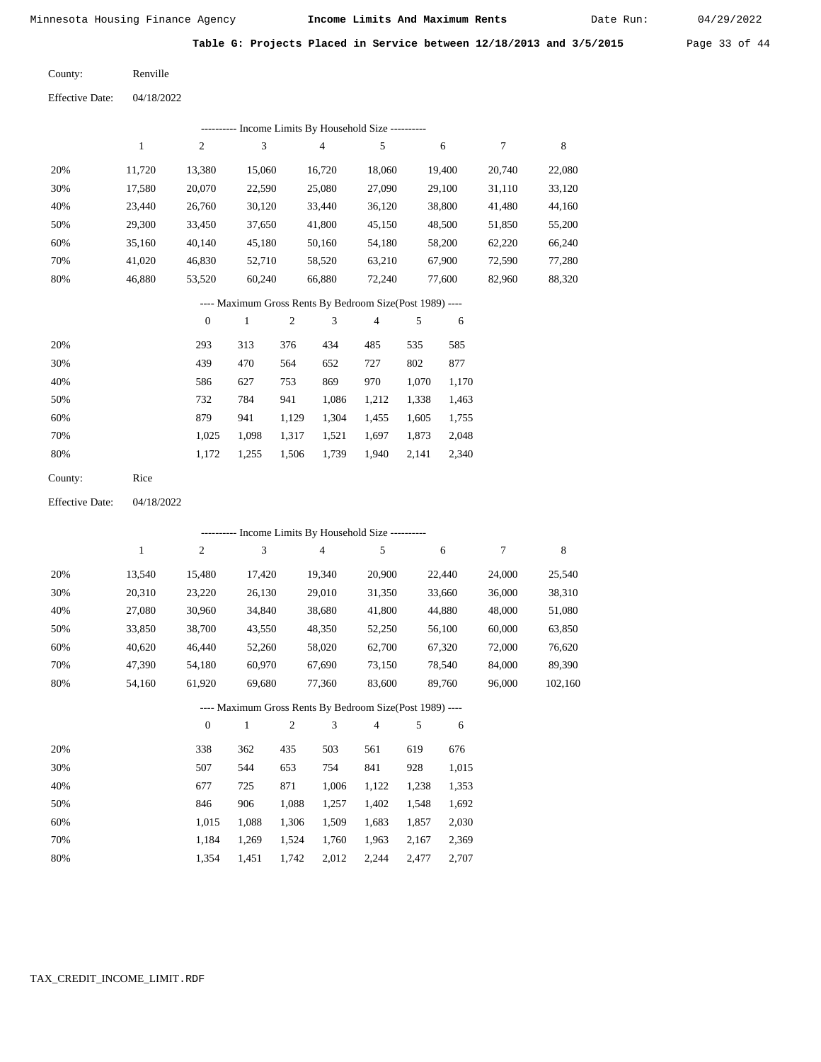**Table G: Projects Placed in Service between 12/18/2013 and 3/5/2015**

County: Renville

Effective Date: 04/18/2022

---------- Income Limits By Household Size ----------

| | 1 | 2 | 3 | 4 | 5 | 6 | 7 | 8 |
|---|---|---|---|---|---|---|---|---|
| 20% | 11,720 | 13,380 | 15,060 | 16,720 | 18,060 | 19,400 | 20,740 | 22,080 |
| 30% | 17,580 | 20,070 | 22,590 | 25,080 | 27,090 | 29,100 | 31,110 | 33,120 |
| 40% | 23,440 | 26,760 | 30,120 | 33,440 | 36,120 | 38,800 | 41,480 | 44,160 |
| 50% | 29,300 | 33,450 | 37,650 | 41,800 | 45,150 | 48,500 | 51,850 | 55,200 |
| 60% | 35,160 | 40,140 | 45,180 | 50,160 | 54,180 | 58,200 | 62,220 | 66,240 |
| 70% | 41,020 | 46,830 | 52,710 | 58,520 | 63,210 | 67,900 | 72,590 | 77,280 |
| 80% | 46,880 | 53,520 | 60,240 | 66,880 | 72,240 | 77,600 | 82,960 | 88,320 |

---- Maximum Gross Rents By Bedroom Size(Post 1989) ----

| | 0 | 1 | 2 | 3 | 4 | 5 | 6 |
|---|---|---|---|---|---|---|---|
| 20% | 293 | 313 | 376 | 434 | 485 | 535 | 585 |
| 30% | 439 | 470 | 564 | 652 | 727 | 802 | 877 |
| 40% | 586 | 627 | 753 | 869 | 970 | 1,070 | 1,170 |
| 50% | 732 | 784 | 941 | 1,086 | 1,212 | 1,338 | 1,463 |
| 60% | 879 | 941 | 1,129 | 1,304 | 1,455 | 1,605 | 1,755 |
| 70% | 1,025 | 1,098 | 1,317 | 1,521 | 1,697 | 1,873 | 2,048 |
| 80% | 1,172 | 1,255 | 1,506 | 1,739 | 1,940 | 2,141 | 2,340 |

County: Rice

Effective Date: 04/18/2022

---------- Income Limits By Household Size ----------

| | 1 | 2 | 3 | 4 | 5 | 6 | 7 | 8 |
|---|---|---|---|---|---|---|---|---|
| 20% | 13,540 | 15,480 | 17,420 | 19,340 | 20,900 | 22,440 | 24,000 | 25,540 |
| 30% | 20,310 | 23,220 | 26,130 | 29,010 | 31,350 | 33,660 | 36,000 | 38,310 |
| 40% | 27,080 | 30,960 | 34,840 | 38,680 | 41,800 | 44,880 | 48,000 | 51,080 |
| 50% | 33,850 | 38,700 | 43,550 | 48,350 | 52,250 | 56,100 | 60,000 | 63,850 |
| 60% | 40,620 | 46,440 | 52,260 | 58,020 | 62,700 | 67,320 | 72,000 | 76,620 |
| 70% | 47,390 | 54,180 | 60,970 | 67,690 | 73,150 | 78,540 | 84,000 | 89,390 |
| 80% | 54,160 | 61,920 | 69,680 | 77,360 | 83,600 | 89,760 | 96,000 | 102,160 |

---- Maximum Gross Rents By Bedroom Size(Post 1989) ----

| | 0 | 1 | 2 | 3 | 4 | 5 | 6 |
|---|---|---|---|---|---|---|---|
| 20% | 338 | 362 | 435 | 503 | 561 | 619 | 676 |
| 30% | 507 | 544 | 653 | 754 | 841 | 928 | 1,015 |
| 40% | 677 | 725 | 871 | 1,006 | 1,122 | 1,238 | 1,353 |
| 50% | 846 | 906 | 1,088 | 1,257 | 1,402 | 1,548 | 1,692 |
| 60% | 1,015 | 1,088 | 1,306 | 1,509 | 1,683 | 1,857 | 2,030 |
| 70% | 1,184 | 1,269 | 1,524 | 1,760 | 1,963 | 2,167 | 2,369 |
| 80% | 1,354 | 1,451 | 1,742 | 2,012 | 2,244 | 2,477 | 2,707 |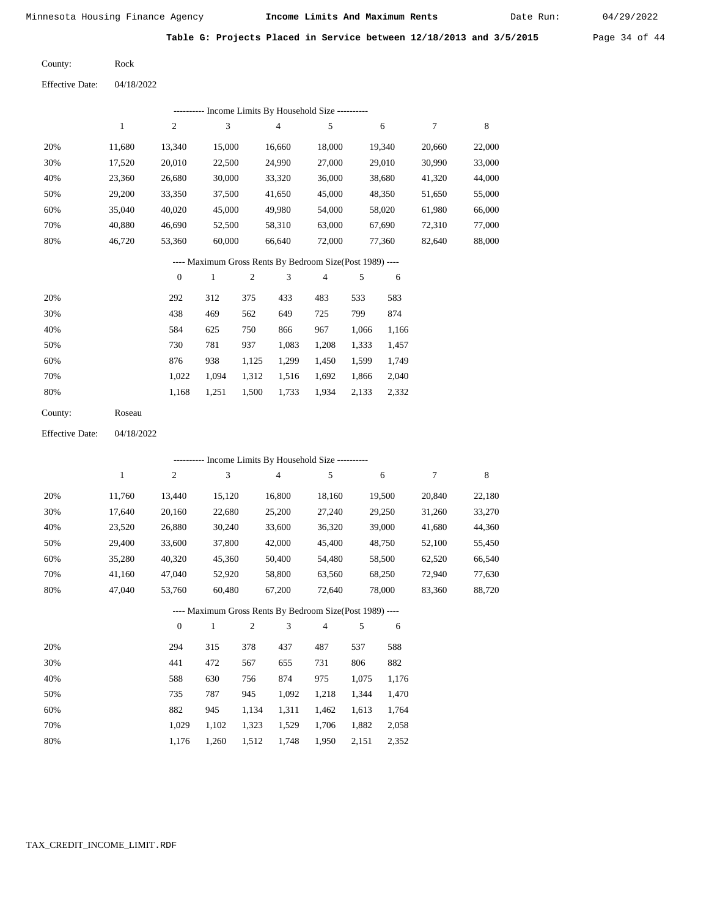**Table G: Projects Placed in Service between 12/18/2013 and 3/5/2015**

County: Rock

Effective Date: 04/18/2022

---------- Income Limits By Household Size ----------

| | 1 | 2 | 3 | 4 | 5 | 6 | 7 | 8 |
|---|---|---|---|---|---|---|---|---|
| 20% | 11,680 | 13,340 | 15,000 | 16,660 | 18,000 | 19,340 | 20,660 | 22,000 |
| 30% | 17,520 | 20,010 | 22,500 | 24,990 | 27,000 | 29,010 | 30,990 | 33,000 |
| 40% | 23,360 | 26,680 | 30,000 | 33,320 | 36,000 | 38,680 | 41,320 | 44,000 |
| 50% | 29,200 | 33,350 | 37,500 | 41,650 | 45,000 | 48,350 | 51,650 | 55,000 |
| 60% | 35,040 | 40,020 | 45,000 | 49,980 | 54,000 | 58,020 | 61,980 | 66,000 |
| 70% | 40,880 | 46,690 | 52,500 | 58,310 | 63,000 | 67,690 | 72,310 | 77,000 |
| 80% | 46,720 | 53,360 | 60,000 | 66,640 | 72,000 | 77,360 | 82,640 | 88,000 |

---- Maximum Gross Rents By Bedroom Size(Post 1989) ----

| | 0 | 1 | 2 | 3 | 4 | 5 | 6 |
|---|---|---|---|---|---|---|---|
| 20% | 292 | 312 | 375 | 433 | 483 | 533 | 583 |
| 30% | 438 | 469 | 562 | 649 | 725 | 799 | 874 |
| 40% | 584 | 625 | 750 | 866 | 967 | 1,066 | 1,166 |
| 50% | 730 | 781 | 937 | 1,083 | 1,208 | 1,333 | 1,457 |
| 60% | 876 | 938 | 1,125 | 1,299 | 1,450 | 1,599 | 1,749 |
| 70% | 1,022 | 1,094 | 1,312 | 1,516 | 1,692 | 1,866 | 2,040 |
| 80% | 1,168 | 1,251 | 1,500 | 1,733 | 1,934 | 2,133 | 2,332 |

County: Roseau

Effective Date: 04/18/2022

---------- Income Limits By Household Size ----------

| | 1 | 2 | 3 | 4 | 5 | 6 | 7 | 8 |
|---|---|---|---|---|---|---|---|---|
| 20% | 11,760 | 13,440 | 15,120 | 16,800 | 18,160 | 19,500 | 20,840 | 22,180 |
| 30% | 17,640 | 20,160 | 22,680 | 25,200 | 27,240 | 29,250 | 31,260 | 33,270 |
| 40% | 23,520 | 26,880 | 30,240 | 33,600 | 36,320 | 39,000 | 41,680 | 44,360 |
| 50% | 29,400 | 33,600 | 37,800 | 42,000 | 45,400 | 48,750 | 52,100 | 55,450 |
| 60% | 35,280 | 40,320 | 45,360 | 50,400 | 54,480 | 58,500 | 62,520 | 66,540 |
| 70% | 41,160 | 47,040 | 52,920 | 58,800 | 63,560 | 68,250 | 72,940 | 77,630 |
| 80% | 47,040 | 53,760 | 60,480 | 67,200 | 72,640 | 78,000 | 83,360 | 88,720 |

---- Maximum Gross Rents By Bedroom Size(Post 1989) ----

| | 0 | 1 | 2 | 3 | 4 | 5 | 6 |
|---|---|---|---|---|---|---|---|
| 20% | 294 | 315 | 378 | 437 | 487 | 537 | 588 |
| 30% | 441 | 472 | 567 | 655 | 731 | 806 | 882 |
| 40% | 588 | 630 | 756 | 874 | 975 | 1,075 | 1,176 |
| 50% | 735 | 787 | 945 | 1,092 | 1,218 | 1,344 | 1,470 |
| 60% | 882 | 945 | 1,134 | 1,311 | 1,462 | 1,613 | 1,764 |
| 70% | 1,029 | 1,102 | 1,323 | 1,529 | 1,706 | 1,882 | 2,058 |
| 80% | 1,176 | 1,260 | 1,512 | 1,748 | 1,950 | 2,151 | 2,352 |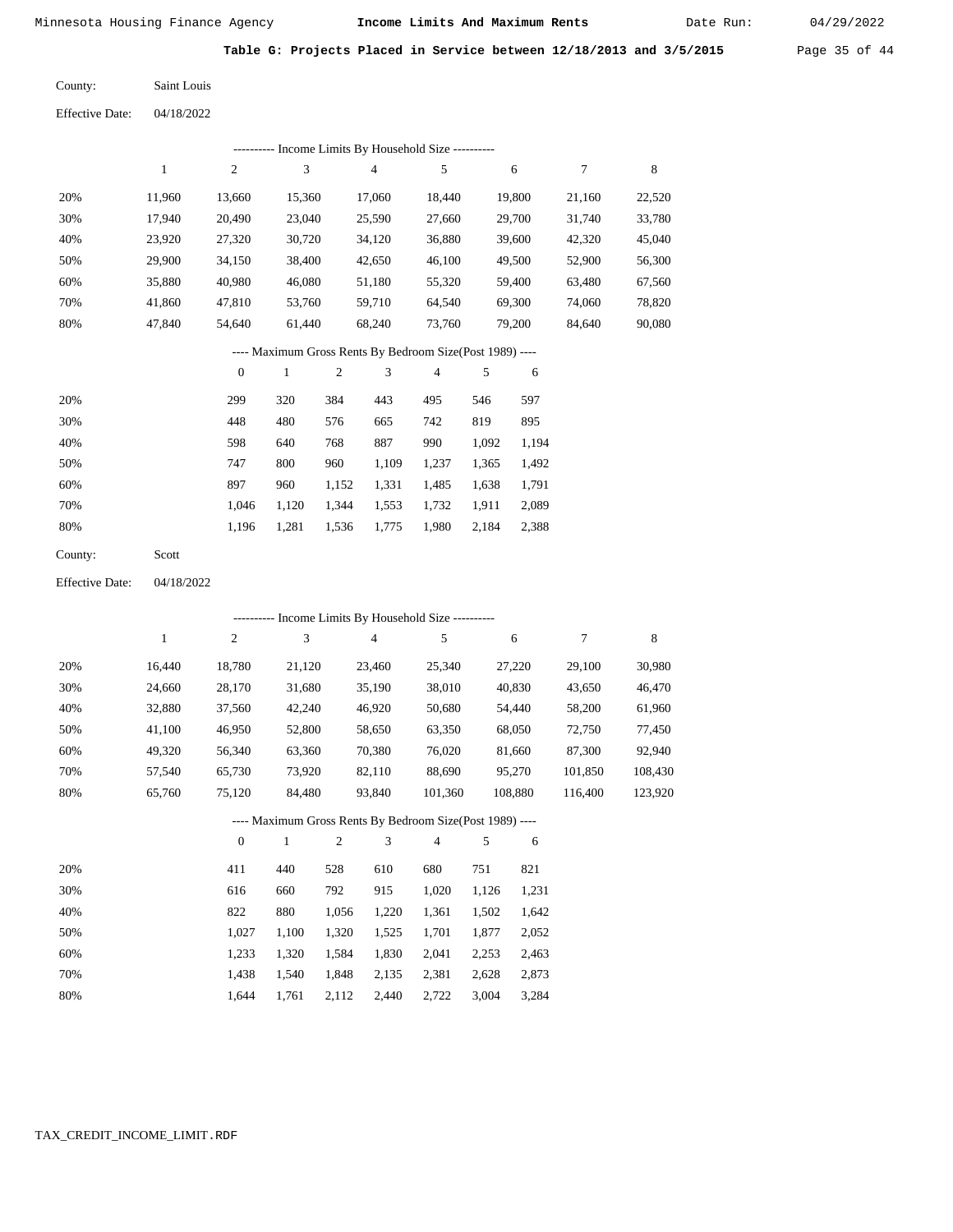Minnesota Housing Finance Agency — **Income Limits And Maximum Rents** — Date Run: 04/29/2022

**Table G: Projects Placed in Service between 12/18/2013 and 3/5/2015**

County: Saint Louis

Effective Date: 04/18/2022

---------- Income Limits By Household Size ----------

| | 1 | 2 | 3 | 4 | 5 | 6 | 7 | 8 |
|---|---|---|---|---|---|---|---|---|
| 20% | 11,960 | 13,660 | 15,360 | 17,060 | 18,440 | 19,800 | 21,160 | 22,520 |
| 30% | 17,940 | 20,490 | 23,040 | 25,590 | 27,660 | 29,700 | 31,740 | 33,780 |
| 40% | 23,920 | 27,320 | 30,720 | 34,120 | 36,880 | 39,600 | 42,320 | 45,040 |
| 50% | 29,900 | 34,150 | 38,400 | 42,650 | 46,100 | 49,500 | 52,900 | 56,300 |
| 60% | 35,880 | 40,980 | 46,080 | 51,180 | 55,320 | 59,400 | 63,480 | 67,560 |
| 70% | 41,860 | 47,810 | 53,760 | 59,710 | 64,540 | 69,300 | 74,060 | 78,820 |
| 80% | 47,840 | 54,640 | 61,440 | 68,240 | 73,760 | 79,200 | 84,640 | 90,080 |

---- Maximum Gross Rents By Bedroom Size(Post 1989) ----

| | 0 | 1 | 2 | 3 | 4 | 5 | 6 |
|---|---|---|---|---|---|---|---|
| 20% | 299 | 320 | 384 | 443 | 495 | 546 | 597 |
| 30% | 448 | 480 | 576 | 665 | 742 | 819 | 895 |
| 40% | 598 | 640 | 768 | 887 | 990 | 1,092 | 1,194 |
| 50% | 747 | 800 | 960 | 1,109 | 1,237 | 1,365 | 1,492 |
| 60% | 897 | 960 | 1,152 | 1,331 | 1,485 | 1,638 | 1,791 |
| 70% | 1,046 | 1,120 | 1,344 | 1,553 | 1,732 | 1,911 | 2,089 |
| 80% | 1,196 | 1,281 | 1,536 | 1,775 | 1,980 | 2,184 | 2,388 |

County: Scott

Effective Date: 04/18/2022

---------- Income Limits By Household Size ----------

| | 1 | 2 | 3 | 4 | 5 | 6 | 7 | 8 |
|---|---|---|---|---|---|---|---|---|
| 20% | 16,440 | 18,780 | 21,120 | 23,460 | 25,340 | 27,220 | 29,100 | 30,980 |
| 30% | 24,660 | 28,170 | 31,680 | 35,190 | 38,010 | 40,830 | 43,650 | 46,470 |
| 40% | 32,880 | 37,560 | 42,240 | 46,920 | 50,680 | 54,440 | 58,200 | 61,960 |
| 50% | 41,100 | 46,950 | 52,800 | 58,650 | 63,350 | 68,050 | 72,750 | 77,450 |
| 60% | 49,320 | 56,340 | 63,360 | 70,380 | 76,020 | 81,660 | 87,300 | 92,940 |
| 70% | 57,540 | 65,730 | 73,920 | 82,110 | 88,690 | 95,270 | 101,850 | 108,430 |
| 80% | 65,760 | 75,120 | 84,480 | 93,840 | 101,360 | 108,880 | 116,400 | 123,920 |

---- Maximum Gross Rents By Bedroom Size(Post 1989) ----

| | 0 | 1 | 2 | 3 | 4 | 5 | 6 |
|---|---|---|---|---|---|---|---|
| 20% | 411 | 440 | 528 | 610 | 680 | 751 | 821 |
| 30% | 616 | 660 | 792 | 915 | 1,020 | 1,126 | 1,231 |
| 40% | 822 | 880 | 1,056 | 1,220 | 1,361 | 1,502 | 1,642 |
| 50% | 1,027 | 1,100 | 1,320 | 1,525 | 1,701 | 1,877 | 2,052 |
| 60% | 1,233 | 1,320 | 1,584 | 1,830 | 2,041 | 2,253 | 2,463 |
| 70% | 1,438 | 1,540 | 1,848 | 2,135 | 2,381 | 2,628 | 2,873 |
| 80% | 1,644 | 1,761 | 2,112 | 2,440 | 2,722 | 3,004 | 3,284 |

TAX_CREDIT_INCOME_LIMIT.RDF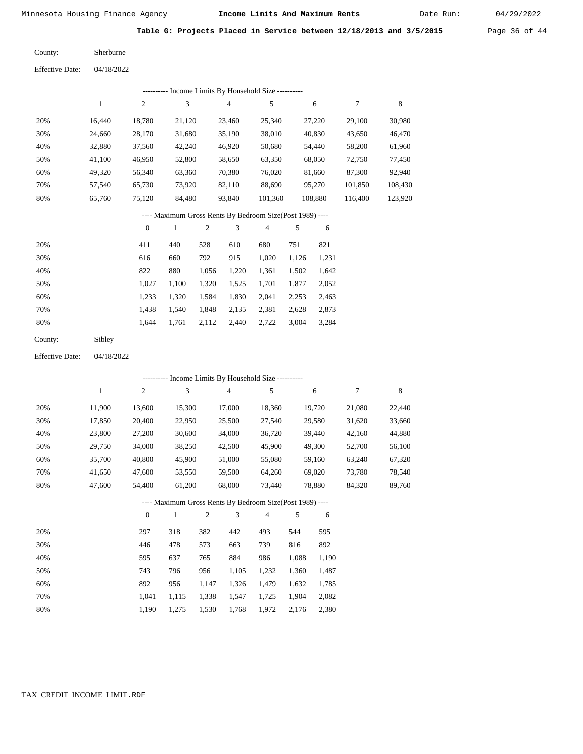Minnesota Housing Finance Agency **Income Limits And Maximum Rents** Date Run: 04/29/2022

**Table G: Projects Placed in Service between 12/18/2013 and 3/5/2015**

County: Sherburne

Effective Date: 04/18/2022

---------- Income Limits By Household Size ----------

| | 1 | 2 | 3 | 4 | 5 | 6 | 7 | 8 |
|---|---|---|---|---|---|---|---|---|
| 20% | 16,440 | 18,780 | 21,120 | 23,460 | 25,340 | 27,220 | 29,100 | 30,980 |
| 30% | 24,660 | 28,170 | 31,680 | 35,190 | 38,010 | 40,830 | 43,650 | 46,470 |
| 40% | 32,880 | 37,560 | 42,240 | 46,920 | 50,680 | 54,440 | 58,200 | 61,960 |
| 50% | 41,100 | 46,950 | 52,800 | 58,650 | 63,350 | 68,050 | 72,750 | 77,450 |
| 60% | 49,320 | 56,340 | 63,360 | 70,380 | 76,020 | 81,660 | 87,300 | 92,940 |
| 70% | 57,540 | 65,730 | 73,920 | 82,110 | 88,690 | 95,270 | 101,850 | 108,430 |
| 80% | 65,760 | 75,120 | 84,480 | 93,840 | 101,360 | 108,880 | 116,400 | 123,920 |

---- Maximum Gross Rents By Bedroom Size(Post 1989) ----

| | 0 | 1 | 2 | 3 | 4 | 5 | 6 |
|---|---|---|---|---|---|---|---|
| 20% | 411 | 440 | 528 | 610 | 680 | 751 | 821 |
| 30% | 616 | 660 | 792 | 915 | 1,020 | 1,126 | 1,231 |
| 40% | 822 | 880 | 1,056 | 1,220 | 1,361 | 1,502 | 1,642 |
| 50% | 1,027 | 1,100 | 1,320 | 1,525 | 1,701 | 1,877 | 2,052 |
| 60% | 1,233 | 1,320 | 1,584 | 1,830 | 2,041 | 2,253 | 2,463 |
| 70% | 1,438 | 1,540 | 1,848 | 2,135 | 2,381 | 2,628 | 2,873 |
| 80% | 1,644 | 1,761 | 2,112 | 2,440 | 2,722 | 3,004 | 3,284 |

County: Sibley

Effective Date: 04/18/2022

---------- Income Limits By Household Size ----------

| | 1 | 2 | 3 | 4 | 5 | 6 | 7 | 8 |
|---|---|---|---|---|---|---|---|---|
| 20% | 11,900 | 13,600 | 15,300 | 17,000 | 18,360 | 19,720 | 21,080 | 22,440 |
| 30% | 17,850 | 20,400 | 22,950 | 25,500 | 27,540 | 29,580 | 31,620 | 33,660 |
| 40% | 23,800 | 27,200 | 30,600 | 34,000 | 36,720 | 39,440 | 42,160 | 44,880 |
| 50% | 29,750 | 34,000 | 38,250 | 42,500 | 45,900 | 49,300 | 52,700 | 56,100 |
| 60% | 35,700 | 40,800 | 45,900 | 51,000 | 55,080 | 59,160 | 63,240 | 67,320 |
| 70% | 41,650 | 47,600 | 53,550 | 59,500 | 64,260 | 69,020 | 73,780 | 78,540 |
| 80% | 47,600 | 54,400 | 61,200 | 68,000 | 73,440 | 78,880 | 84,320 | 89,760 |

---- Maximum Gross Rents By Bedroom Size(Post 1989) ----

| | 0 | 1 | 2 | 3 | 4 | 5 | 6 |
|---|---|---|---|---|---|---|---|
| 20% | 297 | 318 | 382 | 442 | 493 | 544 | 595 |
| 30% | 446 | 478 | 573 | 663 | 739 | 816 | 892 |
| 40% | 595 | 637 | 765 | 884 | 986 | 1,088 | 1,190 |
| 50% | 743 | 796 | 956 | 1,105 | 1,232 | 1,360 | 1,487 |
| 60% | 892 | 956 | 1,147 | 1,326 | 1,479 | 1,632 | 1,785 |
| 70% | 1,041 | 1,115 | 1,338 | 1,547 | 1,725 | 1,904 | 2,082 |
| 80% | 1,190 | 1,275 | 1,530 | 1,768 | 1,972 | 2,176 | 2,380 |

TAX_CREDIT_INCOME_LIMIT.RDF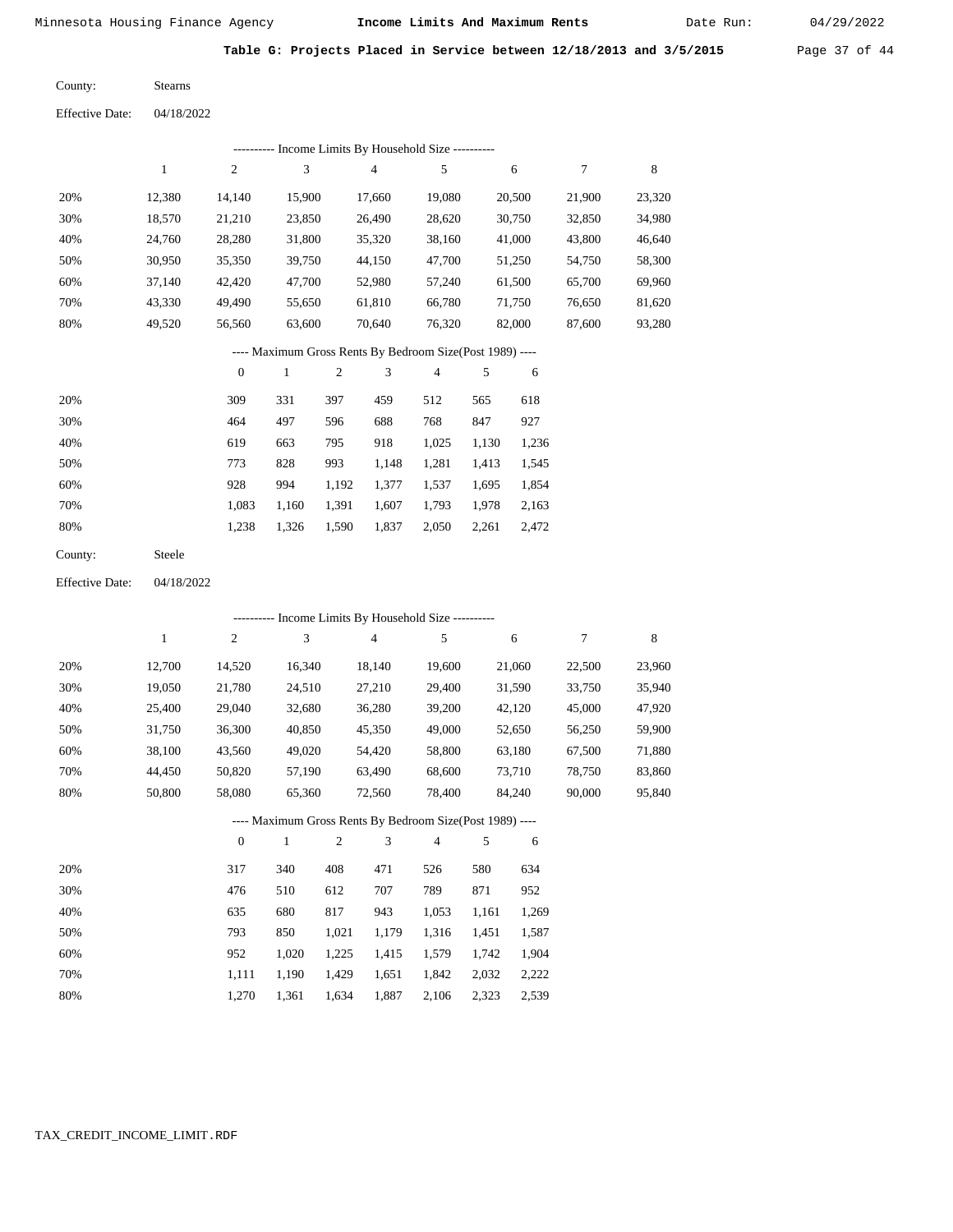Minnesota Housing Finance Agency — **Income Limits And Maximum Rents** — Date Run: 04/29/2022

**Table G: Projects Placed in Service between 12/18/2013 and 3/5/2015**

County: Stearns

Effective Date: 04/18/2022

---------- Income Limits By Household Size ----------

| | 1 | 2 | 3 | 4 | 5 | 6 | 7 | 8 |
|---|---|---|---|---|---|---|---|---|
| 20% | 12,380 | 14,140 | 15,900 | 17,660 | 19,080 | 20,500 | 21,900 | 23,320 |
| 30% | 18,570 | 21,210 | 23,850 | 26,490 | 28,620 | 30,750 | 32,850 | 34,980 |
| 40% | 24,760 | 28,280 | 31,800 | 35,320 | 38,160 | 41,000 | 43,800 | 46,640 |
| 50% | 30,950 | 35,350 | 39,750 | 44,150 | 47,700 | 51,250 | 54,750 | 58,300 |
| 60% | 37,140 | 42,420 | 47,700 | 52,980 | 57,240 | 61,500 | 65,700 | 69,960 |
| 70% | 43,330 | 49,490 | 55,650 | 61,810 | 66,780 | 71,750 | 76,650 | 81,620 |
| 80% | 49,520 | 56,560 | 63,600 | 70,640 | 76,320 | 82,000 | 87,600 | 93,280 |

---- Maximum Gross Rents By Bedroom Size(Post 1989) ----

| | 0 | 1 | 2 | 3 | 4 | 5 | 6 |
|---|---|---|---|---|---|---|---|
| 20% | 309 | 331 | 397 | 459 | 512 | 565 | 618 |
| 30% | 464 | 497 | 596 | 688 | 768 | 847 | 927 |
| 40% | 619 | 663 | 795 | 918 | 1,025 | 1,130 | 1,236 |
| 50% | 773 | 828 | 993 | 1,148 | 1,281 | 1,413 | 1,545 |
| 60% | 928 | 994 | 1,192 | 1,377 | 1,537 | 1,695 | 1,854 |
| 70% | 1,083 | 1,160 | 1,391 | 1,607 | 1,793 | 1,978 | 2,163 |
| 80% | 1,238 | 1,326 | 1,590 | 1,837 | 2,050 | 2,261 | 2,472 |

County: Steele

Effective Date: 04/18/2022

---------- Income Limits By Household Size ----------

| | 1 | 2 | 3 | 4 | 5 | 6 | 7 | 8 |
|---|---|---|---|---|---|---|---|---|
| 20% | 12,700 | 14,520 | 16,340 | 18,140 | 19,600 | 21,060 | 22,500 | 23,960 |
| 30% | 19,050 | 21,780 | 24,510 | 27,210 | 29,400 | 31,590 | 33,750 | 35,940 |
| 40% | 25,400 | 29,040 | 32,680 | 36,280 | 39,200 | 42,120 | 45,000 | 47,920 |
| 50% | 31,750 | 36,300 | 40,850 | 45,350 | 49,000 | 52,650 | 56,250 | 59,900 |
| 60% | 38,100 | 43,560 | 49,020 | 54,420 | 58,800 | 63,180 | 67,500 | 71,880 |
| 70% | 44,450 | 50,820 | 57,190 | 63,490 | 68,600 | 73,710 | 78,750 | 83,860 |
| 80% | 50,800 | 58,080 | 65,360 | 72,560 | 78,400 | 84,240 | 90,000 | 95,840 |

---- Maximum Gross Rents By Bedroom Size(Post 1989) ----

| | 0 | 1 | 2 | 3 | 4 | 5 | 6 |
|---|---|---|---|---|---|---|---|
| 20% | 317 | 340 | 408 | 471 | 526 | 580 | 634 |
| 30% | 476 | 510 | 612 | 707 | 789 | 871 | 952 |
| 40% | 635 | 680 | 817 | 943 | 1,053 | 1,161 | 1,269 |
| 50% | 793 | 850 | 1,021 | 1,179 | 1,316 | 1,451 | 1,587 |
| 60% | 952 | 1,020 | 1,225 | 1,415 | 1,579 | 1,742 | 1,904 |
| 70% | 1,111 | 1,190 | 1,429 | 1,651 | 1,842 | 2,032 | 2,222 |
| 80% | 1,270 | 1,361 | 1,634 | 1,887 | 2,106 | 2,323 | 2,539 |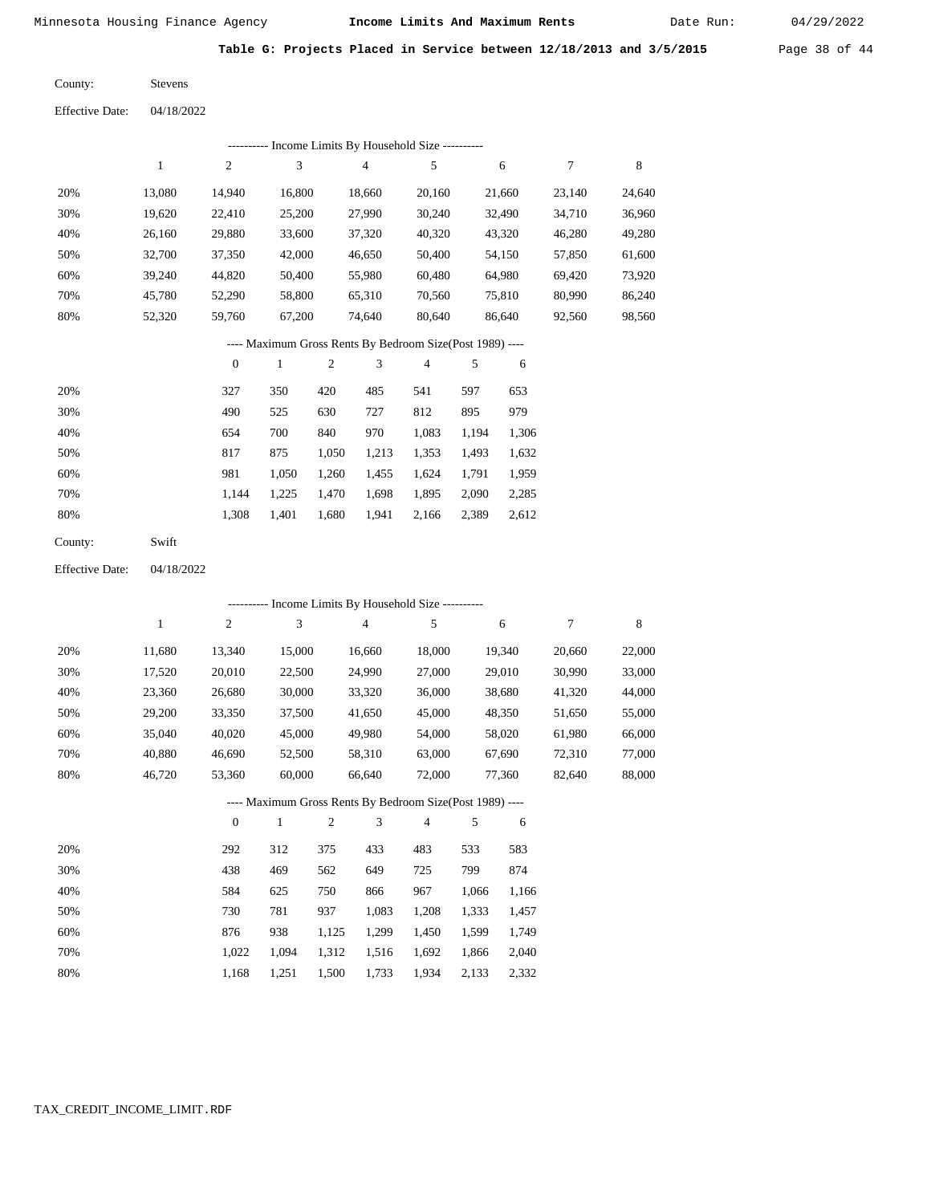Minnesota Housing Finance Agency **Income Limits And Maximum Rents** Date Run: 04/29/2022

**Table G: Projects Placed in Service between 12/18/2013 and 3/5/2015**

County: Stevens

Effective Date: 04/18/2022

---------- Income Limits By Household Size ----------

| | 1 | 2 | 3 | 4 | 5 | 6 | 7 | 8 |
|---|---|---|---|---|---|---|---|---|
| 20% | 13,080 | 14,940 | 16,800 | 18,660 | 20,160 | 21,660 | 23,140 | 24,640 |
| 30% | 19,620 | 22,410 | 25,200 | 27,990 | 30,240 | 32,490 | 34,710 | 36,960 |
| 40% | 26,160 | 29,880 | 33,600 | 37,320 | 40,320 | 43,320 | 46,280 | 49,280 |
| 50% | 32,700 | 37,350 | 42,000 | 46,650 | 50,400 | 54,150 | 57,850 | 61,600 |
| 60% | 39,240 | 44,820 | 50,400 | 55,980 | 60,480 | 64,980 | 69,420 | 73,920 |
| 70% | 45,780 | 52,290 | 58,800 | 65,310 | 70,560 | 75,810 | 80,990 | 86,240 |
| 80% | 52,320 | 59,760 | 67,200 | 74,640 | 80,640 | 86,640 | 92,560 | 98,560 |

---- Maximum Gross Rents By Bedroom Size(Post 1989) ----

| | 0 | 1 | 2 | 3 | 4 | 5 | 6 |
|---|---|---|---|---|---|---|---|
| 20% | 327 | 350 | 420 | 485 | 541 | 597 | 653 |
| 30% | 490 | 525 | 630 | 727 | 812 | 895 | 979 |
| 40% | 654 | 700 | 840 | 970 | 1,083 | 1,194 | 1,306 |
| 50% | 817 | 875 | 1,050 | 1,213 | 1,353 | 1,493 | 1,632 |
| 60% | 981 | 1,050 | 1,260 | 1,455 | 1,624 | 1,791 | 1,959 |
| 70% | 1,144 | 1,225 | 1,470 | 1,698 | 1,895 | 2,090 | 2,285 |
| 80% | 1,308 | 1,401 | 1,680 | 1,941 | 2,166 | 2,389 | 2,612 |

County: Swift

Effective Date: 04/18/2022

---------- Income Limits By Household Size ----------

| | 1 | 2 | 3 | 4 | 5 | 6 | 7 | 8 |
|---|---|---|---|---|---|---|---|---|
| 20% | 11,680 | 13,340 | 15,000 | 16,660 | 18,000 | 19,340 | 20,660 | 22,000 |
| 30% | 17,520 | 20,010 | 22,500 | 24,990 | 27,000 | 29,010 | 30,990 | 33,000 |
| 40% | 23,360 | 26,680 | 30,000 | 33,320 | 36,000 | 38,680 | 41,320 | 44,000 |
| 50% | 29,200 | 33,350 | 37,500 | 41,650 | 45,000 | 48,350 | 51,650 | 55,000 |
| 60% | 35,040 | 40,020 | 45,000 | 49,980 | 54,000 | 58,020 | 61,980 | 66,000 |
| 70% | 40,880 | 46,690 | 52,500 | 58,310 | 63,000 | 67,690 | 72,310 | 77,000 |
| 80% | 46,720 | 53,360 | 60,000 | 66,640 | 72,000 | 77,360 | 82,640 | 88,000 |

---- Maximum Gross Rents By Bedroom Size(Post 1989) ----

| | 0 | 1 | 2 | 3 | 4 | 5 | 6 |
|---|---|---|---|---|---|---|---|
| 20% | 292 | 312 | 375 | 433 | 483 | 533 | 583 |
| 30% | 438 | 469 | 562 | 649 | 725 | 799 | 874 |
| 40% | 584 | 625 | 750 | 866 | 967 | 1,066 | 1,166 |
| 50% | 730 | 781 | 937 | 1,083 | 1,208 | 1,333 | 1,457 |
| 60% | 876 | 938 | 1,125 | 1,299 | 1,450 | 1,599 | 1,749 |
| 70% | 1,022 | 1,094 | 1,312 | 1,516 | 1,692 | 1,866 | 2,040 |
| 80% | 1,168 | 1,251 | 1,500 | 1,733 | 1,934 | 2,133 | 2,332 |

TAX_CREDIT_INCOME_LIMIT.RDF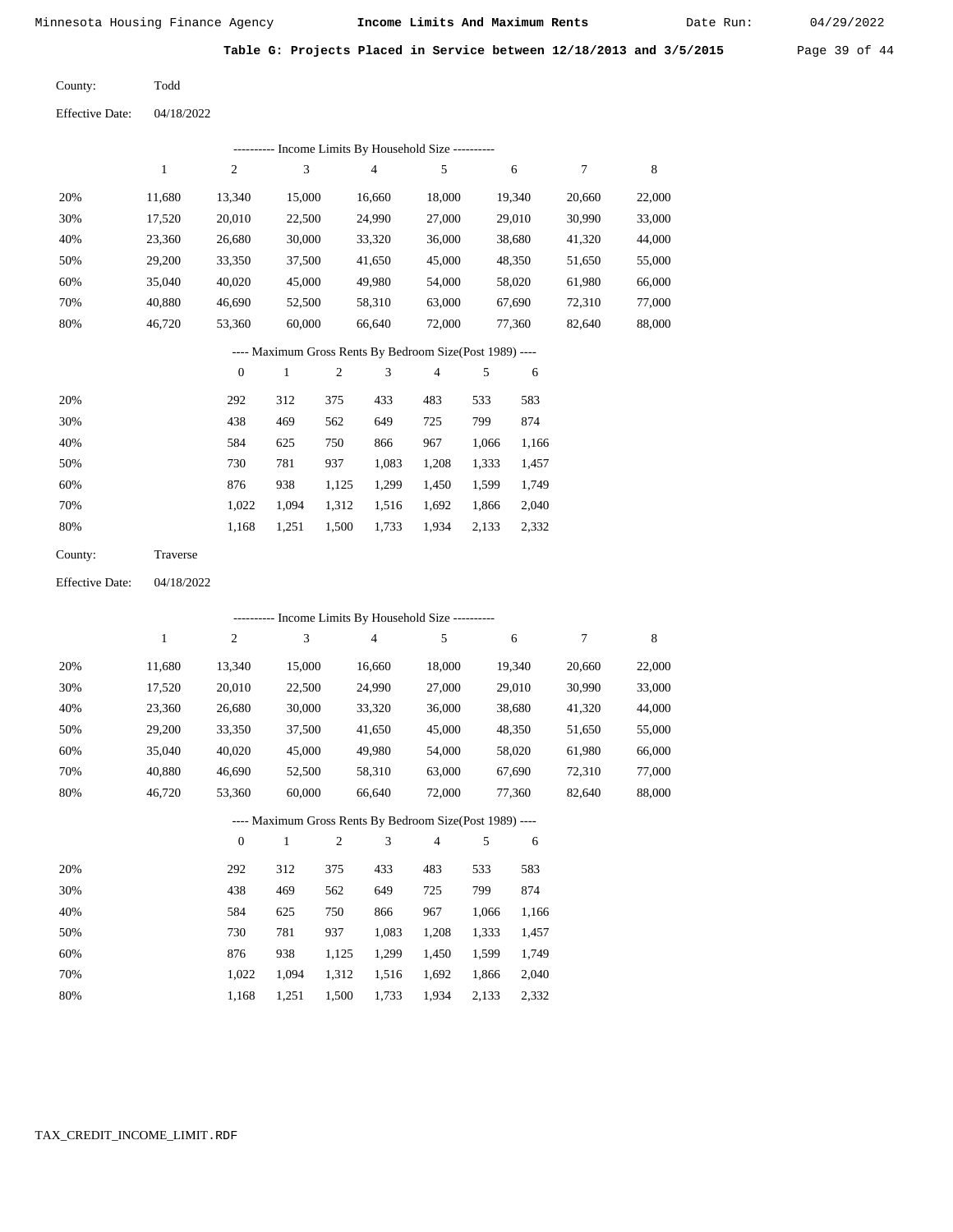Minnesota Housing Finance Agency — **Income Limits And Maximum Rents** — Date Run: 04/29/2022

**Table G: Projects Placed in Service between 12/18/2013 and 3/5/2015**

County: Todd

Effective Date: 04/18/2022

---------- Income Limits By Household Size ----------

| | 1 | 2 | 3 | 4 | 5 | 6 | 7 | 8 |
|---|---|---|---|---|---|---|---|---|
| 20% | 11,680 | 13,340 | 15,000 | 16,660 | 18,000 | 19,340 | 20,660 | 22,000 |
| 30% | 17,520 | 20,010 | 22,500 | 24,990 | 27,000 | 29,010 | 30,990 | 33,000 |
| 40% | 23,360 | 26,680 | 30,000 | 33,320 | 36,000 | 38,680 | 41,320 | 44,000 |
| 50% | 29,200 | 33,350 | 37,500 | 41,650 | 45,000 | 48,350 | 51,650 | 55,000 |
| 60% | 35,040 | 40,020 | 45,000 | 49,980 | 54,000 | 58,020 | 61,980 | 66,000 |
| 70% | 40,880 | 46,690 | 52,500 | 58,310 | 63,000 | 67,690 | 72,310 | 77,000 |
| 80% | 46,720 | 53,360 | 60,000 | 66,640 | 72,000 | 77,360 | 82,640 | 88,000 |

---- Maximum Gross Rents By Bedroom Size(Post 1989) ----

| | 0 | 1 | 2 | 3 | 4 | 5 | 6 |
|---|---|---|---|---|---|---|---|
| 20% | 292 | 312 | 375 | 433 | 483 | 533 | 583 |
| 30% | 438 | 469 | 562 | 649 | 725 | 799 | 874 |
| 40% | 584 | 625 | 750 | 866 | 967 | 1,066 | 1,166 |
| 50% | 730 | 781 | 937 | 1,083 | 1,208 | 1,333 | 1,457 |
| 60% | 876 | 938 | 1,125 | 1,299 | 1,450 | 1,599 | 1,749 |
| 70% | 1,022 | 1,094 | 1,312 | 1,516 | 1,692 | 1,866 | 2,040 |
| 80% | 1,168 | 1,251 | 1,500 | 1,733 | 1,934 | 2,133 | 2,332 |

County: Traverse

Effective Date: 04/18/2022

---------- Income Limits By Household Size ----------

| | 1 | 2 | 3 | 4 | 5 | 6 | 7 | 8 |
|---|---|---|---|---|---|---|---|---|
| 20% | 11,680 | 13,340 | 15,000 | 16,660 | 18,000 | 19,340 | 20,660 | 22,000 |
| 30% | 17,520 | 20,010 | 22,500 | 24,990 | 27,000 | 29,010 | 30,990 | 33,000 |
| 40% | 23,360 | 26,680 | 30,000 | 33,320 | 36,000 | 38,680 | 41,320 | 44,000 |
| 50% | 29,200 | 33,350 | 37,500 | 41,650 | 45,000 | 48,350 | 51,650 | 55,000 |
| 60% | 35,040 | 40,020 | 45,000 | 49,980 | 54,000 | 58,020 | 61,980 | 66,000 |
| 70% | 40,880 | 46,690 | 52,500 | 58,310 | 63,000 | 67,690 | 72,310 | 77,000 |
| 80% | 46,720 | 53,360 | 60,000 | 66,640 | 72,000 | 77,360 | 82,640 | 88,000 |

---- Maximum Gross Rents By Bedroom Size(Post 1989) ----

| | 0 | 1 | 2 | 3 | 4 | 5 | 6 |
|---|---|---|---|---|---|---|---|
| 20% | 292 | 312 | 375 | 433 | 483 | 533 | 583 |
| 30% | 438 | 469 | 562 | 649 | 725 | 799 | 874 |
| 40% | 584 | 625 | 750 | 866 | 967 | 1,066 | 1,166 |
| 50% | 730 | 781 | 937 | 1,083 | 1,208 | 1,333 | 1,457 |
| 60% | 876 | 938 | 1,125 | 1,299 | 1,450 | 1,599 | 1,749 |
| 70% | 1,022 | 1,094 | 1,312 | 1,516 | 1,692 | 1,866 | 2,040 |
| 80% | 1,168 | 1,251 | 1,500 | 1,733 | 1,934 | 2,133 | 2,332 |

TAX_CREDIT_INCOME_LIMIT.RDF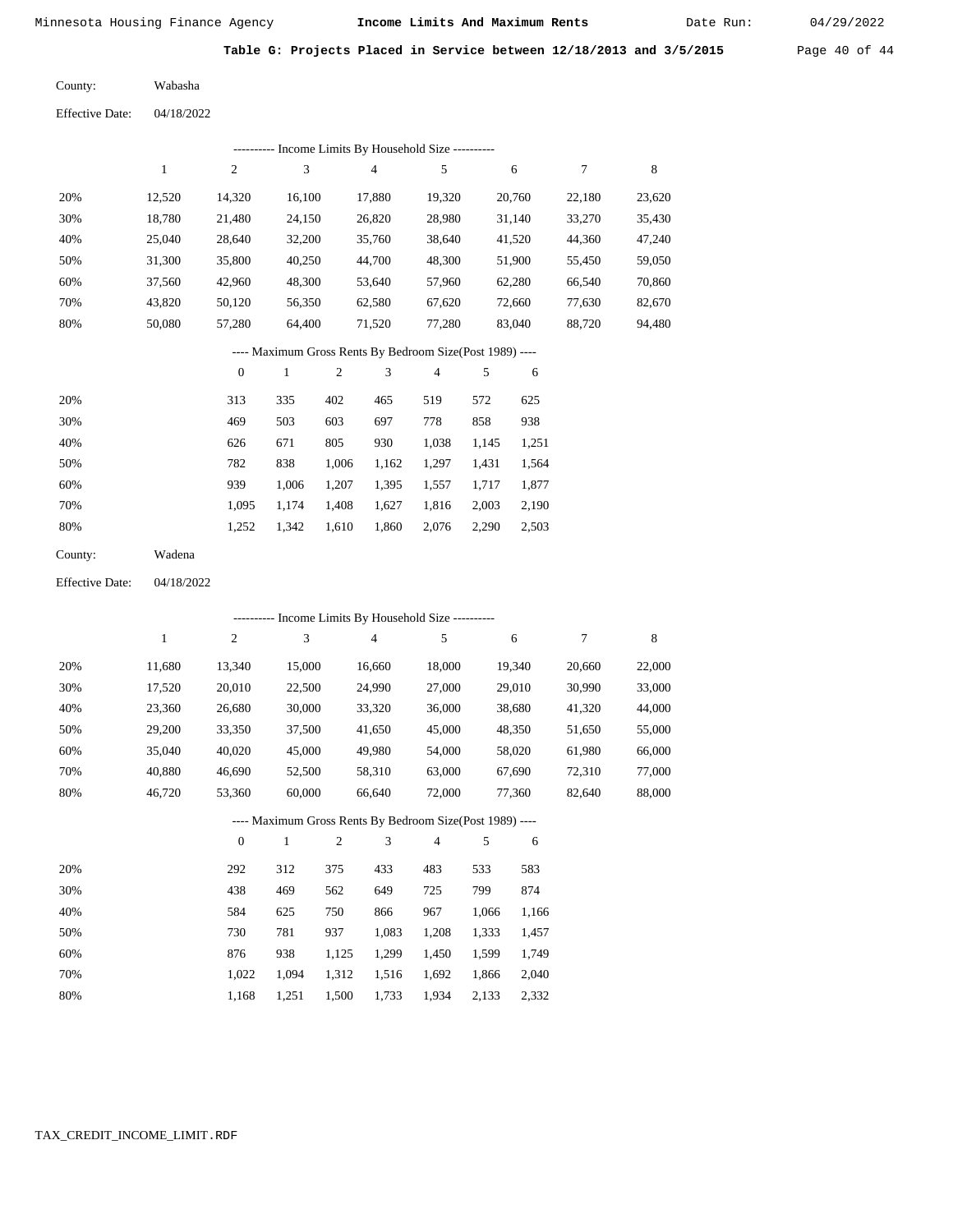Minnesota Housing Finance Agency **Income Limits And Maximum Rents** Date Run: 04/29/2022

## Table G: Projects Placed in Service between 12/18/2013 and 3/5/2015

County: Wabasha

Effective Date: 04/18/2022

---------- Income Limits By Household Size ----------

| | 1 | 2 | 3 | 4 | 5 | 6 | 7 | 8 |
|---|---|---|---|---|---|---|---|---|
| 20% | 12,520 | 14,320 | 16,100 | 17,880 | 19,320 | 20,760 | 22,180 | 23,620 |
| 30% | 18,780 | 21,480 | 24,150 | 26,820 | 28,980 | 31,140 | 33,270 | 35,430 |
| 40% | 25,040 | 28,640 | 32,200 | 35,760 | 38,640 | 41,520 | 44,360 | 47,240 |
| 50% | 31,300 | 35,800 | 40,250 | 44,700 | 48,300 | 51,900 | 55,450 | 59,050 |
| 60% | 37,560 | 42,960 | 48,300 | 53,640 | 57,960 | 62,280 | 66,540 | 70,860 |
| 70% | 43,820 | 50,120 | 56,350 | 62,580 | 67,620 | 72,660 | 77,630 | 82,670 |
| 80% | 50,080 | 57,280 | 64,400 | 71,520 | 77,280 | 83,040 | 88,720 | 94,480 |

---- Maximum Gross Rents By Bedroom Size(Post 1989) ----

| | 0 | 1 | 2 | 3 | 4 | 5 | 6 |
|---|---|---|---|---|---|---|---|
| 20% | 313 | 335 | 402 | 465 | 519 | 572 | 625 |
| 30% | 469 | 503 | 603 | 697 | 778 | 858 | 938 |
| 40% | 626 | 671 | 805 | 930 | 1,038 | 1,145 | 1,251 |
| 50% | 782 | 838 | 1,006 | 1,162 | 1,297 | 1,431 | 1,564 |
| 60% | 939 | 1,006 | 1,207 | 1,395 | 1,557 | 1,717 | 1,877 |
| 70% | 1,095 | 1,174 | 1,408 | 1,627 | 1,816 | 2,003 | 2,190 |
| 80% | 1,252 | 1,342 | 1,610 | 1,860 | 2,076 | 2,290 | 2,503 |

County: Wadena

Effective Date: 04/18/2022

---------- Income Limits By Household Size ----------

| | 1 | 2 | 3 | 4 | 5 | 6 | 7 | 8 |
|---|---|---|---|---|---|---|---|---|
| 20% | 11,680 | 13,340 | 15,000 | 16,660 | 18,000 | 19,340 | 20,660 | 22,000 |
| 30% | 17,520 | 20,010 | 22,500 | 24,990 | 27,000 | 29,010 | 30,990 | 33,000 |
| 40% | 23,360 | 26,680 | 30,000 | 33,320 | 36,000 | 38,680 | 41,320 | 44,000 |
| 50% | 29,200 | 33,350 | 37,500 | 41,650 | 45,000 | 48,350 | 51,650 | 55,000 |
| 60% | 35,040 | 40,020 | 45,000 | 49,980 | 54,000 | 58,020 | 61,980 | 66,000 |
| 70% | 40,880 | 46,690 | 52,500 | 58,310 | 63,000 | 67,690 | 72,310 | 77,000 |
| 80% | 46,720 | 53,360 | 60,000 | 66,640 | 72,000 | 77,360 | 82,640 | 88,000 |

---- Maximum Gross Rents By Bedroom Size(Post 1989) ----

| | 0 | 1 | 2 | 3 | 4 | 5 | 6 |
|---|---|---|---|---|---|---|---|
| 20% | 292 | 312 | 375 | 433 | 483 | 533 | 583 |
| 30% | 438 | 469 | 562 | 649 | 725 | 799 | 874 |
| 40% | 584 | 625 | 750 | 866 | 967 | 1,066 | 1,166 |
| 50% | 730 | 781 | 937 | 1,083 | 1,208 | 1,333 | 1,457 |
| 60% | 876 | 938 | 1,125 | 1,299 | 1,450 | 1,599 | 1,749 |
| 70% | 1,022 | 1,094 | 1,312 | 1,516 | 1,692 | 1,866 | 2,040 |
| 80% | 1,168 | 1,251 | 1,500 | 1,733 | 1,934 | 2,133 | 2,332 |

TAX_CREDIT_INCOME_LIMIT.RDF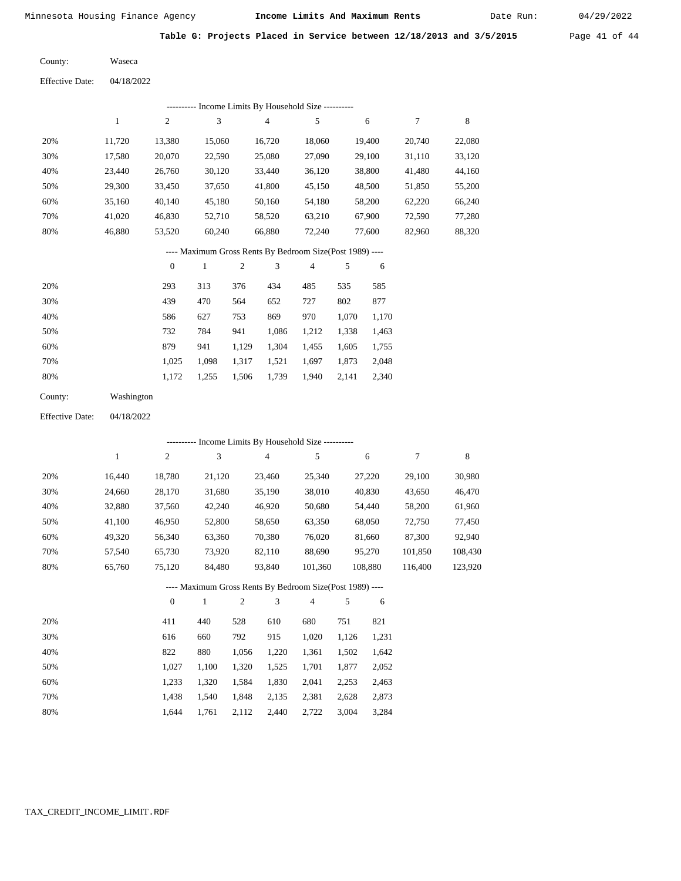Minnesota Housing Finance Agency **Income Limits And Maximum Rents** Date Run: 04/29/2022

**Table G: Projects Placed in Service between 12/18/2013 and 3/5/2015**

County: Waseca

Effective Date: 04/18/2022

---------- Income Limits By Household Size ----------

| | 1 | 2 | 3 | 4 | 5 | 6 | 7 | 8 |
|---|---|---|---|---|---|---|---|---|
| 20% | 11,720 | 13,380 | 15,060 | 16,720 | 18,060 | 19,400 | 20,740 | 22,080 |
| 30% | 17,580 | 20,070 | 22,590 | 25,080 | 27,090 | 29,100 | 31,110 | 33,120 |
| 40% | 23,440 | 26,760 | 30,120 | 33,440 | 36,120 | 38,800 | 41,480 | 44,160 |
| 50% | 29,300 | 33,450 | 37,650 | 41,800 | 45,150 | 48,500 | 51,850 | 55,200 |
| 60% | 35,160 | 40,140 | 45,180 | 50,160 | 54,180 | 58,200 | 62,220 | 66,240 |
| 70% | 41,020 | 46,830 | 52,710 | 58,520 | 63,210 | 67,900 | 72,590 | 77,280 |
| 80% | 46,880 | 53,520 | 60,240 | 66,880 | 72,240 | 77,600 | 82,960 | 88,320 |

---- Maximum Gross Rents By Bedroom Size(Post 1989) ----

| | 0 | 1 | 2 | 3 | 4 | 5 | 6 |
|---|---|---|---|---|---|---|---|
| 20% | 293 | 313 | 376 | 434 | 485 | 535 | 585 |
| 30% | 439 | 470 | 564 | 652 | 727 | 802 | 877 |
| 40% | 586 | 627 | 753 | 869 | 970 | 1,070 | 1,170 |
| 50% | 732 | 784 | 941 | 1,086 | 1,212 | 1,338 | 1,463 |
| 60% | 879 | 941 | 1,129 | 1,304 | 1,455 | 1,605 | 1,755 |
| 70% | 1,025 | 1,098 | 1,317 | 1,521 | 1,697 | 1,873 | 2,048 |
| 80% | 1,172 | 1,255 | 1,506 | 1,739 | 1,940 | 2,141 | 2,340 |

County: Washington

Effective Date: 04/18/2022

---------- Income Limits By Household Size ----------

| | 1 | 2 | 3 | 4 | 5 | 6 | 7 | 8 |
|---|---|---|---|---|---|---|---|---|
| 20% | 16,440 | 18,780 | 21,120 | 23,460 | 25,340 | 27,220 | 29,100 | 30,980 |
| 30% | 24,660 | 28,170 | 31,680 | 35,190 | 38,010 | 40,830 | 43,650 | 46,470 |
| 40% | 32,880 | 37,560 | 42,240 | 46,920 | 50,680 | 54,440 | 58,200 | 61,960 |
| 50% | 41,100 | 46,950 | 52,800 | 58,650 | 63,350 | 68,050 | 72,750 | 77,450 |
| 60% | 49,320 | 56,340 | 63,360 | 70,380 | 76,020 | 81,660 | 87,300 | 92,940 |
| 70% | 57,540 | 65,730 | 73,920 | 82,110 | 88,690 | 95,270 | 101,850 | 108,430 |
| 80% | 65,760 | 75,120 | 84,480 | 93,840 | 101,360 | 108,880 | 116,400 | 123,920 |

---- Maximum Gross Rents By Bedroom Size(Post 1989) ----

| | 0 | 1 | 2 | 3 | 4 | 5 | 6 |
|---|---|---|---|---|---|---|---|
| 20% | 411 | 440 | 528 | 610 | 680 | 751 | 821 |
| 30% | 616 | 660 | 792 | 915 | 1,020 | 1,126 | 1,231 |
| 40% | 822 | 880 | 1,056 | 1,220 | 1,361 | 1,502 | 1,642 |
| 50% | 1,027 | 1,100 | 1,320 | 1,525 | 1,701 | 1,877 | 2,052 |
| 60% | 1,233 | 1,320 | 1,584 | 1,830 | 2,041 | 2,253 | 2,463 |
| 70% | 1,438 | 1,540 | 1,848 | 2,135 | 2,381 | 2,628 | 2,873 |
| 80% | 1,644 | 1,761 | 2,112 | 2,440 | 2,722 | 3,004 | 3,284 |

TAX_CREDIT_INCOME_LIMIT.RDF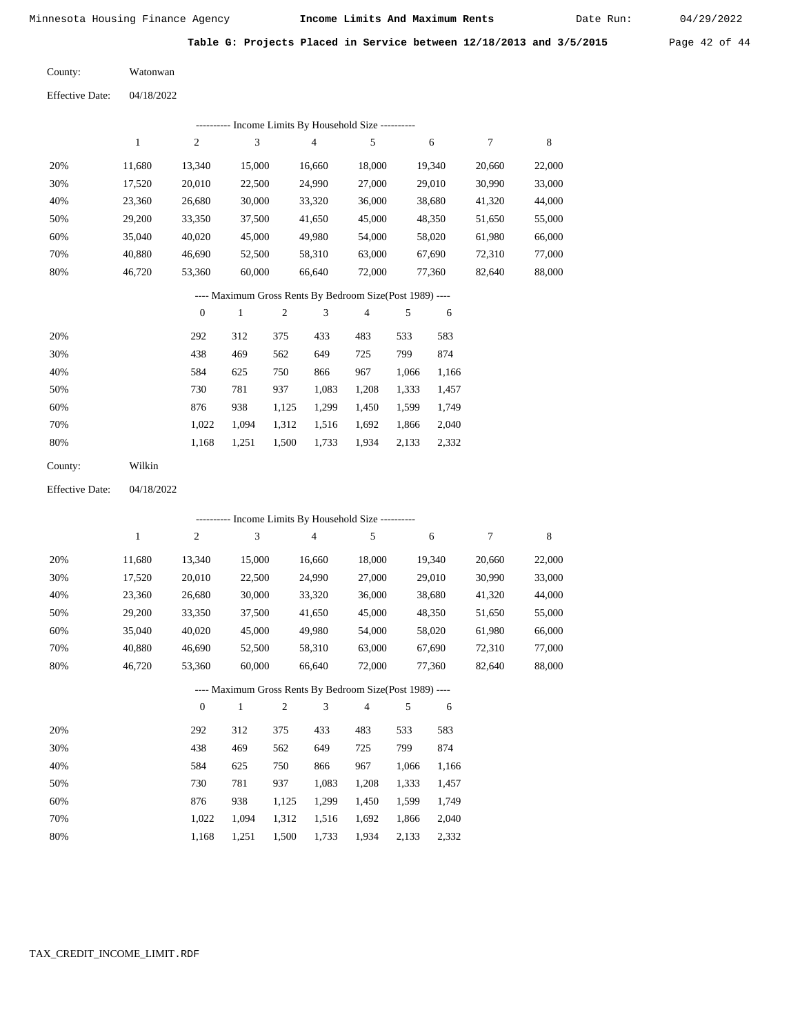## Table G: Projects Placed in Service between 12/18/2013 and 3/5/2015

County: Watonwan

Effective Date: 04/18/2022

---------- Income Limits By Household Size ----------

| | 1 | 2 | 3 | 4 | 5 | 6 | 7 | 8 |
|---|---|---|---|---|---|---|---|---|
| 20% | 11,680 | 13,340 | 15,000 | 16,660 | 18,000 | 19,340 | 20,660 | 22,000 |
| 30% | 17,520 | 20,010 | 22,500 | 24,990 | 27,000 | 29,010 | 30,990 | 33,000 |
| 40% | 23,360 | 26,680 | 30,000 | 33,320 | 36,000 | 38,680 | 41,320 | 44,000 |
| 50% | 29,200 | 33,350 | 37,500 | 41,650 | 45,000 | 48,350 | 51,650 | 55,000 |
| 60% | 35,040 | 40,020 | 45,000 | 49,980 | 54,000 | 58,020 | 61,980 | 66,000 |
| 70% | 40,880 | 46,690 | 52,500 | 58,310 | 63,000 | 67,690 | 72,310 | 77,000 |
| 80% | 46,720 | 53,360 | 60,000 | 66,640 | 72,000 | 77,360 | 82,640 | 88,000 |

---- Maximum Gross Rents By Bedroom Size(Post 1989) ----

| | 0 | 1 | 2 | 3 | 4 | 5 | 6 |
|---|---|---|---|---|---|---|---|
| 20% | 292 | 312 | 375 | 433 | 483 | 533 | 583 |
| 30% | 438 | 469 | 562 | 649 | 725 | 799 | 874 |
| 40% | 584 | 625 | 750 | 866 | 967 | 1,066 | 1,166 |
| 50% | 730 | 781 | 937 | 1,083 | 1,208 | 1,333 | 1,457 |
| 60% | 876 | 938 | 1,125 | 1,299 | 1,450 | 1,599 | 1,749 |
| 70% | 1,022 | 1,094 | 1,312 | 1,516 | 1,692 | 1,866 | 2,040 |
| 80% | 1,168 | 1,251 | 1,500 | 1,733 | 1,934 | 2,133 | 2,332 |

County: Wilkin

Effective Date: 04/18/2022

---------- Income Limits By Household Size ----------

| | 1 | 2 | 3 | 4 | 5 | 6 | 7 | 8 |
|---|---|---|---|---|---|---|---|---|
| 20% | 11,680 | 13,340 | 15,000 | 16,660 | 18,000 | 19,340 | 20,660 | 22,000 |
| 30% | 17,520 | 20,010 | 22,500 | 24,990 | 27,000 | 29,010 | 30,990 | 33,000 |
| 40% | 23,360 | 26,680 | 30,000 | 33,320 | 36,000 | 38,680 | 41,320 | 44,000 |
| 50% | 29,200 | 33,350 | 37,500 | 41,650 | 45,000 | 48,350 | 51,650 | 55,000 |
| 60% | 35,040 | 40,020 | 45,000 | 49,980 | 54,000 | 58,020 | 61,980 | 66,000 |
| 70% | 40,880 | 46,690 | 52,500 | 58,310 | 63,000 | 67,690 | 72,310 | 77,000 |
| 80% | 46,720 | 53,360 | 60,000 | 66,640 | 72,000 | 77,360 | 82,640 | 88,000 |

---- Maximum Gross Rents By Bedroom Size(Post 1989) ----

| | 0 | 1 | 2 | 3 | 4 | 5 | 6 |
|---|---|---|---|---|---|---|---|
| 20% | 292 | 312 | 375 | 433 | 483 | 533 | 583 |
| 30% | 438 | 469 | 562 | 649 | 725 | 799 | 874 |
| 40% | 584 | 625 | 750 | 866 | 967 | 1,066 | 1,166 |
| 50% | 730 | 781 | 937 | 1,083 | 1,208 | 1,333 | 1,457 |
| 60% | 876 | 938 | 1,125 | 1,299 | 1,450 | 1,599 | 1,749 |
| 70% | 1,022 | 1,094 | 1,312 | 1,516 | 1,692 | 1,866 | 2,040 |
| 80% | 1,168 | 1,251 | 1,500 | 1,733 | 1,934 | 2,133 | 2,332 |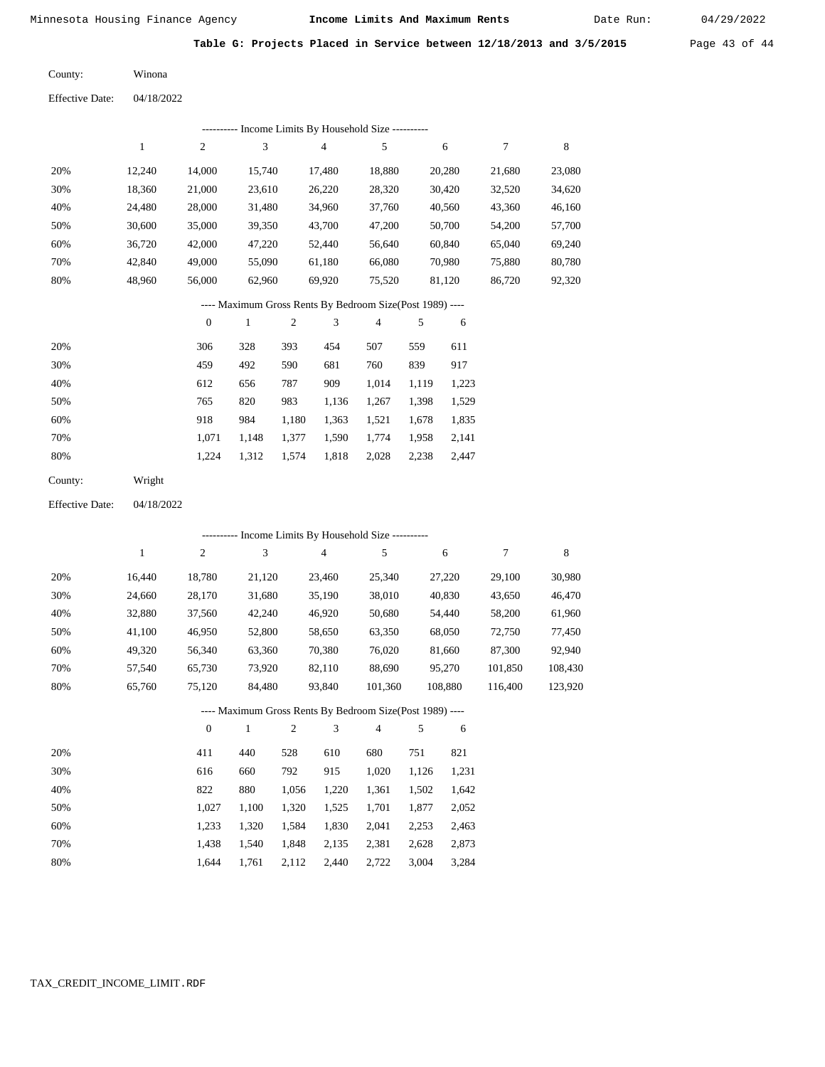Minnesota Housing Finance Agency **Income Limits And Maximum Rents** Date Run: 04/29/2022

**Table G: Projects Placed in Service between 12/18/2013 and 3/5/2015**

County: Winona

Effective Date: 04/18/2022

---------- Income Limits By Household Size ----------

| | 1 | 2 | 3 | 4 | 5 | 6 | 7 | 8 |
|---|---|---|---|---|---|---|---|---|
| 20% | 12,240 | 14,000 | 15,740 | 17,480 | 18,880 | 20,280 | 21,680 | 23,080 |
| 30% | 18,360 | 21,000 | 23,610 | 26,220 | 28,320 | 30,420 | 32,520 | 34,620 |
| 40% | 24,480 | 28,000 | 31,480 | 34,960 | 37,760 | 40,560 | 43,360 | 46,160 |
| 50% | 30,600 | 35,000 | 39,350 | 43,700 | 47,200 | 50,700 | 54,200 | 57,700 |
| 60% | 36,720 | 42,000 | 47,220 | 52,440 | 56,640 | 60,840 | 65,040 | 69,240 |
| 70% | 42,840 | 49,000 | 55,090 | 61,180 | 66,080 | 70,980 | 75,880 | 80,780 |
| 80% | 48,960 | 56,000 | 62,960 | 69,920 | 75,520 | 81,120 | 86,720 | 92,320 |

---- Maximum Gross Rents By Bedroom Size(Post 1989) ----

| | 0 | 1 | 2 | 3 | 4 | 5 | 6 |
|---|---|---|---|---|---|---|---|
| 20% | 306 | 328 | 393 | 454 | 507 | 559 | 611 |
| 30% | 459 | 492 | 590 | 681 | 760 | 839 | 917 |
| 40% | 612 | 656 | 787 | 909 | 1,014 | 1,119 | 1,223 |
| 50% | 765 | 820 | 983 | 1,136 | 1,267 | 1,398 | 1,529 |
| 60% | 918 | 984 | 1,180 | 1,363 | 1,521 | 1,678 | 1,835 |
| 70% | 1,071 | 1,148 | 1,377 | 1,590 | 1,774 | 1,958 | 2,141 |
| 80% | 1,224 | 1,312 | 1,574 | 1,818 | 2,028 | 2,238 | 2,447 |

County: Wright

Effective Date: 04/18/2022

---------- Income Limits By Household Size ----------

| | 1 | 2 | 3 | 4 | 5 | 6 | 7 | 8 |
|---|---|---|---|---|---|---|---|---|
| 20% | 16,440 | 18,780 | 21,120 | 23,460 | 25,340 | 27,220 | 29,100 | 30,980 |
| 30% | 24,660 | 28,170 | 31,680 | 35,190 | 38,010 | 40,830 | 43,650 | 46,470 |
| 40% | 32,880 | 37,560 | 42,240 | 46,920 | 50,680 | 54,440 | 58,200 | 61,960 |
| 50% | 41,100 | 46,950 | 52,800 | 58,650 | 63,350 | 68,050 | 72,750 | 77,450 |
| 60% | 49,320 | 56,340 | 63,360 | 70,380 | 76,020 | 81,660 | 87,300 | 92,940 |
| 70% | 57,540 | 65,730 | 73,920 | 82,110 | 88,690 | 95,270 | 101,850 | 108,430 |
| 80% | 65,760 | 75,120 | 84,480 | 93,840 | 101,360 | 108,880 | 116,400 | 123,920 |

---- Maximum Gross Rents By Bedroom Size(Post 1989) ----

| | 0 | 1 | 2 | 3 | 4 | 5 | 6 |
|---|---|---|---|---|---|---|---|
| 20% | 411 | 440 | 528 | 610 | 680 | 751 | 821 |
| 30% | 616 | 660 | 792 | 915 | 1,020 | 1,126 | 1,231 |
| 40% | 822 | 880 | 1,056 | 1,220 | 1,361 | 1,502 | 1,642 |
| 50% | 1,027 | 1,100 | 1,320 | 1,525 | 1,701 | 1,877 | 2,052 |
| 60% | 1,233 | 1,320 | 1,584 | 1,830 | 2,041 | 2,253 | 2,463 |
| 70% | 1,438 | 1,540 | 1,848 | 2,135 | 2,381 | 2,628 | 2,873 |
| 80% | 1,644 | 1,761 | 2,112 | 2,440 | 2,722 | 3,004 | 3,284 |

TAX_CREDIT_INCOME_LIMIT.RDF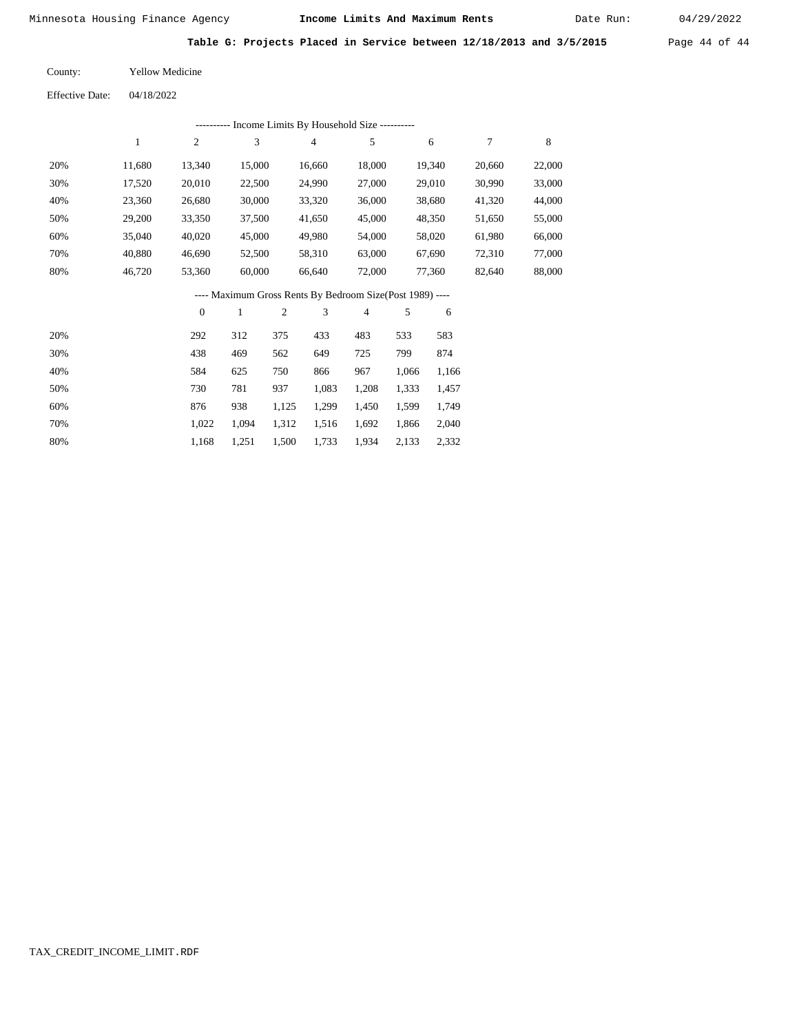**Table G: Projects Placed in Service between 12/18/2013 and 3/5/2015**

County: Yellow Medicine

Effective Date: 04/18/2022

---------- Income Limits By Household Size ----------

| | 1 | 2 | 3 | 4 | 5 | 6 | 7 | 8 |
|---|---|---|---|---|---|---|---|---|
| 20% | 11,680 | 13,340 | 15,000 | 16,660 | 18,000 | 19,340 | 20,660 | 22,000 |
| 30% | 17,520 | 20,010 | 22,500 | 24,990 | 27,000 | 29,010 | 30,990 | 33,000 |
| 40% | 23,360 | 26,680 | 30,000 | 33,320 | 36,000 | 38,680 | 41,320 | 44,000 |
| 50% | 29,200 | 33,350 | 37,500 | 41,650 | 45,000 | 48,350 | 51,650 | 55,000 |
| 60% | 35,040 | 40,020 | 45,000 | 49,980 | 54,000 | 58,020 | 61,980 | 66,000 |
| 70% | 40,880 | 46,690 | 52,500 | 58,310 | 63,000 | 67,690 | 72,310 | 77,000 |
| 80% | 46,720 | 53,360 | 60,000 | 66,640 | 72,000 | 77,360 | 82,640 | 88,000 |

---- Maximum Gross Rents By Bedroom Size(Post 1989) ----

| | 0 | 1 | 2 | 3 | 4 | 5 | 6 |
|---|---|---|---|---|---|---|---|
| 20% | 292 | 312 | 375 | 433 | 483 | 533 | 583 |
| 30% | 438 | 469 | 562 | 649 | 725 | 799 | 874 |
| 40% | 584 | 625 | 750 | 866 | 967 | 1,066 | 1,166 |
| 50% | 730 | 781 | 937 | 1,083 | 1,208 | 1,333 | 1,457 |
| 60% | 876 | 938 | 1,125 | 1,299 | 1,450 | 1,599 | 1,749 |
| 70% | 1,022 | 1,094 | 1,312 | 1,516 | 1,692 | 1,866 | 2,040 |
| 80% | 1,168 | 1,251 | 1,500 | 1,733 | 1,934 | 2,133 | 2,332 |